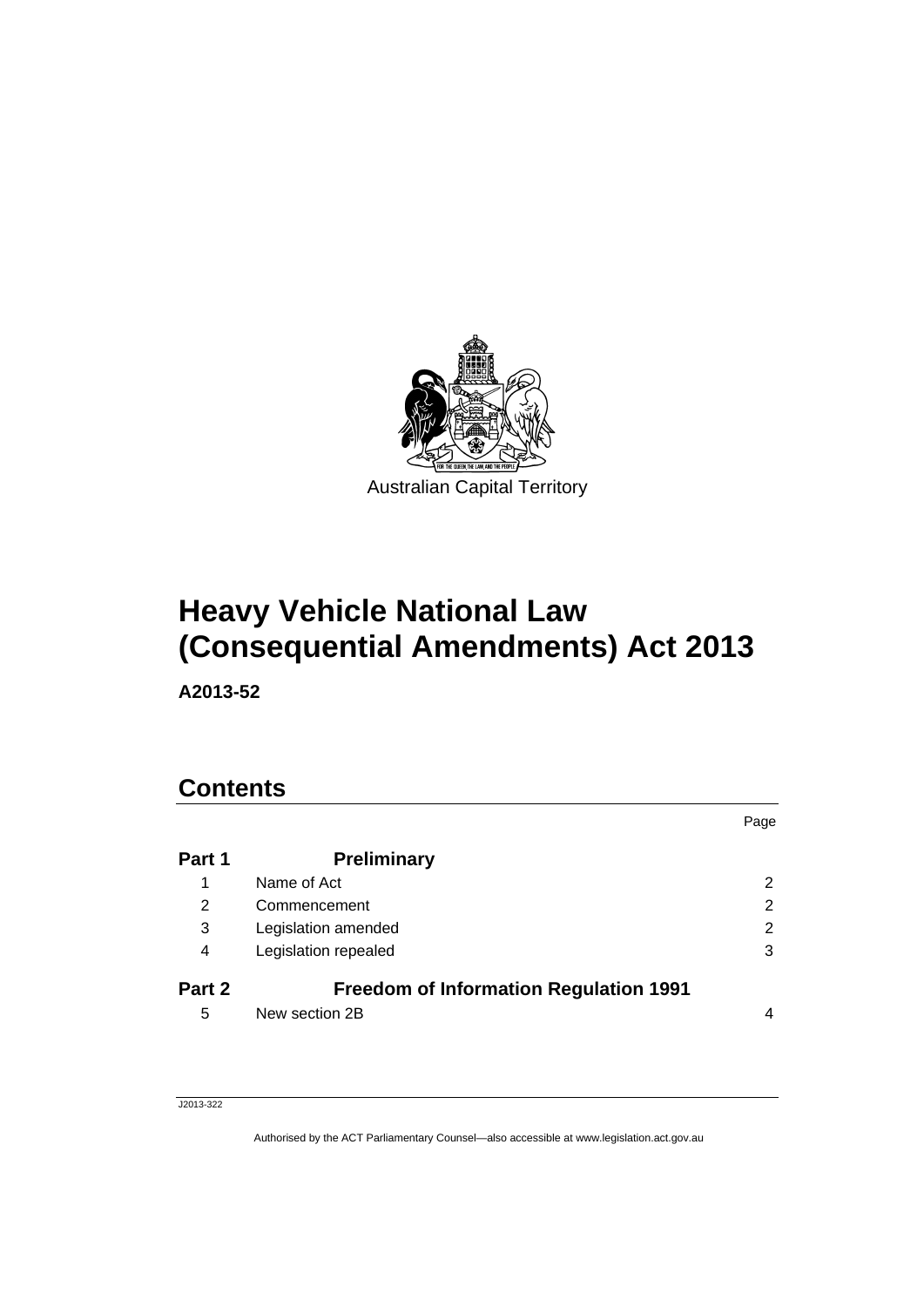Australian Capital Territory

# Heavy Vehicle National Law (Consequential Amendments) Act 2013

**A2013-52**

## Contents

| | | Page |
|---|---|---|
| **Part 1** | **Preliminary** | |
| 1 | Name of Act | 2 |
| 2 | Commencement | 2 |
| 3 | Legislation amended | 2 |
| 4 | Legislation repealed | 3 |
| **Part 2** | **Freedom of Information Regulation 1991** | |
| 5 | New section 2B | 4 |

J2013-322

Authorised by the ACT Parliamentary Counsel—also accessible at www.legislation.act.gov.au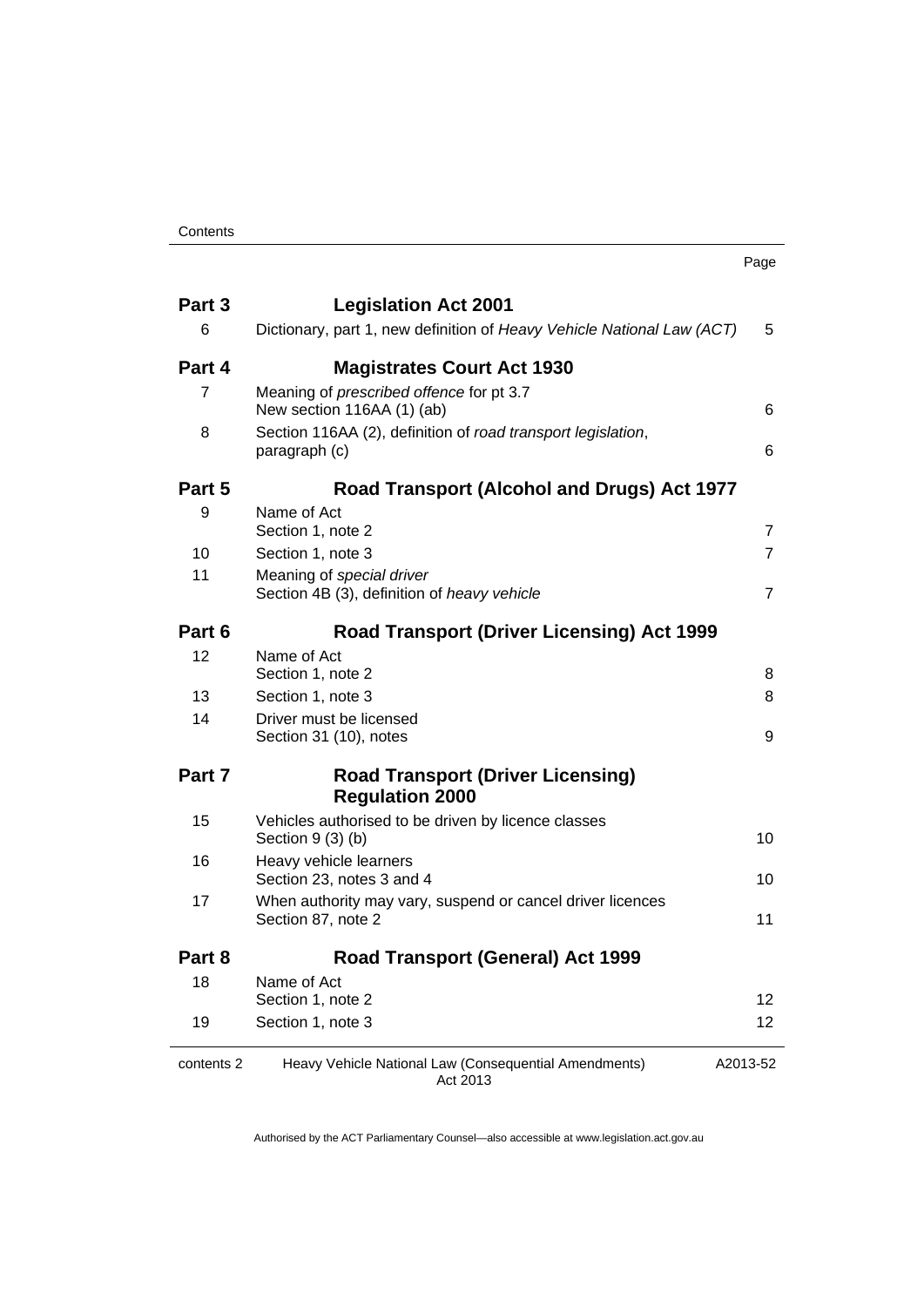| | | Page |
|---|---|---|
| **Part 3** | **Legislation Act 2001** | |
| 6 | Dictionary, part 1, new definition of *Heavy Vehicle National Law (ACT)* | 5 |
| **Part 4** | **Magistrates Court Act 1930** | |
| 7 | Meaning of *prescribed offence* for pt 3.7<br>New section 116AA (1) (ab) | 6 |
| 8 | Section 116AA (2), definition of *road transport legislation*, paragraph (c) | 6 |
| **Part 5** | **Road Transport (Alcohol and Drugs) Act 1977** | |
| 9 | Name of Act<br>Section 1, note 2 | 7 |
| 10 | Section 1, note 3 | 7 |
| 11 | Meaning of *special driver*<br>Section 4B (3), definition of *heavy vehicle* | 7 |
| **Part 6** | **Road Transport (Driver Licensing) Act 1999** | |
| 12 | Name of Act<br>Section 1, note 2 | 8 |
| 13 | Section 1, note 3 | 8 |
| 14 | Driver must be licensed<br>Section 31 (10), notes | 9 |
| **Part 7** | **Road Transport (Driver Licensing) Regulation 2000** | |
| 15 | Vehicles authorised to be driven by licence classes<br>Section 9 (3) (b) | 10 |
| 16 | Heavy vehicle learners<br>Section 23, notes 3 and 4 | 10 |
| 17 | When authority may vary, suspend or cancel driver licences<br>Section 87, note 2 | 11 |
| **Part 8** | **Road Transport (General) Act 1999** | |
| 18 | Name of Act<br>Section 1, note 2 | 12 |
| 19 | Section 1, note 3 | 12 |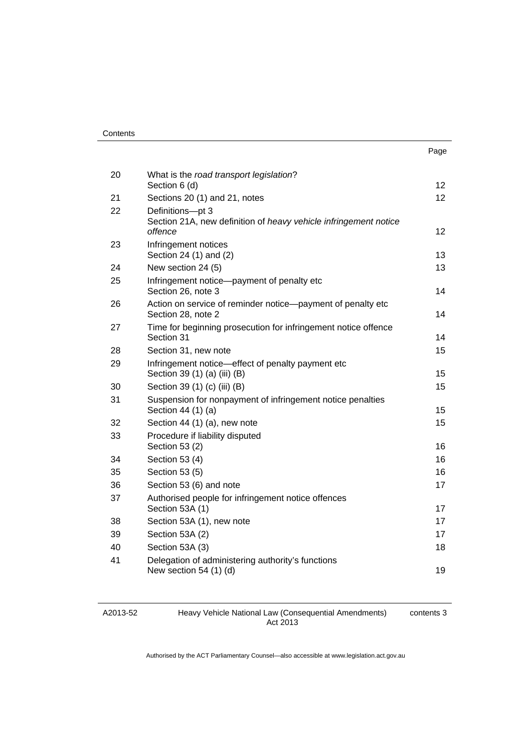| | | Page |
|---|---|---|
| 20 | What is the *road transport legislation*?<br>Section 6 (d) | 12 |
| 21 | Sections 20 (1) and 21, notes | 12 |
| 22 | Definitions—pt 3<br>Section 21A, new definition of *heavy vehicle infringement notice offence* | 12 |
| 23 | Infringement notices<br>Section 24 (1) and (2) | 13 |
| 24 | New section 24 (5) | 13 |
| 25 | Infringement notice—payment of penalty etc<br>Section 26, note 3 | 14 |
| 26 | Action on service of reminder notice—payment of penalty etc<br>Section 28, note 2 | 14 |
| 27 | Time for beginning prosecution for infringement notice offence<br>Section 31 | 14 |
| 28 | Section 31, new note | 15 |
| 29 | Infringement notice—effect of penalty payment etc<br>Section 39 (1) (a) (iii) (B) | 15 |
| 30 | Section 39 (1) (c) (iii) (B) | 15 |
| 31 | Suspension for nonpayment of infringement notice penalties<br>Section 44 (1) (a) | 15 |
| 32 | Section 44 (1) (a), new note | 15 |
| 33 | Procedure if liability disputed<br>Section 53 (2) | 16 |
| 34 | Section 53 (4) | 16 |
| 35 | Section 53 (5) | 16 |
| 36 | Section 53 (6) and note | 17 |
| 37 | Authorised people for infringement notice offences<br>Section 53A (1) | 17 |
| 38 | Section 53A (1), new note | 17 |
| 39 | Section 53A (2) | 17 |
| 40 | Section 53A (3) | 18 |
| 41 | Delegation of administering authority's functions<br>New section 54 (1) (d) | 19 |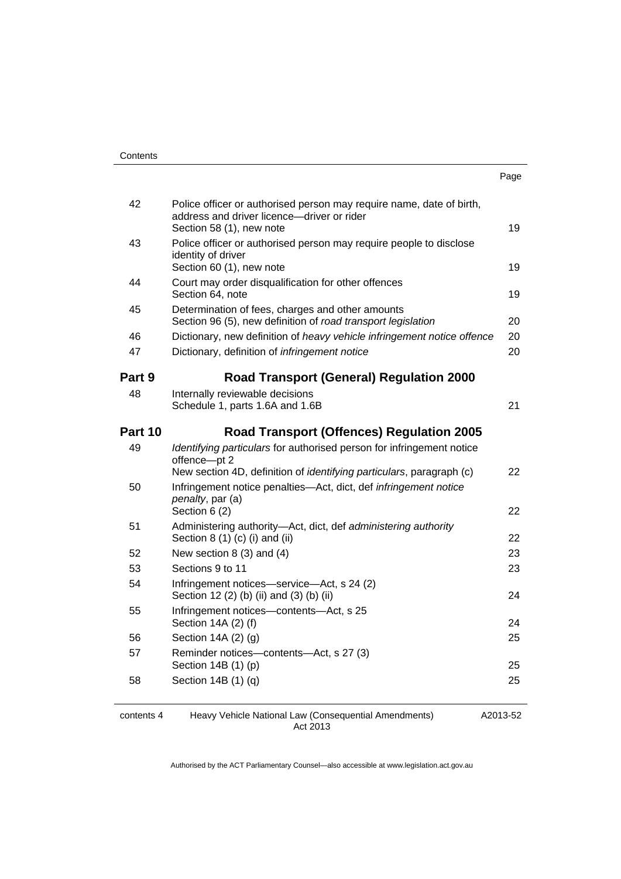| | | Page |
|---|---|---|
| 42 | Police officer or authorised person may require name, date of birth, address and driver licence—driver or rider<br>Section 58 (1), new note | 19 |
| 43 | Police officer or authorised person may require people to disclose identity of driver<br>Section 60 (1), new note | 19 |
| 44 | Court may order disqualification for other offences<br>Section 64, note | 19 |
| 45 | Determination of fees, charges and other amounts<br>Section 96 (5), new definition of *road transport legislation* | 20 |
| 46 | Dictionary, new definition of *heavy vehicle infringement notice offence* | 20 |
| 47 | Dictionary, definition of *infringement notice* | 20 |
| **Part 9** | **Road Transport (General) Regulation 2000** | |
| 48 | Internally reviewable decisions<br>Schedule 1, parts 1.6A and 1.6B | 21 |
| **Part 10** | **Road Transport (Offences) Regulation 2005** | |
| 49 | *Identifying particulars* for authorised person for infringement notice offence—pt 2<br>New section 4D, definition of *identifying particulars*, paragraph (c) | 22 |
| 50 | Infringement notice penalties—Act, dict, def *infringement notice penalty*, par (a)<br>Section 6 (2) | 22 |
| 51 | Administering authority—Act, dict, def *administering authority*<br>Section 8 (1) (c) (i) and (ii) | 22 |
| 52 | New section 8 (3) and (4) | 23 |
| 53 | Sections 9 to 11 | 23 |
| 54 | Infringement notices—service—Act, s 24 (2)<br>Section 12 (2) (b) (ii) and (3) (b) (ii) | 24 |
| 55 | Infringement notices—contents—Act, s 25<br>Section 14A (2) (f) | 24 |
| 56 | Section 14A (2) (g) | 25 |
| 57 | Reminder notices—contents—Act, s 27 (3)<br>Section 14B (1) (p) | 25 |
| 58 | Section 14B (1) (q) | 25 |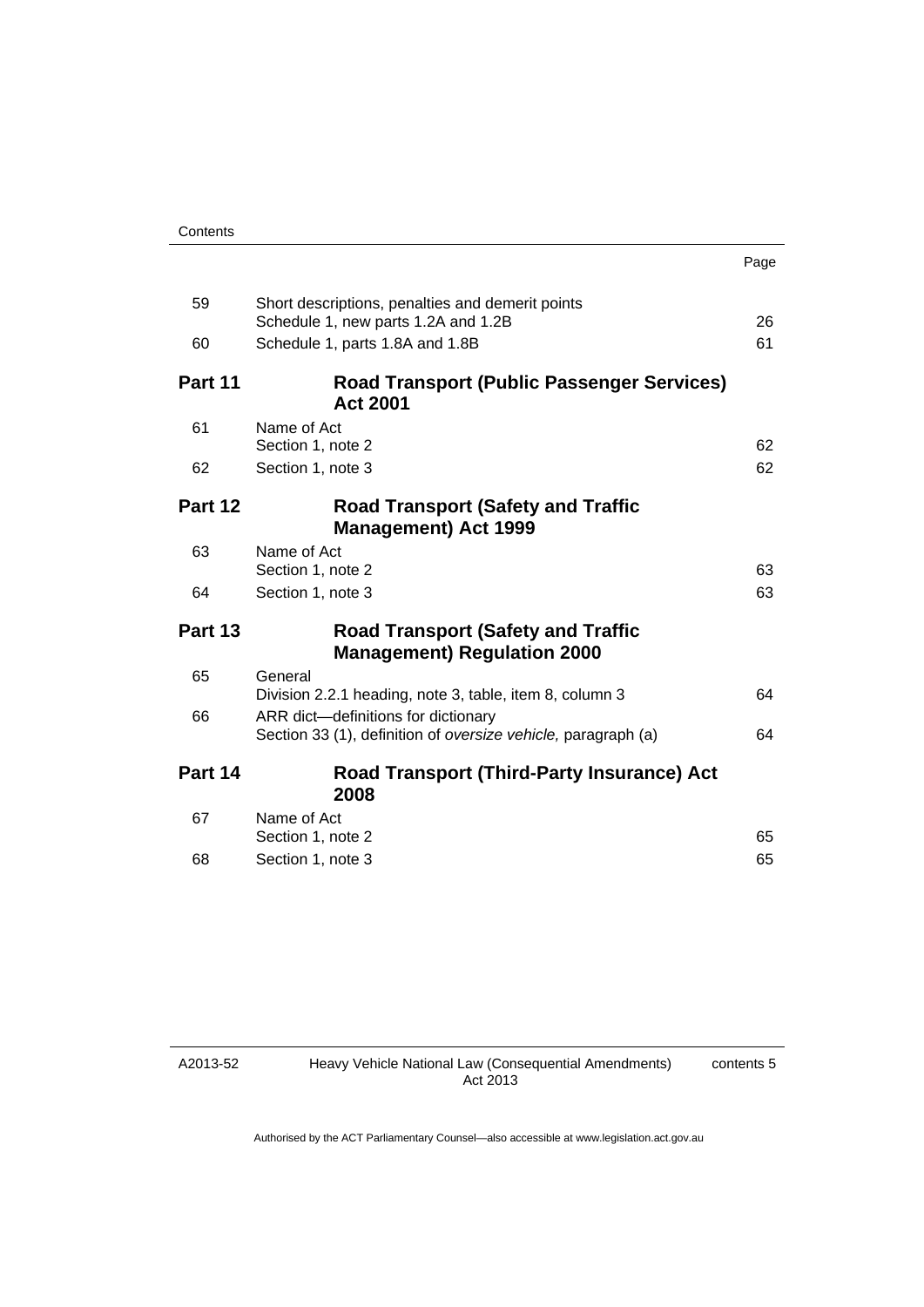| | | Page |
|---|---|---|
| 59 | Short descriptions, penalties and demerit points<br>Schedule 1, new parts 1.2A and 1.2B | 26 |
| 60 | Schedule 1, parts 1.8A and 1.8B | 61 |
| **Part 11** | **Road Transport (Public Passenger Services) Act 2001** | |
| 61 | Name of Act<br>Section 1, note 2 | 62 |
| 62 | Section 1, note 3 | 62 |
| **Part 12** | **Road Transport (Safety and Traffic Management) Act 1999** | |
| 63 | Name of Act<br>Section 1, note 2 | 63 |
| 64 | Section 1, note 3 | 63 |
| **Part 13** | **Road Transport (Safety and Traffic Management) Regulation 2000** | |
| 65 | General<br>Division 2.2.1 heading, note 3, table, item 8, column 3 | 64 |
| 66 | ARR dict—definitions for dictionary<br>Section 33 (1), definition of *oversize vehicle,* paragraph (a) | 64 |
| **Part 14** | **Road Transport (Third-Party Insurance) Act 2008** | |
| 67 | Name of Act<br>Section 1, note 2 | 65 |
| 68 | Section 1, note 3 | 65 |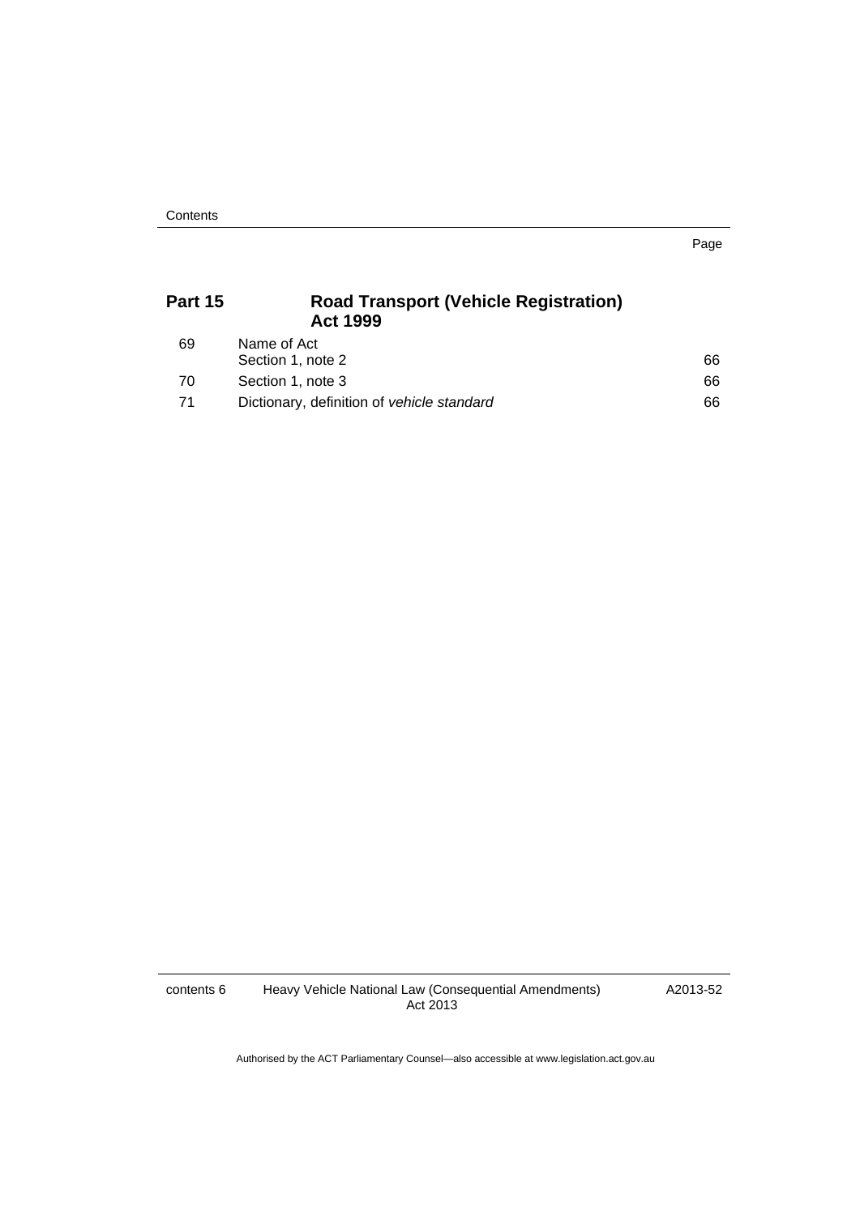## Part 15 Road Transport (Vehicle Registration) Act 1999

| | | Page |
|---|---|---|
| 69 | Name of Act<br>Section 1, note 2 | 66 |
| 70 | Section 1, note 3 | 66 |
| 71 | Dictionary, definition of *vehicle standard* | 66 |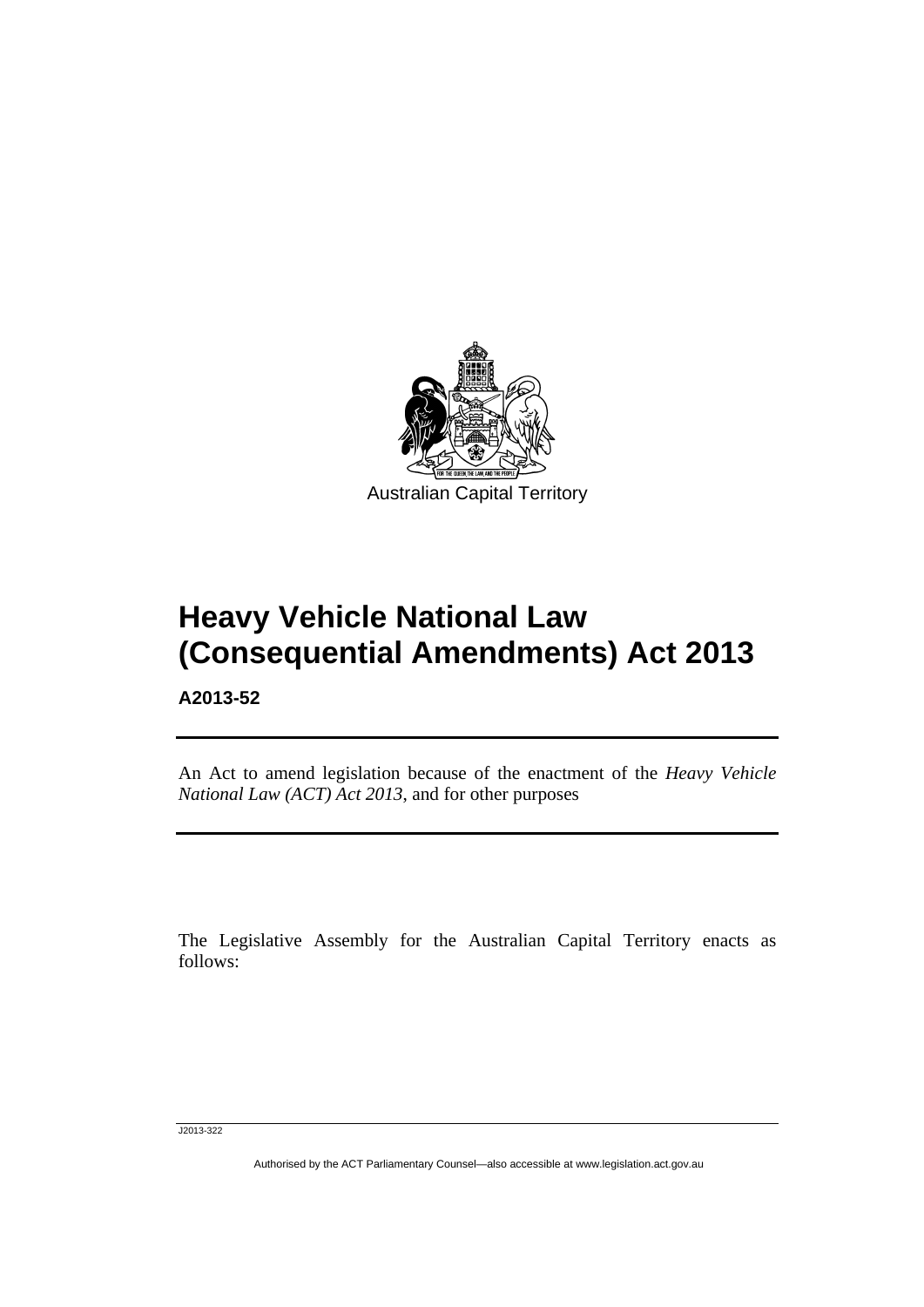Australian Capital Territory

# Heavy Vehicle National Law (Consequential Amendments) Act 2013

**A2013-52**

---

An Act to amend legislation because of the enactment of the *Heavy Vehicle National Law (ACT) Act 2013*, and for other purposes

---

The Legislative Assembly for the Australian Capital Territory enacts as follows:

J2013-322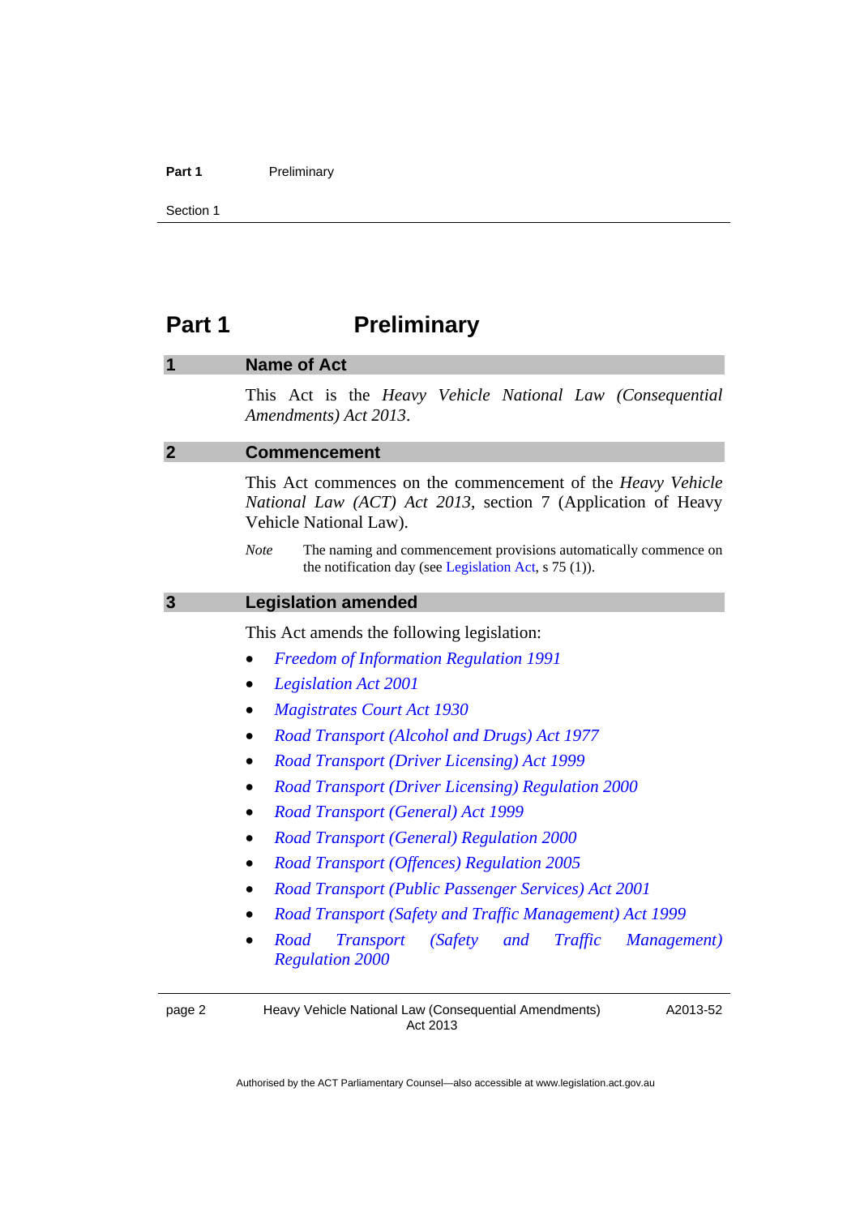# Part 1 Preliminary

## 1 Name of Act

This Act is the *Heavy Vehicle National Law (Consequential Amendments) Act 2013*.

## 2 Commencement

This Act commences on the commencement of the *Heavy Vehicle National Law (ACT) Act 2013*, section 7 (Application of Heavy Vehicle National Law).

*Note* The naming and commencement provisions automatically commence on the notification day (see Legislation Act, s 75 (1)).

## 3 Legislation amended

This Act amends the following legislation:

- *Freedom of Information Regulation 1991*
- *Legislation Act 2001*
- *Magistrates Court Act 1930*
- *Road Transport (Alcohol and Drugs) Act 1977*
- *Road Transport (Driver Licensing) Act 1999*
- *Road Transport (Driver Licensing) Regulation 2000*
- *Road Transport (General) Act 1999*
- *Road Transport (General) Regulation 2000*
- *Road Transport (Offences) Regulation 2005*
- *Road Transport (Public Passenger Services) Act 2001*
- *Road Transport (Safety and Traffic Management) Act 1999*
- *Road Transport (Safety and Traffic Management) Regulation 2000*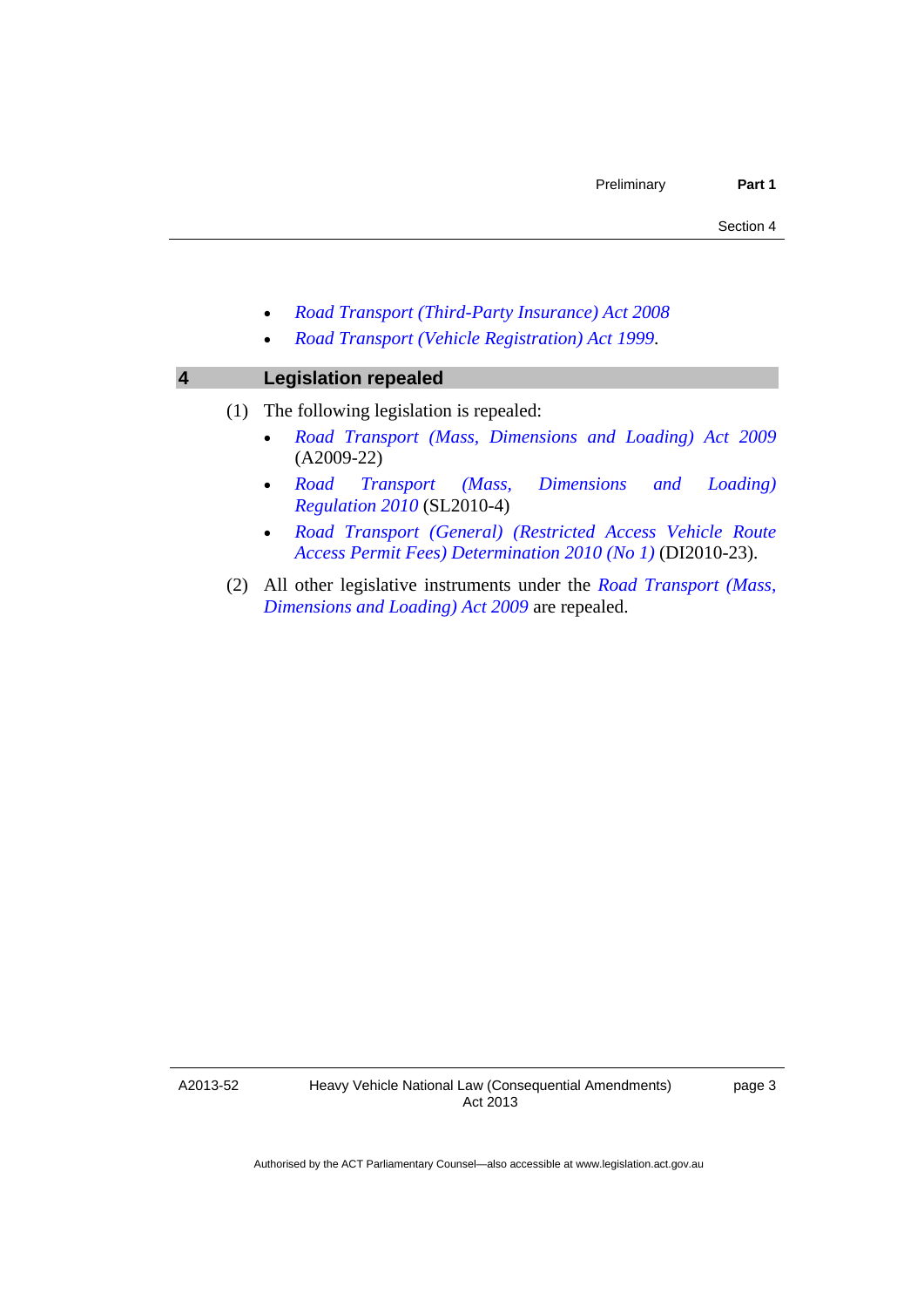- *Road Transport (Third-Party Insurance) Act 2008*
- *Road Transport (Vehicle Registration) Act 1999*.

## 4 Legislation repealed

(1) The following legislation is repealed:

- *Road Transport (Mass, Dimensions and Loading) Act 2009* (A2009-22)
- *Road Transport (Mass, Dimensions and Loading) Regulation 2010* (SL2010-4)
- *Road Transport (General) (Restricted Access Vehicle Route Access Permit Fees) Determination 2010 (No 1)* (DI2010-23).

(2) All other legislative instruments under the *Road Transport (Mass, Dimensions and Loading) Act 2009* are repealed.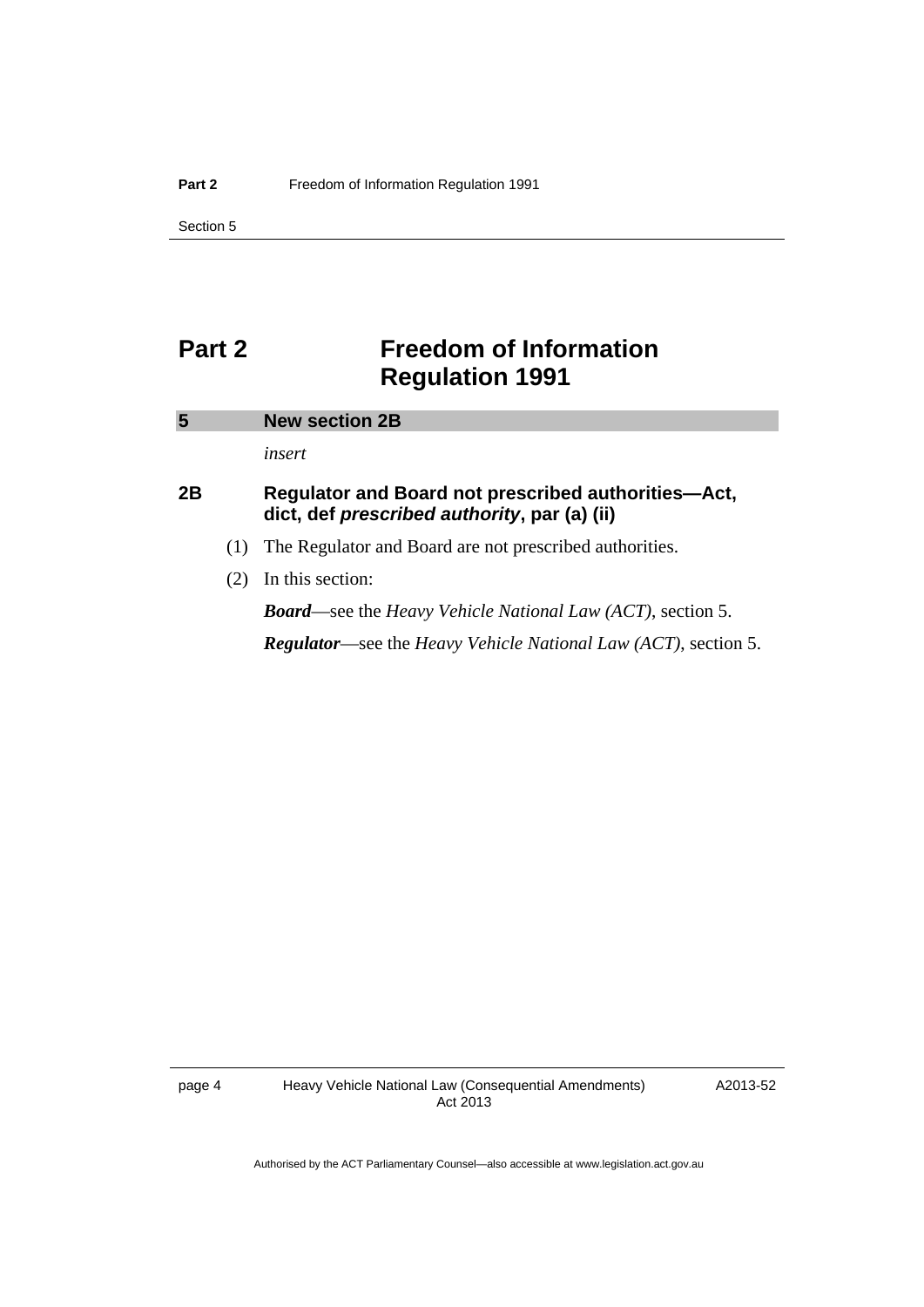# Part 2 Freedom of Information Regulation 1991

## 5 New section 2B

*insert*

### 2B Regulator and Board not prescribed authorities—Act, dict, def *prescribed authority*, par (a) (ii)

(1) The Regulator and Board are not prescribed authorities.

(2) In this section:

***Board***—see the *Heavy Vehicle National Law (ACT)*, section 5.

***Regulator***—see the *Heavy Vehicle National Law (ACT)*, section 5.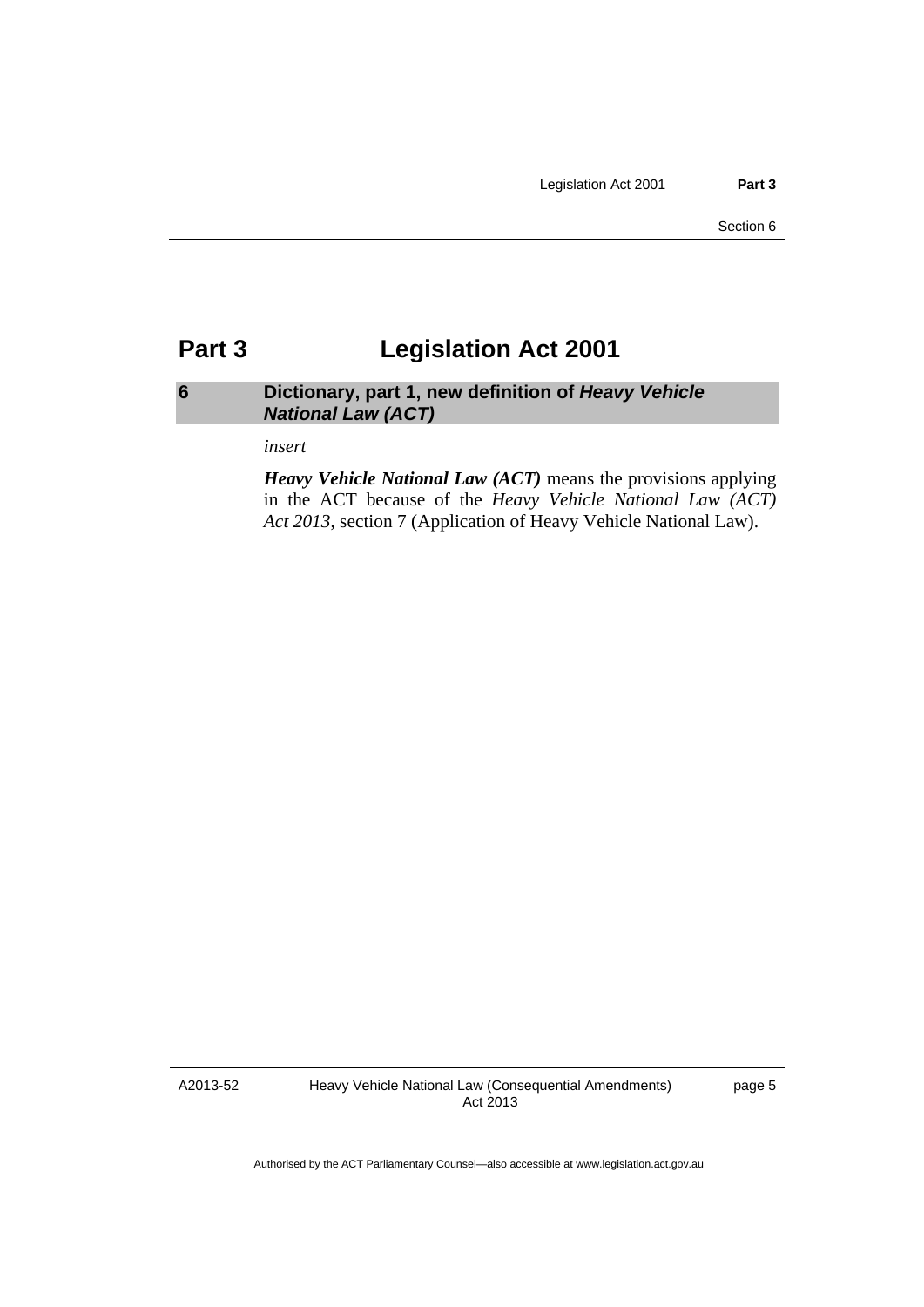# Part 3 Legislation Act 2001

## 6 Dictionary, part 1, new definition of *Heavy Vehicle National Law (ACT)*

*insert*

***Heavy Vehicle National Law (ACT)*** means the provisions applying in the ACT because of the *Heavy Vehicle National Law (ACT) Act 2013*, section 7 (Application of Heavy Vehicle National Law).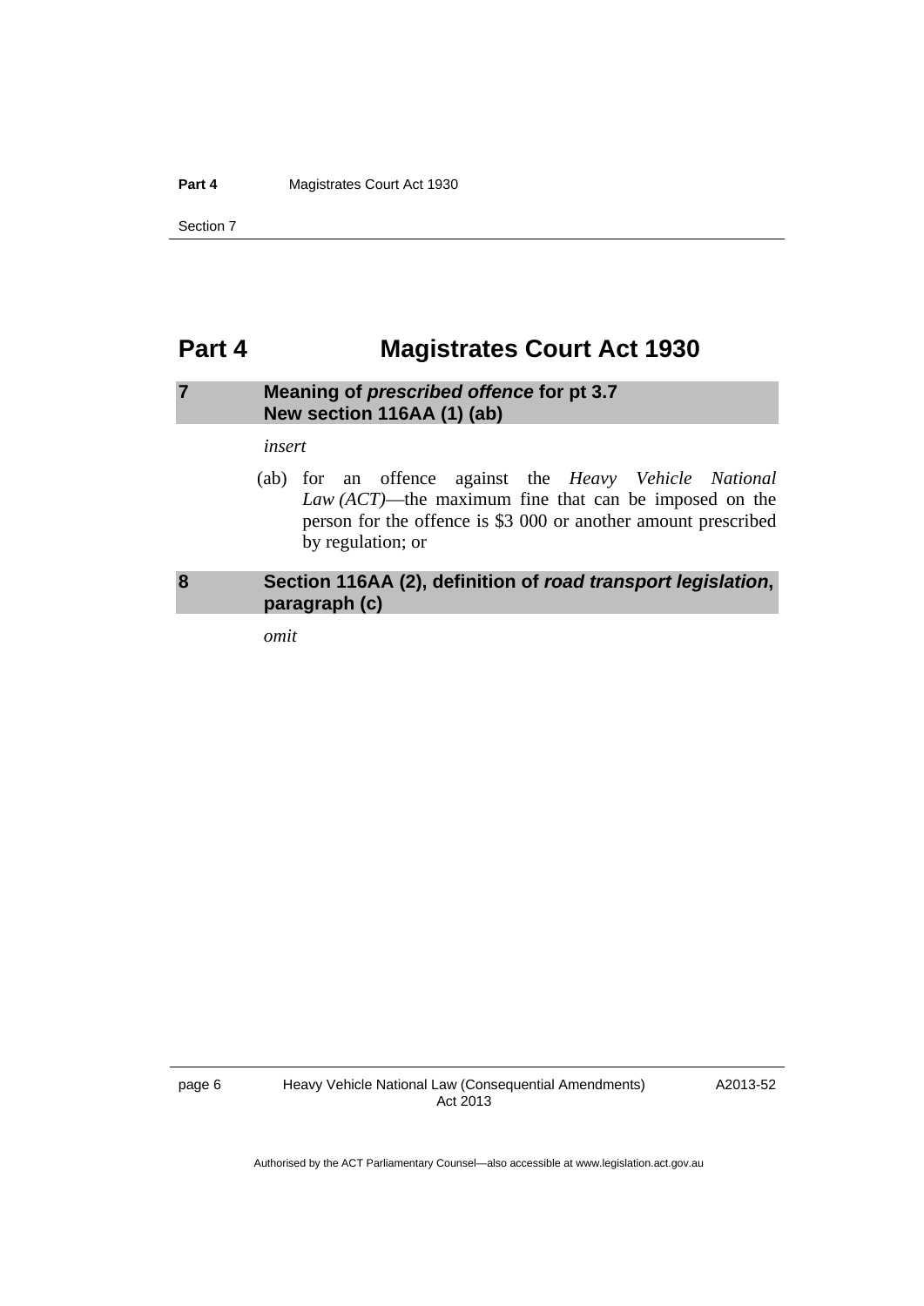# Part 4 Magistrates Court Act 1930

## 7 Meaning of *prescribed offence* for pt 3.7 New section 116AA (1) (ab)

*insert*

(ab) for an offence against the *Heavy Vehicle National Law (ACT)*—the maximum fine that can be imposed on the person for the offence is $3 000 or another amount prescribed by regulation; or

## 8 Section 116AA (2), definition of *road transport legislation*, paragraph (c)

*omit*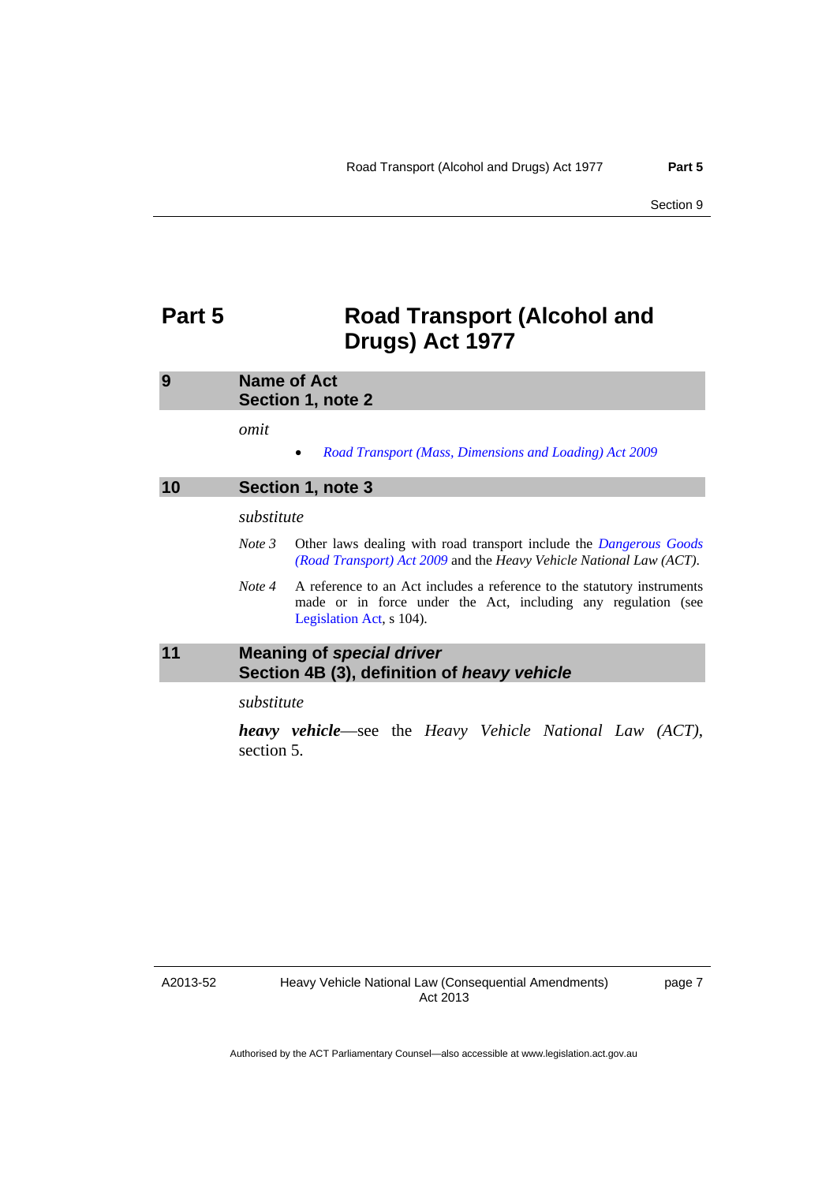# Part 5 Road Transport (Alcohol and Drugs) Act 1977

## 9 Name of Act Section 1, note 2

*omit*

- *Road Transport (Mass, Dimensions and Loading) Act 2009*

## 10 Section 1, note 3

*substitute*

*Note 3* Other laws dealing with road transport include the *Dangerous Goods (Road Transport) Act 2009* and the *Heavy Vehicle National Law (ACT)*.

*Note 4* A reference to an Act includes a reference to the statutory instruments made or in force under the Act, including any regulation (see Legislation Act, s 104).

## 11 Meaning of *special driver* Section 4B (3), definition of *heavy vehicle*

*substitute*

***heavy vehicle***—see the *Heavy Vehicle National Law (ACT)*, section 5.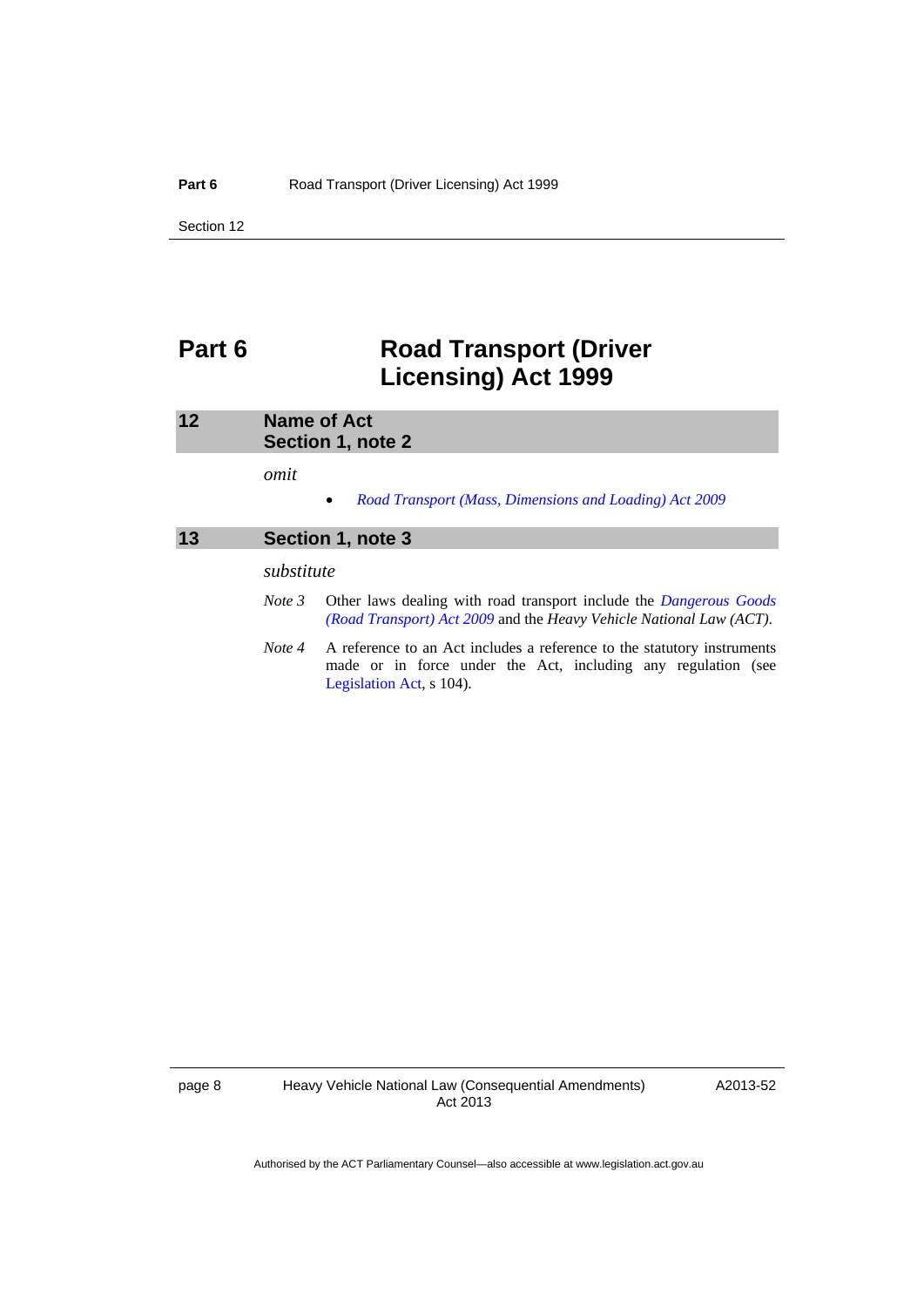# Part 6 Road Transport (Driver Licensing) Act 1999

## 12 Name of Act
## Section 1, note 2

*omit*

- *Road Transport (Mass, Dimensions and Loading) Act 2009*

## 13 Section 1, note 3

*substitute*

*Note 3* Other laws dealing with road transport include the *Dangerous Goods (Road Transport) Act 2009* and the *Heavy Vehicle National Law (ACT)*.

*Note 4* A reference to an Act includes a reference to the statutory instruments made or in force under the Act, including any regulation (see Legislation Act, s 104).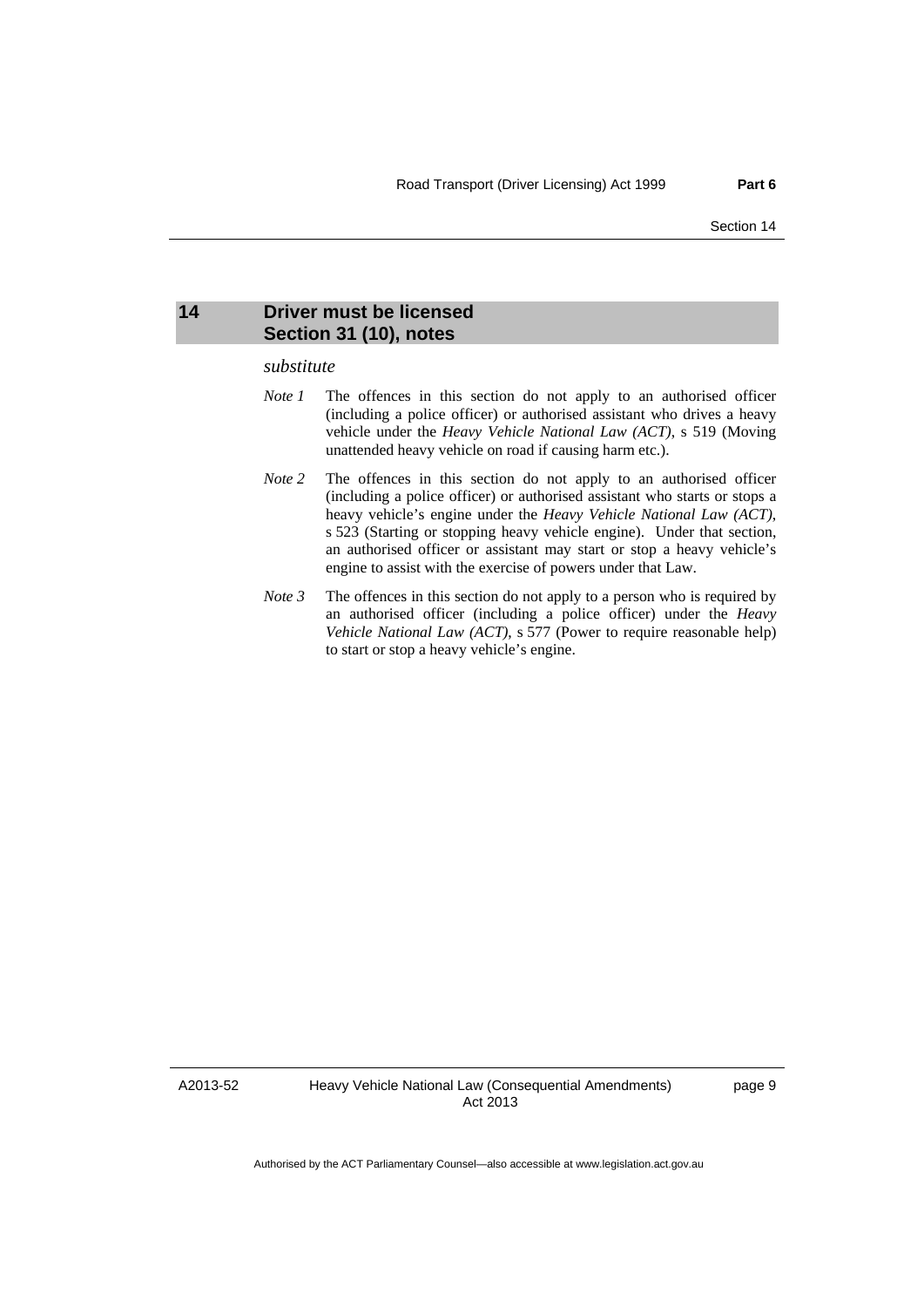## 14 Driver must be licensed
## Section 31 (10), notes

*substitute*

*Note 1* The offences in this section do not apply to an authorised officer (including a police officer) or authorised assistant who drives a heavy vehicle under the *Heavy Vehicle National Law (ACT)*, s 519 (Moving unattended heavy vehicle on road if causing harm etc.).

*Note 2* The offences in this section do not apply to an authorised officer (including a police officer) or authorised assistant who starts or stops a heavy vehicle's engine under the *Heavy Vehicle National Law (ACT)*, s 523 (Starting or stopping heavy vehicle engine). Under that section, an authorised officer or assistant may start or stop a heavy vehicle's engine to assist with the exercise of powers under that Law.

*Note 3* The offences in this section do not apply to a person who is required by an authorised officer (including a police officer) under the *Heavy Vehicle National Law (ACT)*, s 577 (Power to require reasonable help) to start or stop a heavy vehicle's engine.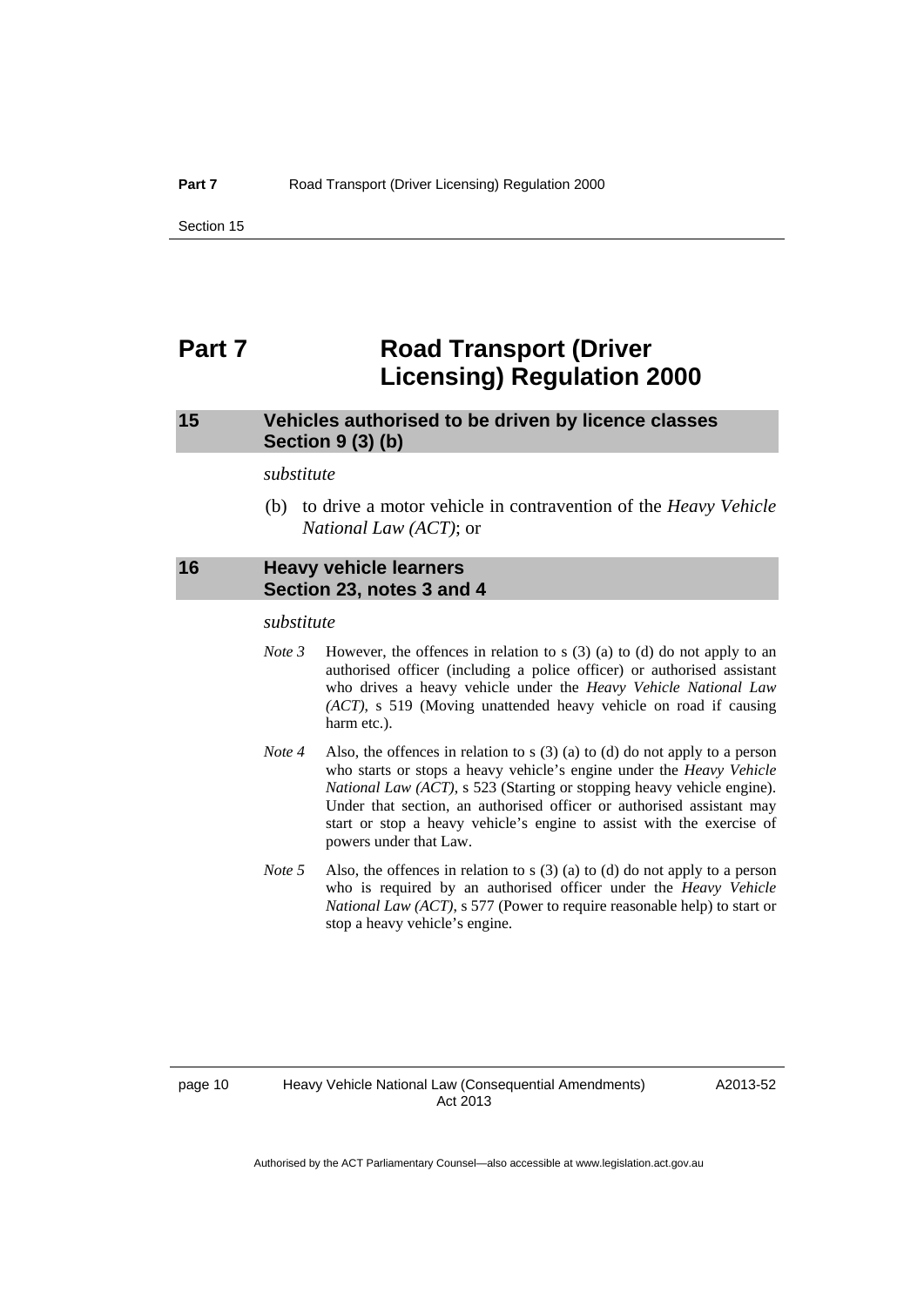# Part 7 Road Transport (Driver Licensing) Regulation 2000

## 15 Vehicles authorised to be driven by licence classes Section 9 (3) (b)

*substitute*

(b) to drive a motor vehicle in contravention of the *Heavy Vehicle National Law (ACT)*; or

## 16 Heavy vehicle learners Section 23, notes 3 and 4

*substitute*

*Note 3* However, the offences in relation to s (3) (a) to (d) do not apply to an authorised officer (including a police officer) or authorised assistant who drives a heavy vehicle under the *Heavy Vehicle National Law (ACT)*, s 519 (Moving unattended heavy vehicle on road if causing harm etc.).

*Note 4* Also, the offences in relation to s (3) (a) to (d) do not apply to a person who starts or stops a heavy vehicle's engine under the *Heavy Vehicle National Law (ACT)*, s 523 (Starting or stopping heavy vehicle engine). Under that section, an authorised officer or authorised assistant may start or stop a heavy vehicle's engine to assist with the exercise of powers under that Law.

*Note 5* Also, the offences in relation to s (3) (a) to (d) do not apply to a person who is required by an authorised officer under the *Heavy Vehicle National Law (ACT)*, s 577 (Power to require reasonable help) to start or stop a heavy vehicle's engine.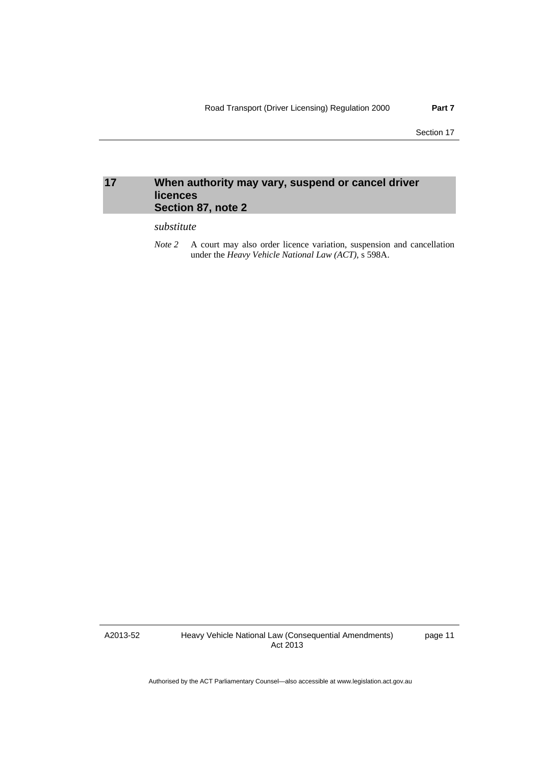## 17 When authority may vary, suspend or cancel driver licences Section 87, note 2

*substitute*

*Note 2* A court may also order licence variation, suspension and cancellation under the *Heavy Vehicle National Law (ACT)*, s 598A.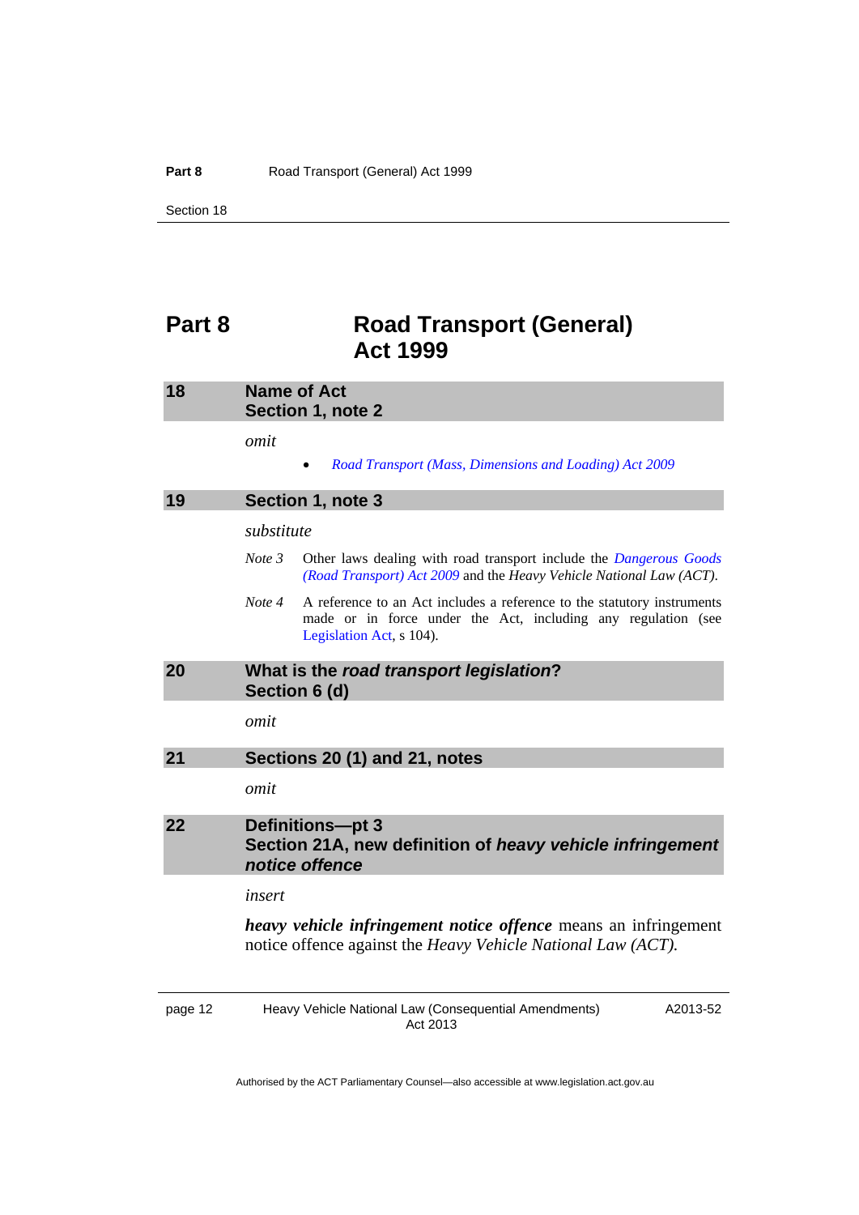# Part 8 Road Transport (General) Act 1999

## 18 Name of Act
## Section 1, note 2

*omit*

- *Road Transport (Mass, Dimensions and Loading) Act 2009*

## 19 Section 1, note 3

*substitute*

*Note 3* Other laws dealing with road transport include the *Dangerous Goods (Road Transport) Act 2009* and the *Heavy Vehicle National Law (ACT)*.

*Note 4* A reference to an Act includes a reference to the statutory instruments made or in force under the Act, including any regulation (see Legislation Act, s 104).

## 20 What is the *road transport legislation*?
## Section 6 (d)

*omit*

## 21 Sections 20 (1) and 21, notes

*omit*

## 22 Definitions—pt 3
## Section 21A, new definition of *heavy vehicle infringement notice offence*

*insert*

***heavy vehicle infringement notice offence*** means an infringement notice offence against the *Heavy Vehicle National Law (ACT).*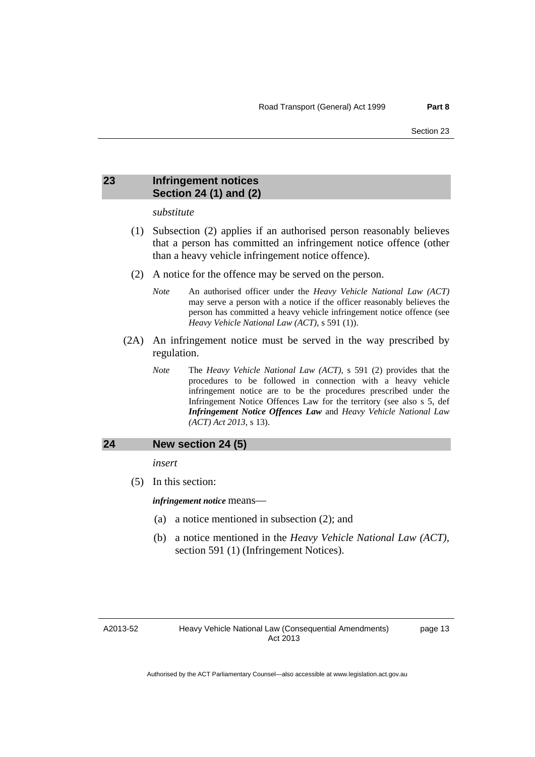## 23 Infringement notices
## Section 24 (1) and (2)

*substitute*

(1) Subsection (2) applies if an authorised person reasonably believes that a person has committed an infringement notice offence (other than a heavy vehicle infringement notice offence).

(2) A notice for the offence may be served on the person.

*Note* An authorised officer under the *Heavy Vehicle National Law (ACT)* may serve a person with a notice if the officer reasonably believes the person has committed a heavy vehicle infringement notice offence (see *Heavy Vehicle National Law (ACT)*, s 591 (1)).

(2A) An infringement notice must be served in the way prescribed by regulation.

*Note* The *Heavy Vehicle National Law (ACT)*, s 591 (2) provides that the procedures to be followed in connection with a heavy vehicle infringement notice are to be the procedures prescribed under the Infringement Notice Offences Law for the territory (see also s 5, def ***Infringement Notice Offences Law*** and *Heavy Vehicle National Law (ACT) Act 2013*, s 13).

## 24 New section 24 (5)

*insert*

(5) In this section:

***infringement notice*** means—

(a) a notice mentioned in subsection (2); and

(b) a notice mentioned in the *Heavy Vehicle National Law (ACT)*, section 591 (1) (Infringement Notices).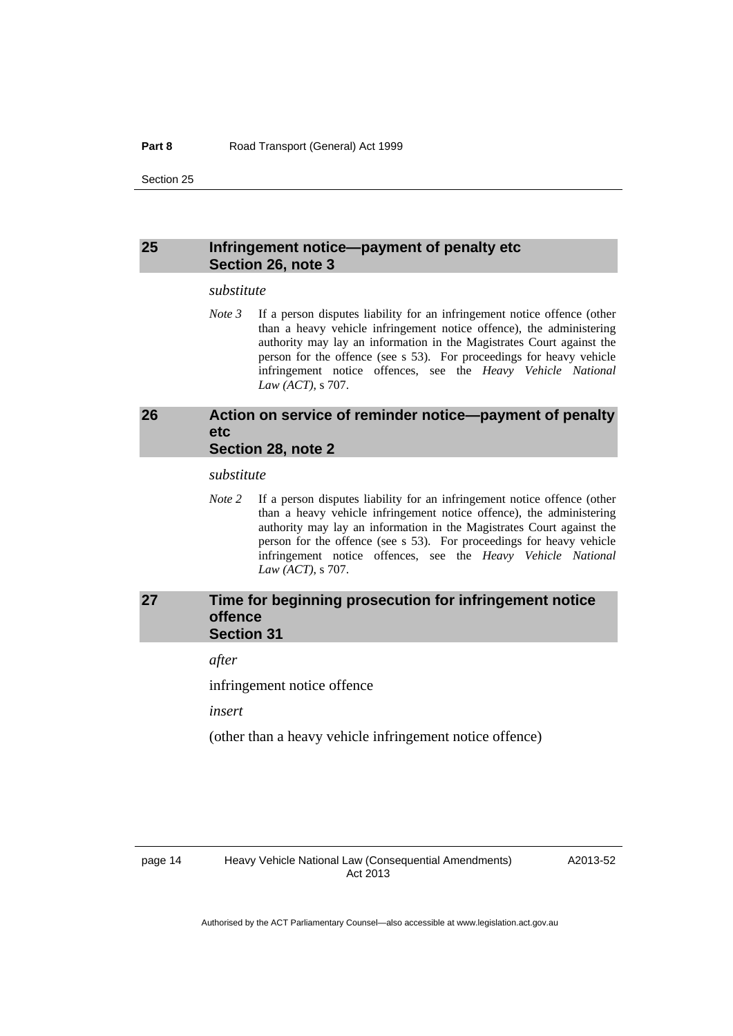### 25 Infringement notice—payment of penalty etc
### Section 26, note 3

*substitute*

*Note 3* If a person disputes liability for an infringement notice offence (other than a heavy vehicle infringement notice offence), the administering authority may lay an information in the Magistrates Court against the person for the offence (see s 53). For proceedings for heavy vehicle infringement notice offences, see the *Heavy Vehicle National Law (ACT)*, s 707.

### 26 Action on service of reminder notice—payment of penalty etc
### Section 28, note 2

*substitute*

*Note 2* If a person disputes liability for an infringement notice offence (other than a heavy vehicle infringement notice offence), the administering authority may lay an information in the Magistrates Court against the person for the offence (see s 53). For proceedings for heavy vehicle infringement notice offences, see the *Heavy Vehicle National Law (ACT)*, s 707.

### 27 Time for beginning prosecution for infringement notice offence
### Section 31

*after*

infringement notice offence

*insert*

(other than a heavy vehicle infringement notice offence)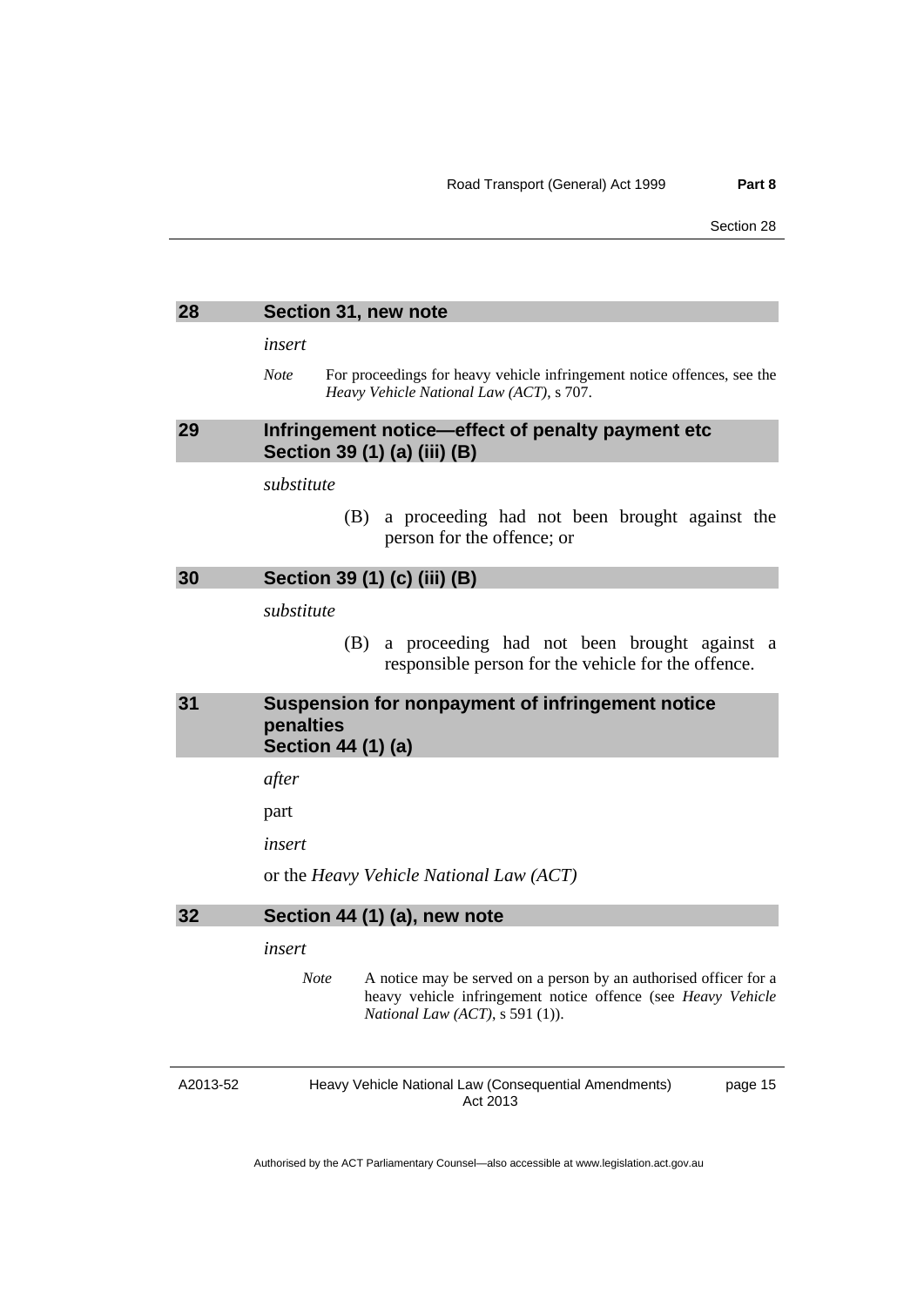### 28 Section 31, new note

*insert*

*Note* For proceedings for heavy vehicle infringement notice offences, see the *Heavy Vehicle National Law (ACT)*, s 707.

### 29 Infringement notice—effect of penalty payment etc Section 39 (1) (a) (iii) (B)

*substitute*

(B) a proceeding had not been brought against the person for the offence; or

### 30 Section 39 (1) (c) (iii) (B)

*substitute*

(B) a proceeding had not been brought against a responsible person for the vehicle for the offence.

### 31 Suspension for nonpayment of infringement notice penalties Section 44 (1) (a)

*after*

part

*insert*

or the *Heavy Vehicle National Law (ACT)*

### 32 Section 44 (1) (a), new note

*insert*

*Note* A notice may be served on a person by an authorised officer for a heavy vehicle infringement notice offence (see *Heavy Vehicle National Law (ACT)*, s 591 (1)).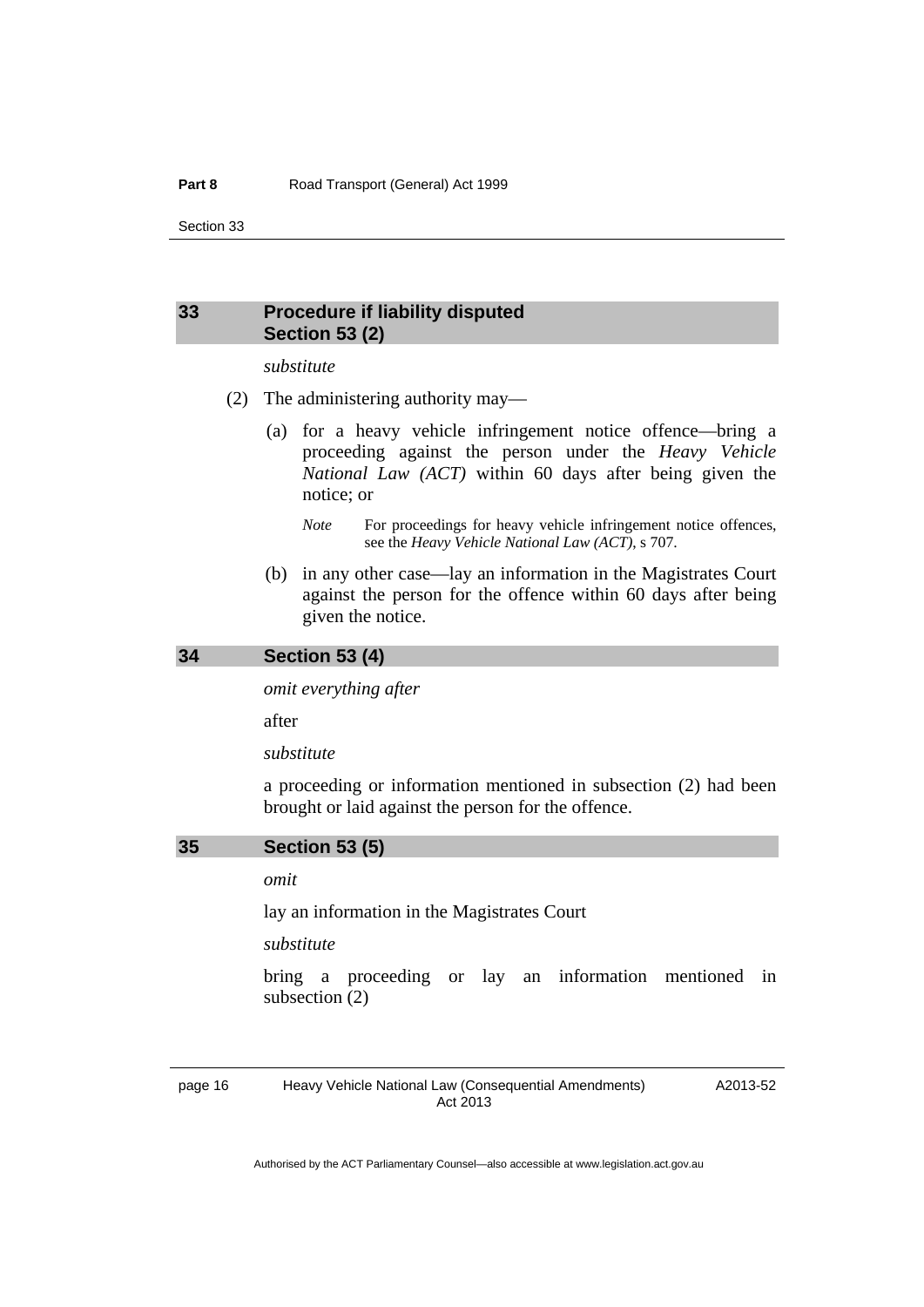### 33 Procedure if liability disputed Section 53 (2)

*substitute*

(2) The administering authority may—

(a) for a heavy vehicle infringement notice offence—bring a proceeding against the person under the *Heavy Vehicle National Law (ACT)* within 60 days after being given the notice; or

*Note* For proceedings for heavy vehicle infringement notice offences, see the *Heavy Vehicle National Law (ACT)*, s 707.

(b) in any other case—lay an information in the Magistrates Court against the person for the offence within 60 days after being given the notice.

### 34 Section 53 (4)

*omit everything after*

after

*substitute*

a proceeding or information mentioned in subsection (2) had been brought or laid against the person for the offence.

### 35 Section 53 (5)

*omit*

lay an information in the Magistrates Court

*substitute*

bring a proceeding or lay an information mentioned in subsection (2)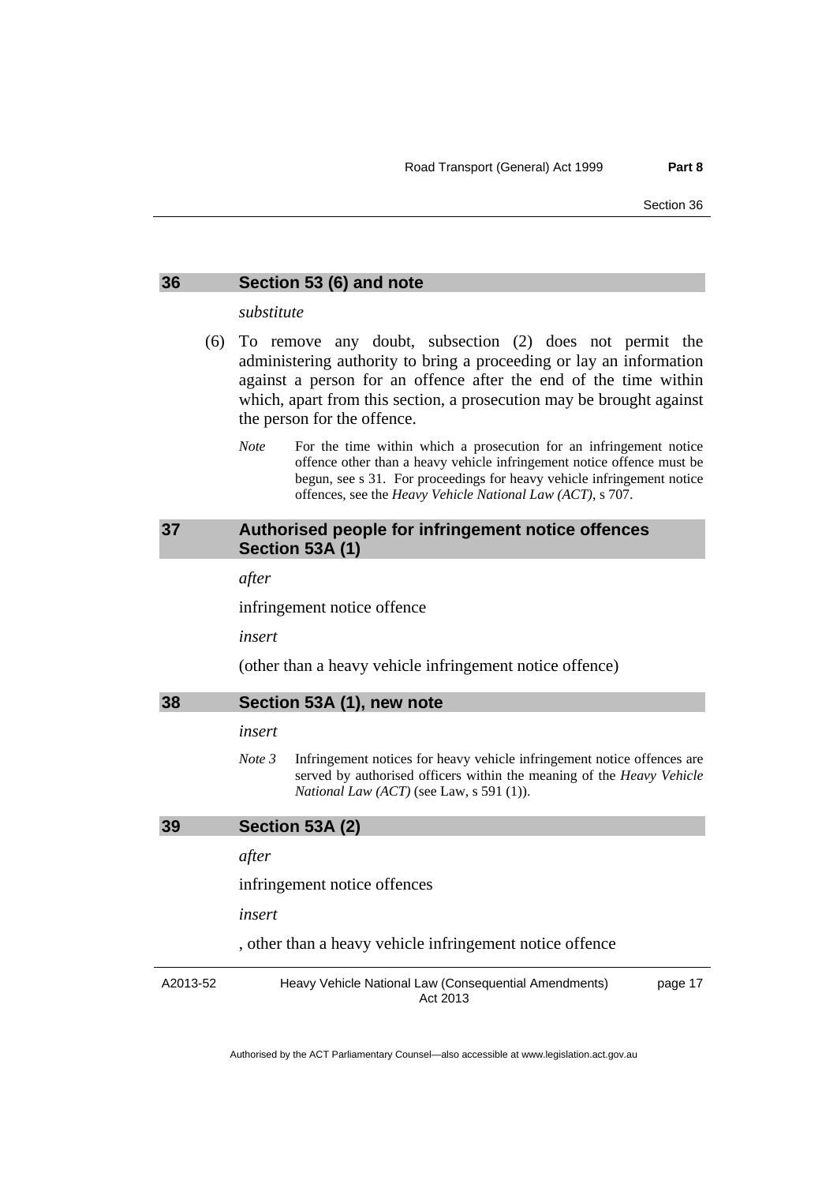### 36 Section 53 (6) and note

*substitute*

(6) To remove any doubt, subsection (2) does not permit the administering authority to bring a proceeding or lay an information against a person for an offence after the end of the time within which, apart from this section, a prosecution may be brought against the person for the offence.

*Note* For the time within which a prosecution for an infringement notice offence other than a heavy vehicle infringement notice offence must be begun, see s 31. For proceedings for heavy vehicle infringement notice offences, see the *Heavy Vehicle National Law (ACT)*, s 707.

### 37 Authorised people for infringement notice offences Section 53A (1)

*after*

infringement notice offence

*insert*

(other than a heavy vehicle infringement notice offence)

### 38 Section 53A (1), new note

*insert*

*Note 3* Infringement notices for heavy vehicle infringement notice offences are served by authorised officers within the meaning of the *Heavy Vehicle National Law (ACT)* (see Law, s 591 (1)).

### 39 Section 53A (2)

*after*

infringement notice offences

*insert*

, other than a heavy vehicle infringement notice offence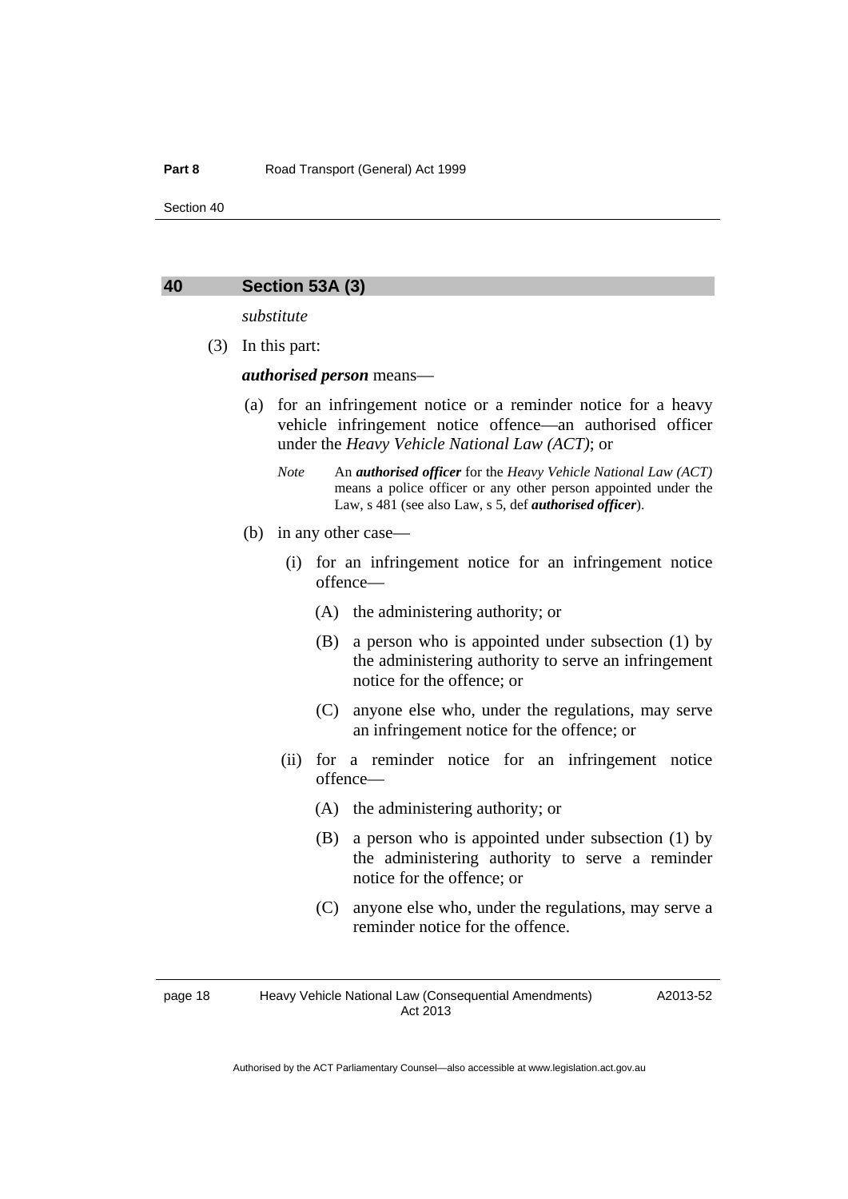## 40 Section 53A (3)

*substitute*

(3) In this part:

***authorised person*** means—

(a) for an infringement notice or a reminder notice for a heavy vehicle infringement notice offence—an authorised officer under the *Heavy Vehicle National Law (ACT)*; or

*Note* An ***authorised officer*** for the *Heavy Vehicle National Law (ACT)* means a police officer or any other person appointed under the Law, s 481 (see also Law, s 5, def ***authorised officer***).

(b) in any other case—

(i) for an infringement notice for an infringement notice offence—

(A) the administering authority; or

(B) a person who is appointed under subsection (1) by the administering authority to serve an infringement notice for the offence; or

(C) anyone else who, under the regulations, may serve an infringement notice for the offence; or

(ii) for a reminder notice for an infringement notice offence—

(A) the administering authority; or

(B) a person who is appointed under subsection (1) by the administering authority to serve a reminder notice for the offence; or

(C) anyone else who, under the regulations, may serve a reminder notice for the offence.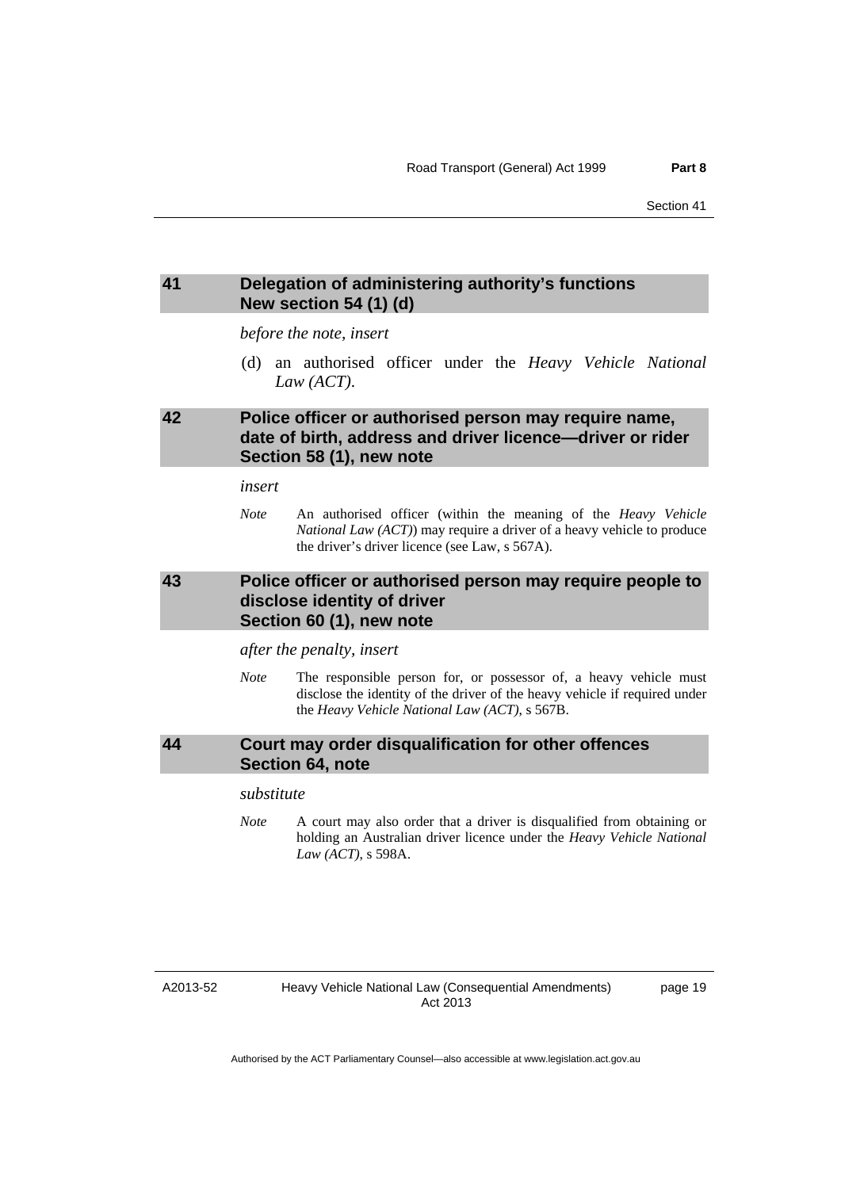## 41 Delegation of administering authority's functions New section 54 (1) (d)

*before the note, insert*

(d) an authorised officer under the *Heavy Vehicle National Law (ACT)*.

## 42 Police officer or authorised person may require name, date of birth, address and driver licence—driver or rider Section 58 (1), new note

*insert*

*Note* An authorised officer (within the meaning of the *Heavy Vehicle National Law (ACT)*) may require a driver of a heavy vehicle to produce the driver's driver licence (see Law, s 567A).

## 43 Police officer or authorised person may require people to disclose identity of driver Section 60 (1), new note

*after the penalty, insert*

*Note* The responsible person for, or possessor of, a heavy vehicle must disclose the identity of the driver of the heavy vehicle if required under the *Heavy Vehicle National Law (ACT)*, s 567B.

## 44 Court may order disqualification for other offences Section 64, note

*substitute*

*Note* A court may also order that a driver is disqualified from obtaining or holding an Australian driver licence under the *Heavy Vehicle National Law (ACT)*, s 598A.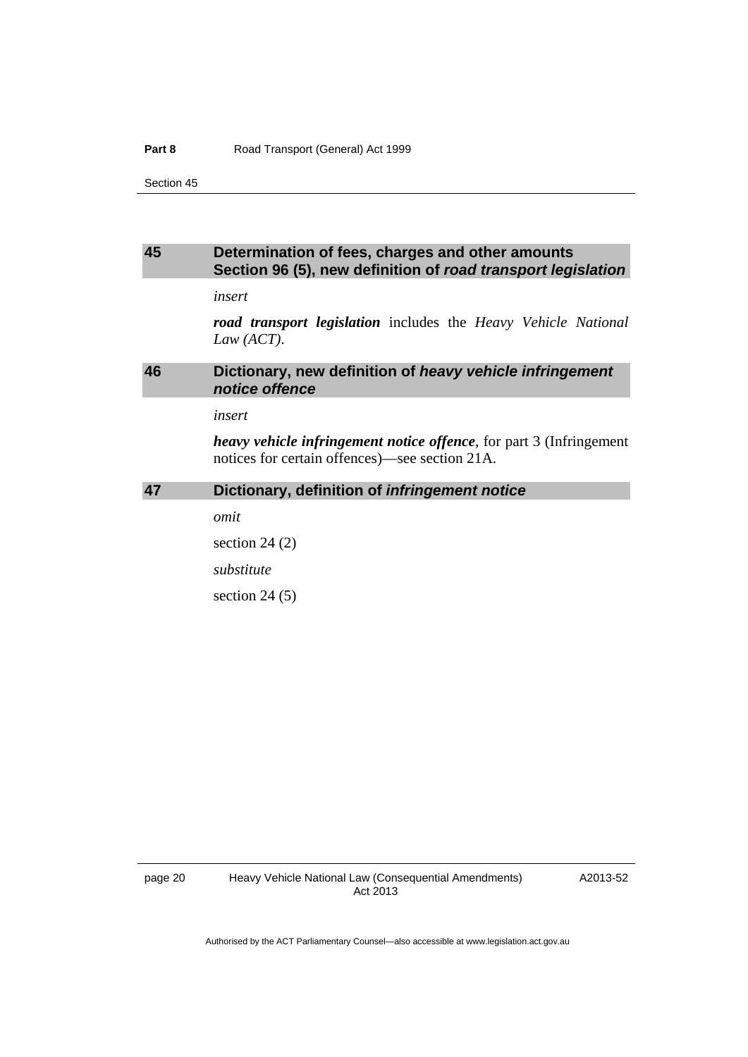## 45 Determination of fees, charges and other amounts Section 96 (5), new definition of *road transport legislation*

*insert*

***road transport legislation*** includes the *Heavy Vehicle National Law (ACT)*.

## 46 Dictionary, new definition of *heavy vehicle infringement notice offence*

*insert*

***heavy vehicle infringement notice offence***, for part 3 (Infringement notices for certain offences)—see section 21A.

## 47 Dictionary, definition of *infringement notice*

*omit*

section 24 (2)

*substitute*

section 24 (5)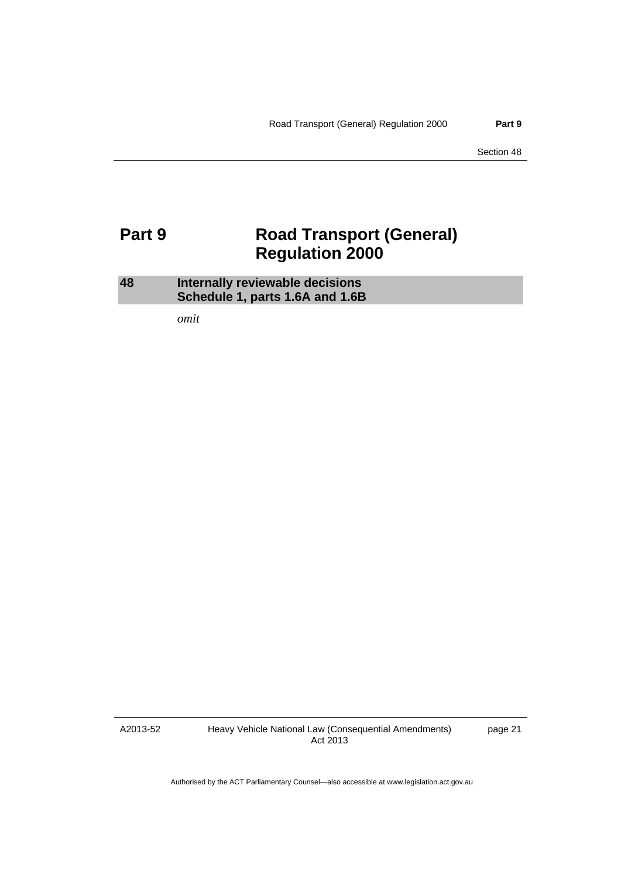# Part 9 Road Transport (General) Regulation 2000

## 48 Internally reviewable decisions Schedule 1, parts 1.6A and 1.6B

*omit*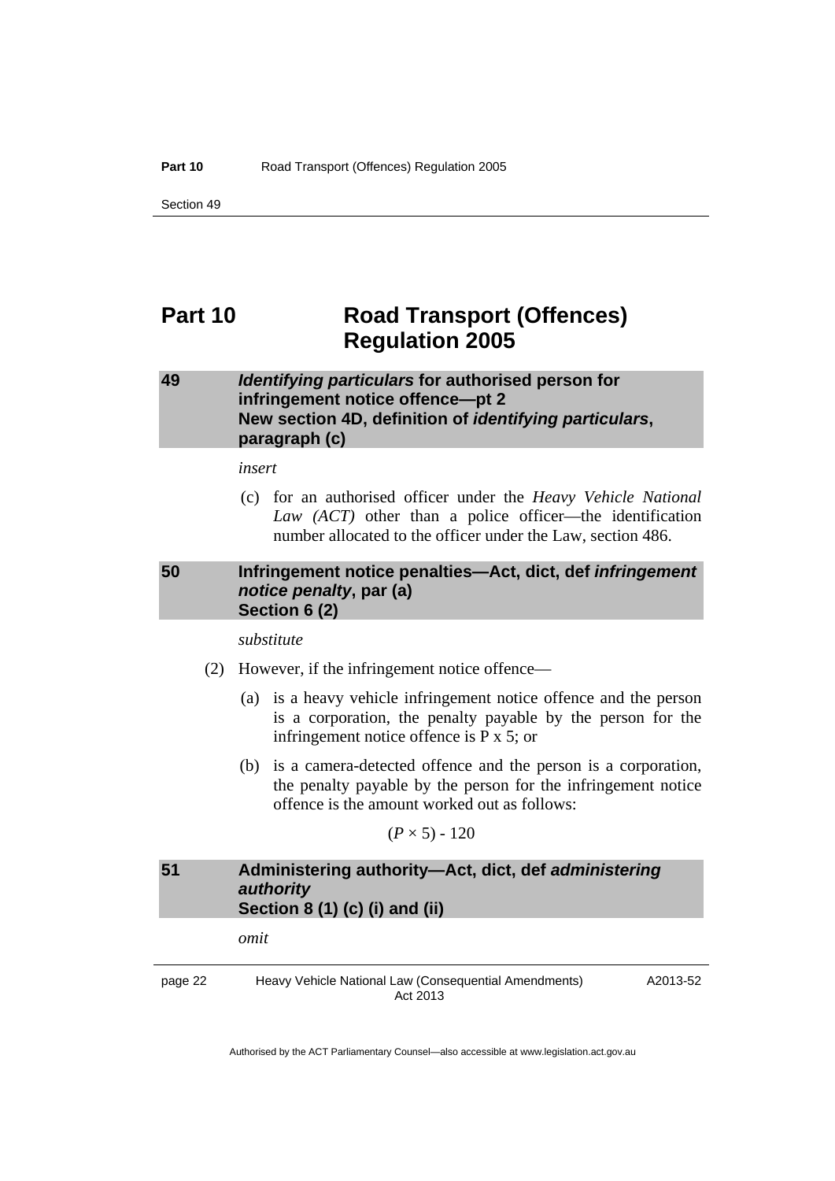# Part 10 Road Transport (Offences) Regulation 2005

### 49 *Identifying particulars* for authorised person for infringement notice offence—pt 2 New section 4D, definition of *identifying particulars*, paragraph (c)

*insert*

(c) for an authorised officer under the *Heavy Vehicle National Law (ACT)* other than a police officer—the identification number allocated to the officer under the Law, section 486.

### 50 Infringement notice penalties—Act, dict, def *infringement notice penalty*, par (a) Section 6 (2)

*substitute*

(2) However, if the infringement notice offence—

(a) is a heavy vehicle infringement notice offence and the person is a corporation, the penalty payable by the person for the infringement notice offence is P x 5; or

(b) is a camera-detected offence and the person is a corporation, the penalty payable by the person for the infringement notice offence is the amount worked out as follows:

$$(P \times 5) - 120$$

### 51 Administering authority—Act, dict, def *administering authority* Section 8 (1) (c) (i) and (ii)

*omit*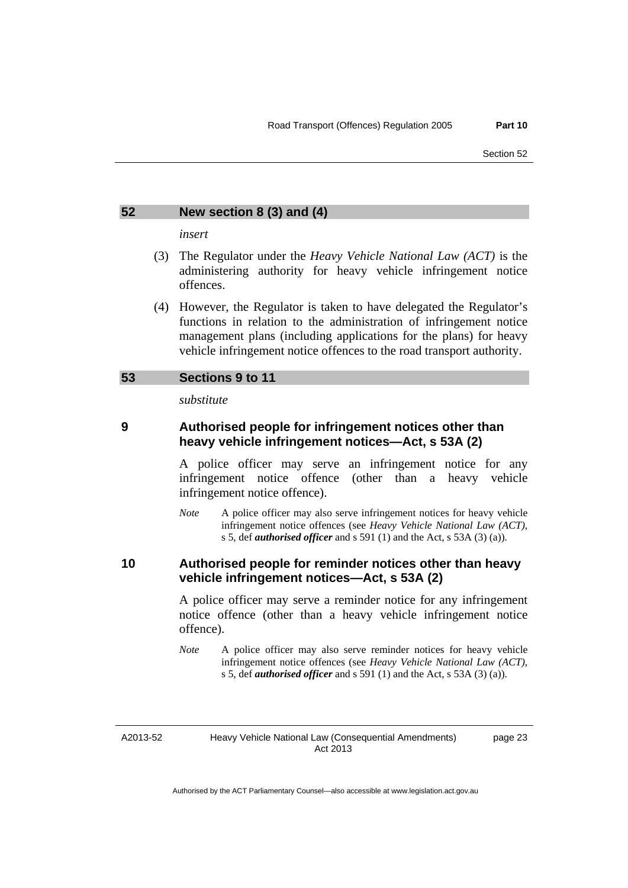## 52 New section 8 (3) and (4)

*insert*

(3) The Regulator under the *Heavy Vehicle National Law (ACT)* is the administering authority for heavy vehicle infringement notice offences.

(4) However, the Regulator is taken to have delegated the Regulator's functions in relation to the administration of infringement notice management plans (including applications for the plans) for heavy vehicle infringement notice offences to the road transport authority.

## 53 Sections 9 to 11

*substitute*

### 9 Authorised people for infringement notices other than heavy vehicle infringement notices—Act, s 53A (2)

A police officer may serve an infringement notice for any infringement notice offence (other than a heavy vehicle infringement notice offence).

*Note* A police officer may also serve infringement notices for heavy vehicle infringement notice offences (see *Heavy Vehicle National Law (ACT)*, s 5, def ***authorised officer*** and s 591 (1) and the Act, s 53A (3) (a)).

### 10 Authorised people for reminder notices other than heavy vehicle infringement notices—Act, s 53A (2)

A police officer may serve a reminder notice for any infringement notice offence (other than a heavy vehicle infringement notice offence).

*Note* A police officer may also serve reminder notices for heavy vehicle infringement notice offences (see *Heavy Vehicle National Law (ACT)*, s 5, def ***authorised officer*** and s 591 (1) and the Act, s 53A (3) (a)).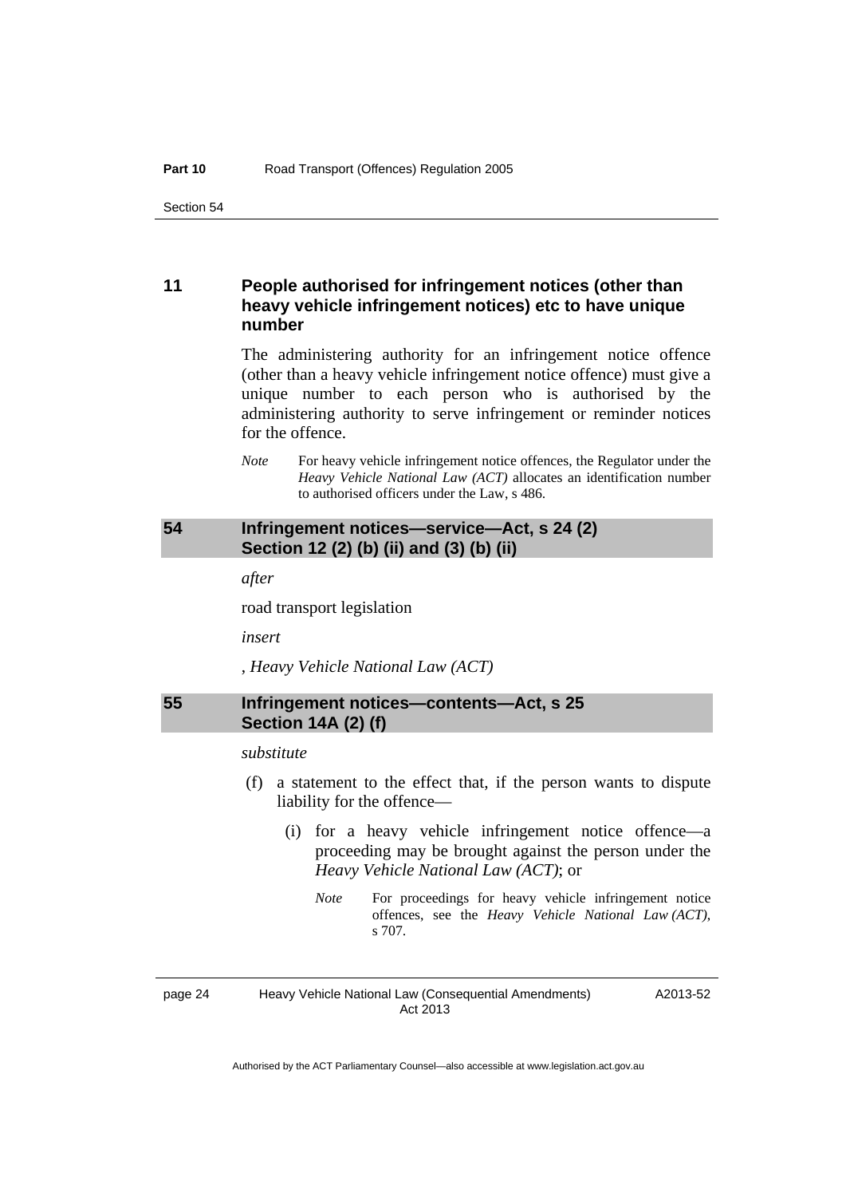### 11 People authorised for infringement notices (other than heavy vehicle infringement notices) etc to have unique number

The administering authority for an infringement notice offence (other than a heavy vehicle infringement notice offence) must give a unique number to each person who is authorised by the administering authority to serve infringement or reminder notices for the offence.

*Note* For heavy vehicle infringement notice offences, the Regulator under the *Heavy Vehicle National Law (ACT)* allocates an identification number to authorised officers under the Law, s 486.

## 54 Infringement notices—service—Act, s 24 (2) Section 12 (2) (b) (ii) and (3) (b) (ii)

*after*

road transport legislation

*insert*

, *Heavy Vehicle National Law (ACT)*

## 55 Infringement notices—contents—Act, s 25 Section 14A (2) (f)

*substitute*

(f) a statement to the effect that, if the person wants to dispute liability for the offence—

(i) for a heavy vehicle infringement notice offence—a proceeding may be brought against the person under the *Heavy Vehicle National Law (ACT)*; or

*Note* For proceedings for heavy vehicle infringement notice offences, see the *Heavy Vehicle National Law (ACT)*, s 707.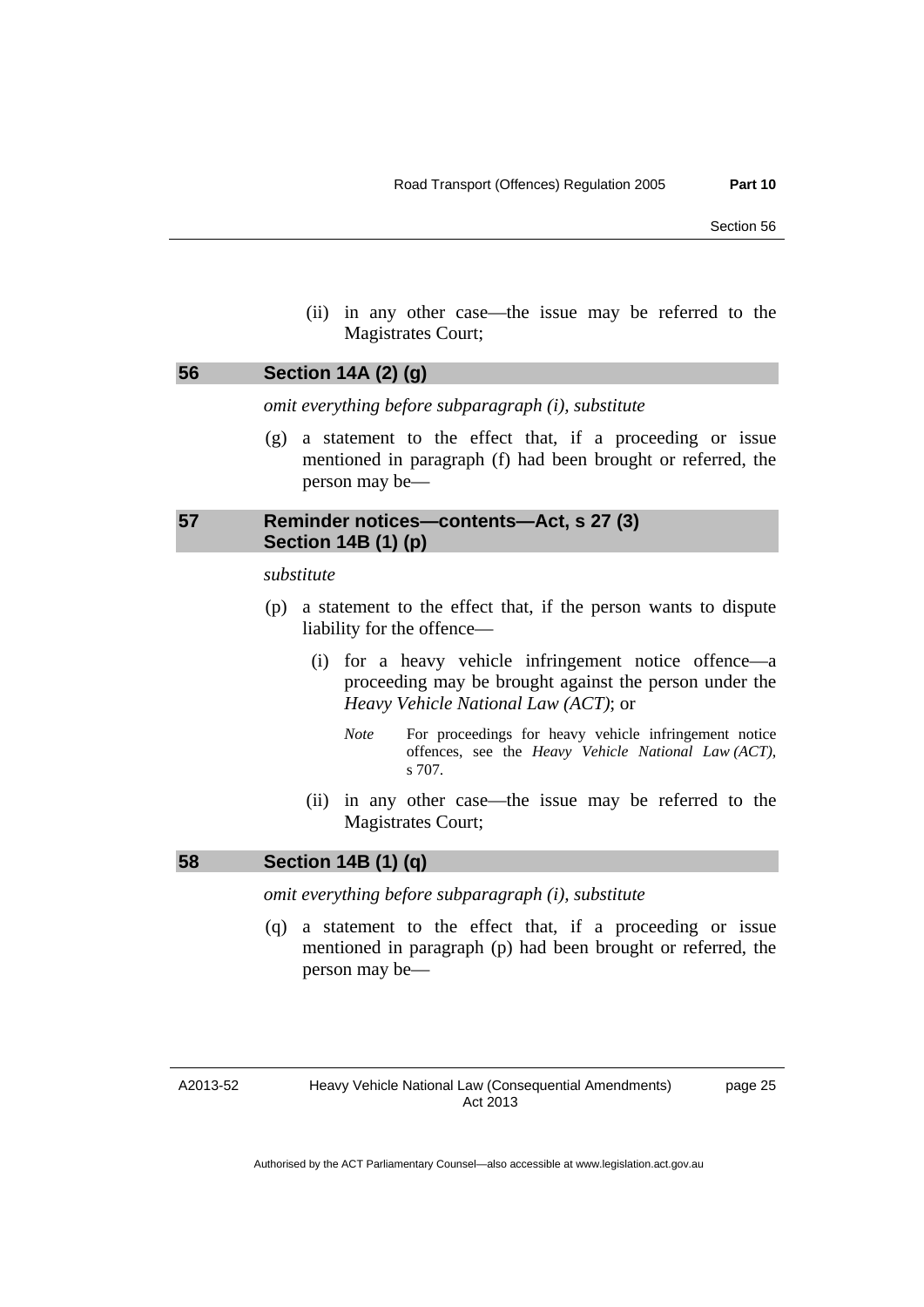(ii) in any other case—the issue may be referred to the Magistrates Court;

## 56 Section 14A (2) (g)

*omit everything before subparagraph (i), substitute*

(g) a statement to the effect that, if a proceeding or issue mentioned in paragraph (f) had been brought or referred, the person may be—

## 57 Reminder notices—contents—Act, s 27 (3) Section 14B (1) (p)

*substitute*

(p) a statement to the effect that, if the person wants to dispute liability for the offence—

(i) for a heavy vehicle infringement notice offence—a proceeding may be brought against the person under the *Heavy Vehicle National Law (ACT)*; or

*Note* For proceedings for heavy vehicle infringement notice offences, see the *Heavy Vehicle National Law (ACT)*, s 707.

(ii) in any other case—the issue may be referred to the Magistrates Court;

## 58 Section 14B (1) (q)

*omit everything before subparagraph (i), substitute*

(q) a statement to the effect that, if a proceeding or issue mentioned in paragraph (p) had been brought or referred, the person may be—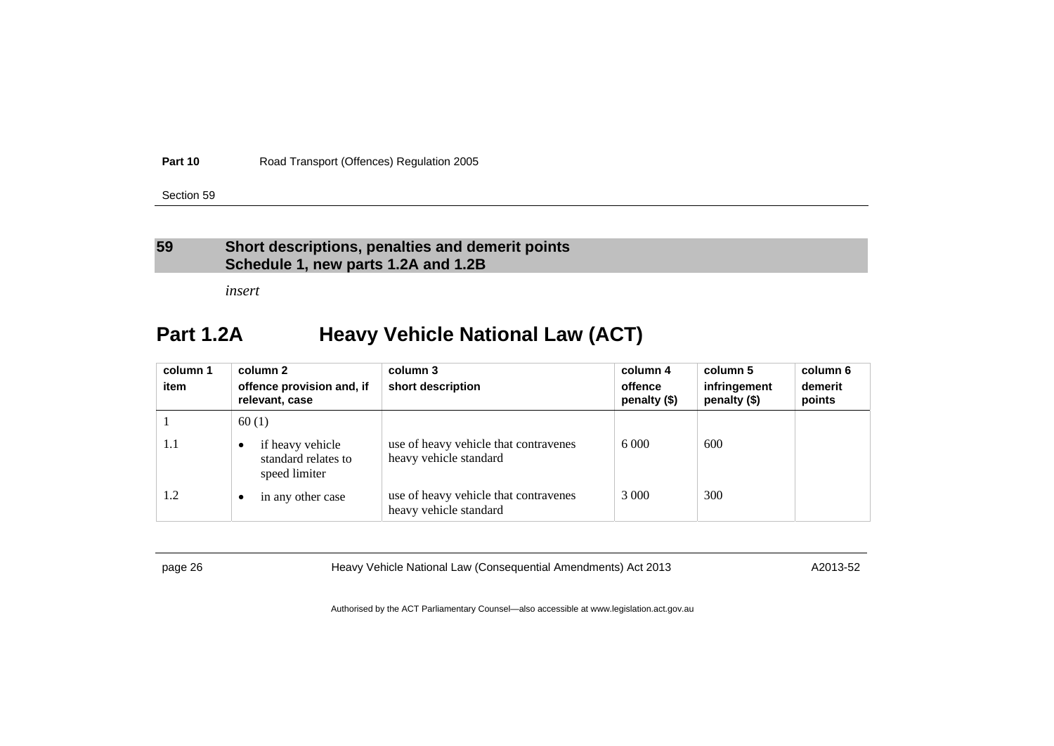### 59 Short descriptions, penalties and demerit points Schedule 1, new parts 1.2A and 1.2B

*insert*

## Part 1.2A Heavy Vehicle National Law (ACT)

| column 1 item | column 2 offence provision and, if relevant, case | column 3 short description | column 4 offence penalty ($) | column 5 infringement penalty ($) | column 6 demerit points |
|---|---|---|---|---|---|
| 1 | 60 (1) | | | | |
| 1.1 | • if heavy vehicle standard relates to speed limiter | use of heavy vehicle that contravenes heavy vehicle standard | 6 000 | 600 | |
| 1.2 | • in any other case | use of heavy vehicle that contravenes heavy vehicle standard | 3 000 | 300 | |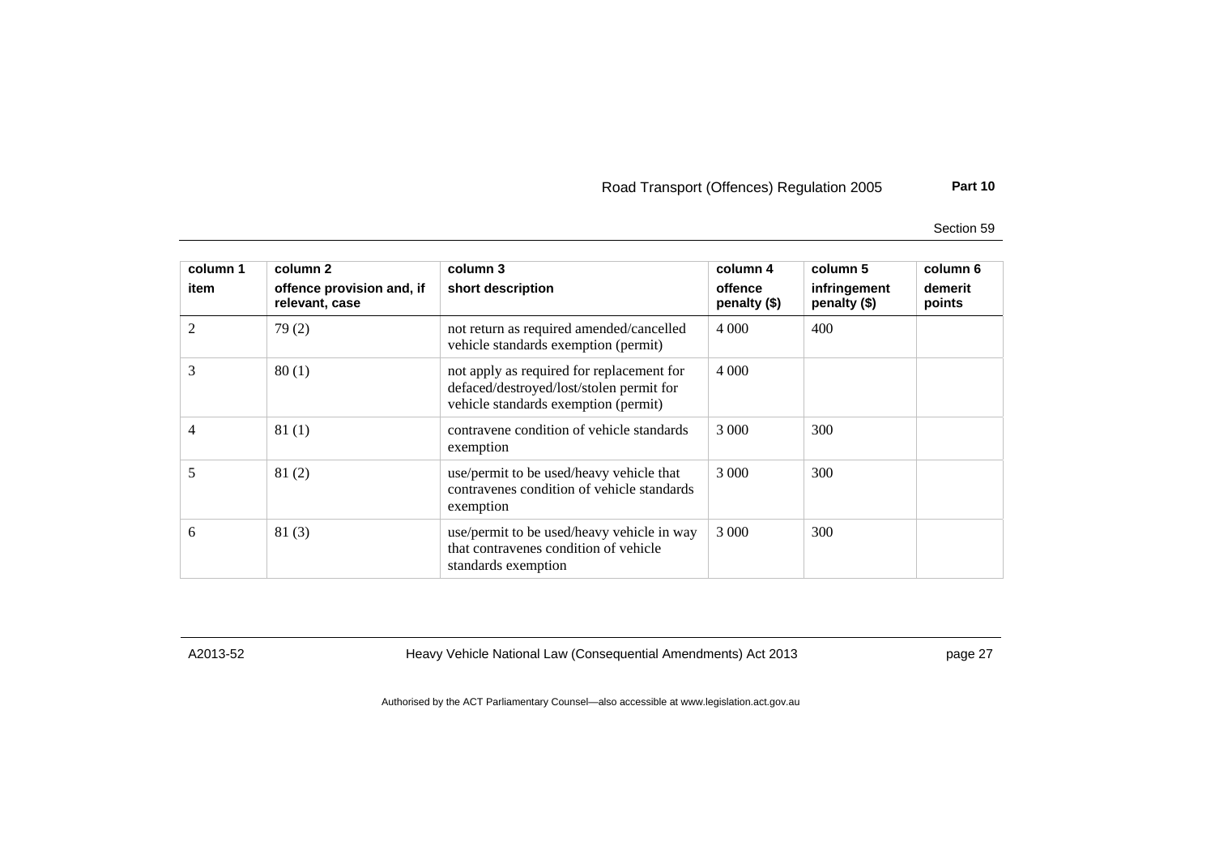| column 1<br>item | column 2<br>offence provision and, if relevant, case | column 3<br>short description | column 4<br>offence penalty ($) | column 5<br>infringement penalty ($) | column 6<br>demerit points |
|---|---|---|---|---|---|
| 2 | 79 (2) | not return as required amended/cancelled vehicle standards exemption (permit) | 4 000 | 400 | |
| 3 | 80 (1) | not apply as required for replacement for defaced/destroyed/lost/stolen permit for vehicle standards exemption (permit) | 4 000 | | |
| 4 | 81 (1) | contravene condition of vehicle standards exemption | 3 000 | 300 | |
| 5 | 81 (2) | use/permit to be used/heavy vehicle that contravenes condition of vehicle standards exemption | 3 000 | 300 | |
| 6 | 81 (3) | use/permit to be used/heavy vehicle in way that contravenes condition of vehicle standards exemption | 3 000 | 300 | |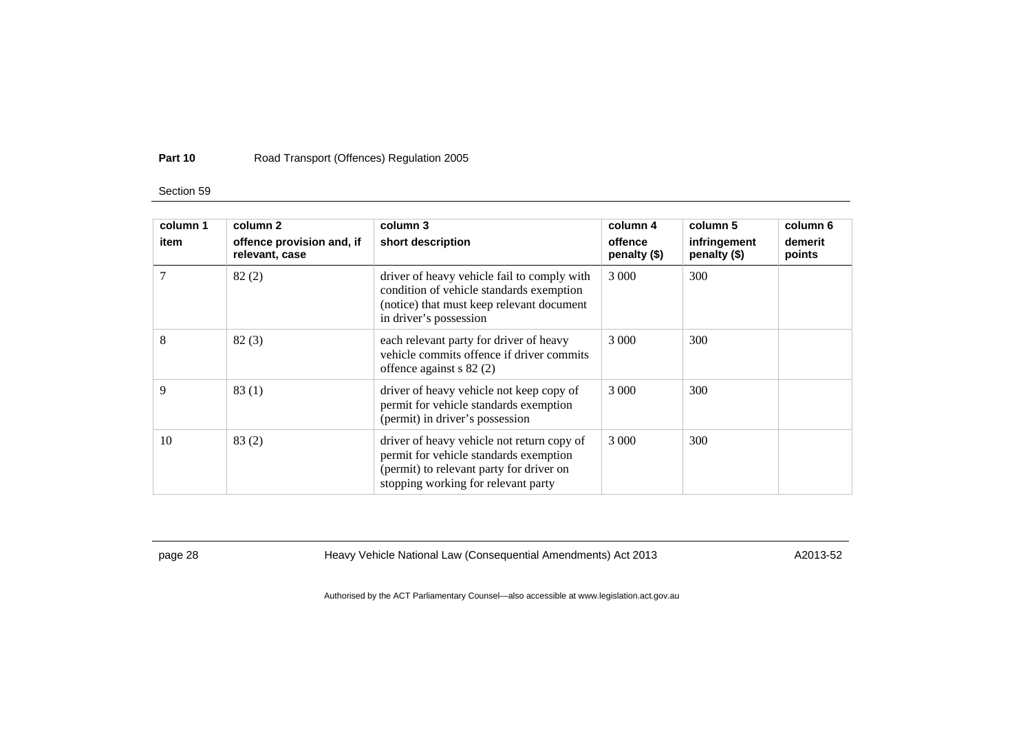| column 1<br>item | column 2<br>offence provision and, if relevant, case | column 3<br>short description | column 4<br>offence penalty ($) | column 5<br>infringement penalty ($) | column 6<br>demerit points |
|---|---|---|---|---|---|
| 7 | 82 (2) | driver of heavy vehicle fail to comply with condition of vehicle standards exemption (notice) that must keep relevant document in driver's possession | 3 000 | 300 | |
| 8 | 82 (3) | each relevant party for driver of heavy vehicle commits offence if driver commits offence against s 82 (2) | 3 000 | 300 | |
| 9 | 83 (1) | driver of heavy vehicle not keep copy of permit for vehicle standards exemption (permit) in driver's possession | 3 000 | 300 | |
| 10 | 83 (2) | driver of heavy vehicle not return copy of permit for vehicle standards exemption (permit) to relevant party for driver on stopping working for relevant party | 3 000 | 300 | |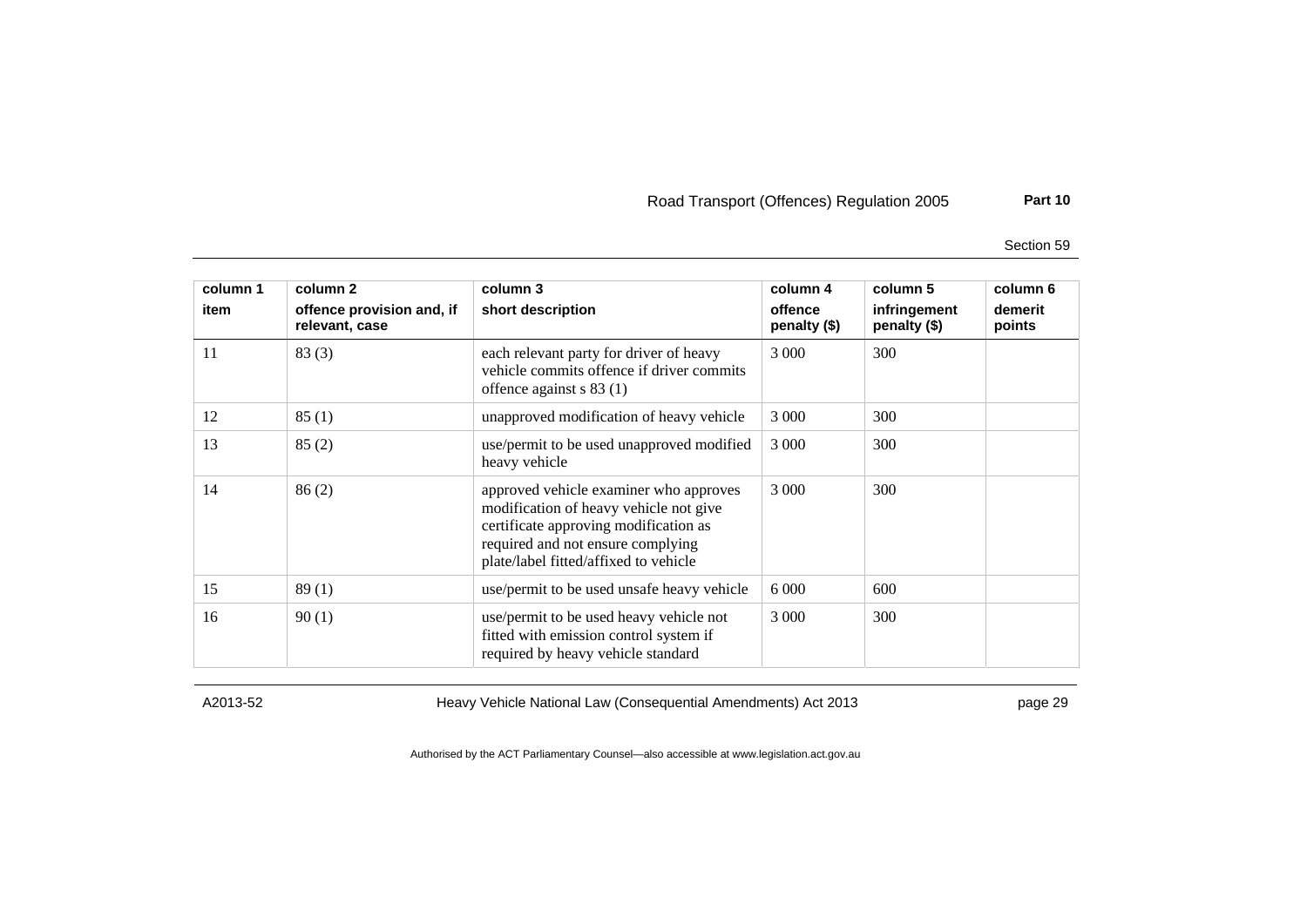| column 1<br>item | column 2<br>offence provision and, if relevant, case | column 3<br>short description | column 4<br>offence penalty ($) | column 5<br>infringement penalty ($) | column 6<br>demerit points |
|---|---|---|---|---|---|
| 11 | 83 (3) | each relevant party for driver of heavy vehicle commits offence if driver commits offence against s 83 (1) | 3 000 | 300 | |
| 12 | 85 (1) | unapproved modification of heavy vehicle | 3 000 | 300 | |
| 13 | 85 (2) | use/permit to be used unapproved modified heavy vehicle | 3 000 | 300 | |
| 14 | 86 (2) | approved vehicle examiner who approves modification of heavy vehicle not give certificate approving modification as required and not ensure complying plate/label fitted/affixed to vehicle | 3 000 | 300 | |
| 15 | 89 (1) | use/permit to be used unsafe heavy vehicle | 6 000 | 600 | |
| 16 | 90 (1) | use/permit to be used heavy vehicle not fitted with emission control system if required by heavy vehicle standard | 3 000 | 300 | |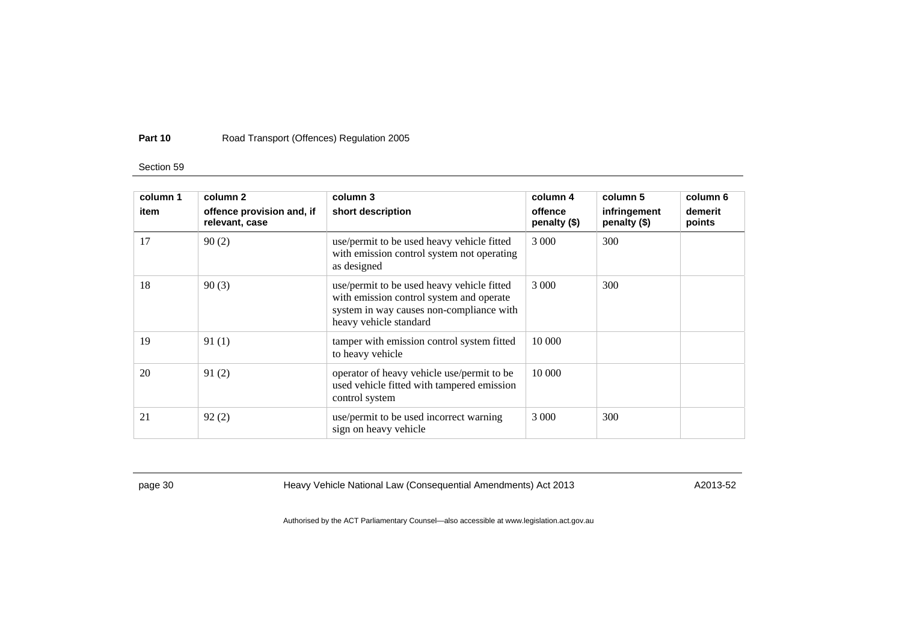| column 1<br>item | column 2<br>offence provision and, if relevant, case | column 3<br>short description | column 4<br>offence penalty ($) | column 5<br>infringement penalty ($) | column 6<br>demerit points |
|---|---|---|---|---|---|
| 17 | 90 (2) | use/permit to be used heavy vehicle fitted with emission control system not operating as designed | 3 000 | 300 | |
| 18 | 90 (3) | use/permit to be used heavy vehicle fitted with emission control system and operate system in way causes non-compliance with heavy vehicle standard | 3 000 | 300 | |
| 19 | 91 (1) | tamper with emission control system fitted to heavy vehicle | 10 000 | | |
| 20 | 91 (2) | operator of heavy vehicle use/permit to be used vehicle fitted with tampered emission control system | 10 000 | | |
| 21 | 92 (2) | use/permit to be used incorrect warning sign on heavy vehicle | 3 000 | 300 | |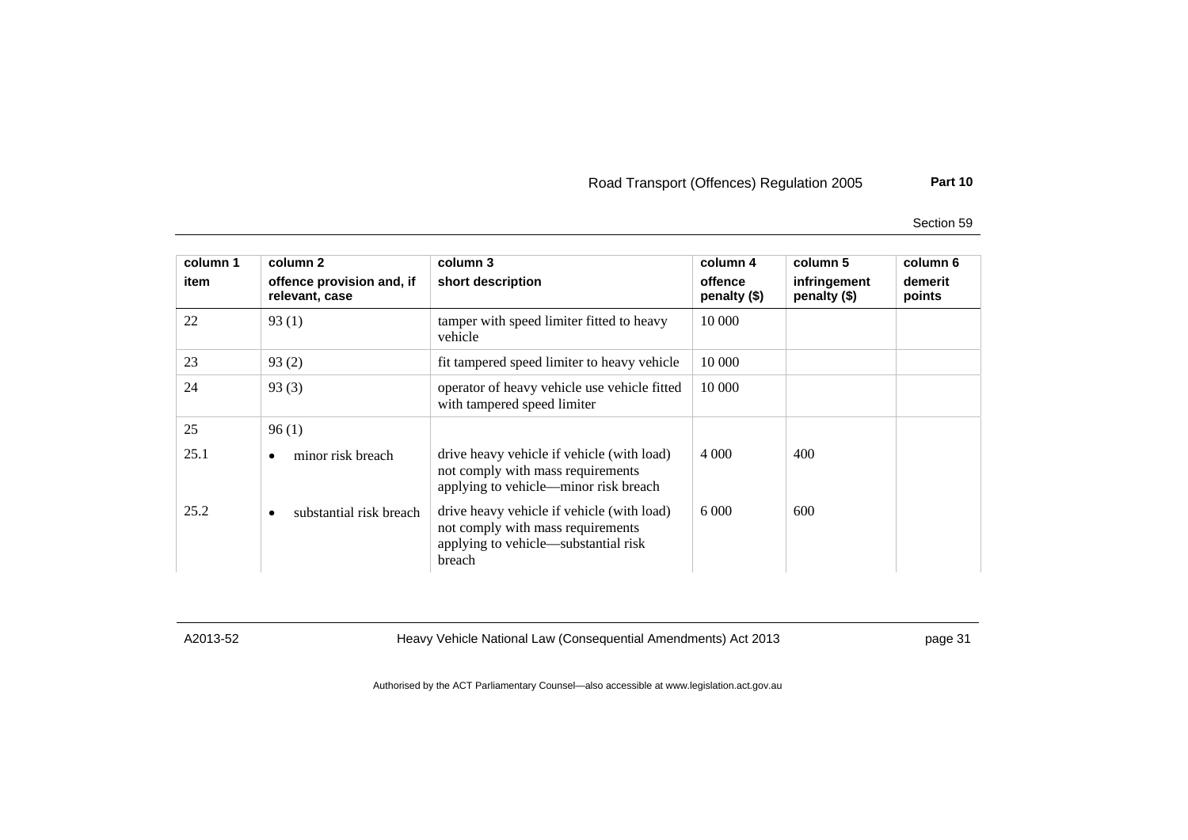| column 1 item | column 2 offence provision and, if relevant, case | column 3 short description | column 4 offence penalty ($) | column 5 infringement penalty ($) | column 6 demerit points |
|---|---|---|---|---|---|
| 22 | 93 (1) | tamper with speed limiter fitted to heavy vehicle | 10 000 | | |
| 23 | 93 (2) | fit tampered speed limiter to heavy vehicle | 10 000 | | |
| 24 | 93 (3) | operator of heavy vehicle use vehicle fitted with tampered speed limiter | 10 000 | | |
| 25 | 96 (1) | | | | |
| 25.1 | • minor risk breach | drive heavy vehicle if vehicle (with load) not comply with mass requirements applying to vehicle—minor risk breach | 4 000 | 400 | |
| 25.2 | • substantial risk breach | drive heavy vehicle if vehicle (with load) not comply with mass requirements applying to vehicle—substantial risk breach | 6 000 | 600 | |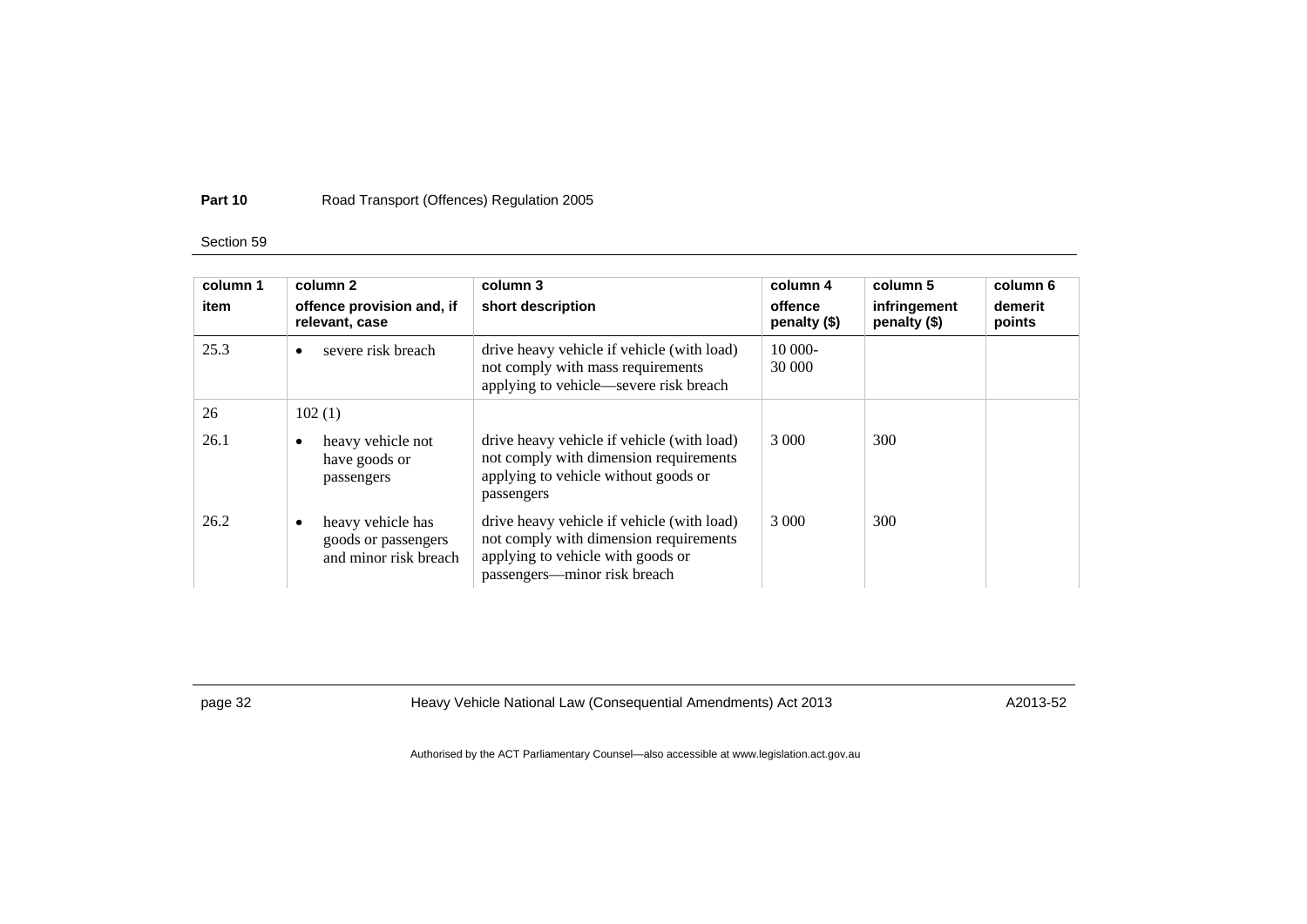| column 1 item | column 2 offence provision and, if relevant, case | column 3 short description | column 4 offence penalty ($) | column 5 infringement penalty ($) | column 6 demerit points |
|---|---|---|---|---|---|
| 25.3 | • severe risk breach | drive heavy vehicle if vehicle (with load) not comply with mass requirements applying to vehicle—severe risk breach | 10 000-30 000 | | |
| 26 | 102 (1) | | | | |
| 26.1 | • heavy vehicle not have goods or passengers | drive heavy vehicle if vehicle (with load) not comply with dimension requirements applying to vehicle without goods or passengers | 3 000 | 300 | |
| 26.2 | • heavy vehicle has goods or passengers and minor risk breach | drive heavy vehicle if vehicle (with load) not comply with dimension requirements applying to vehicle with goods or passengers—minor risk breach | 3 000 | 300 | |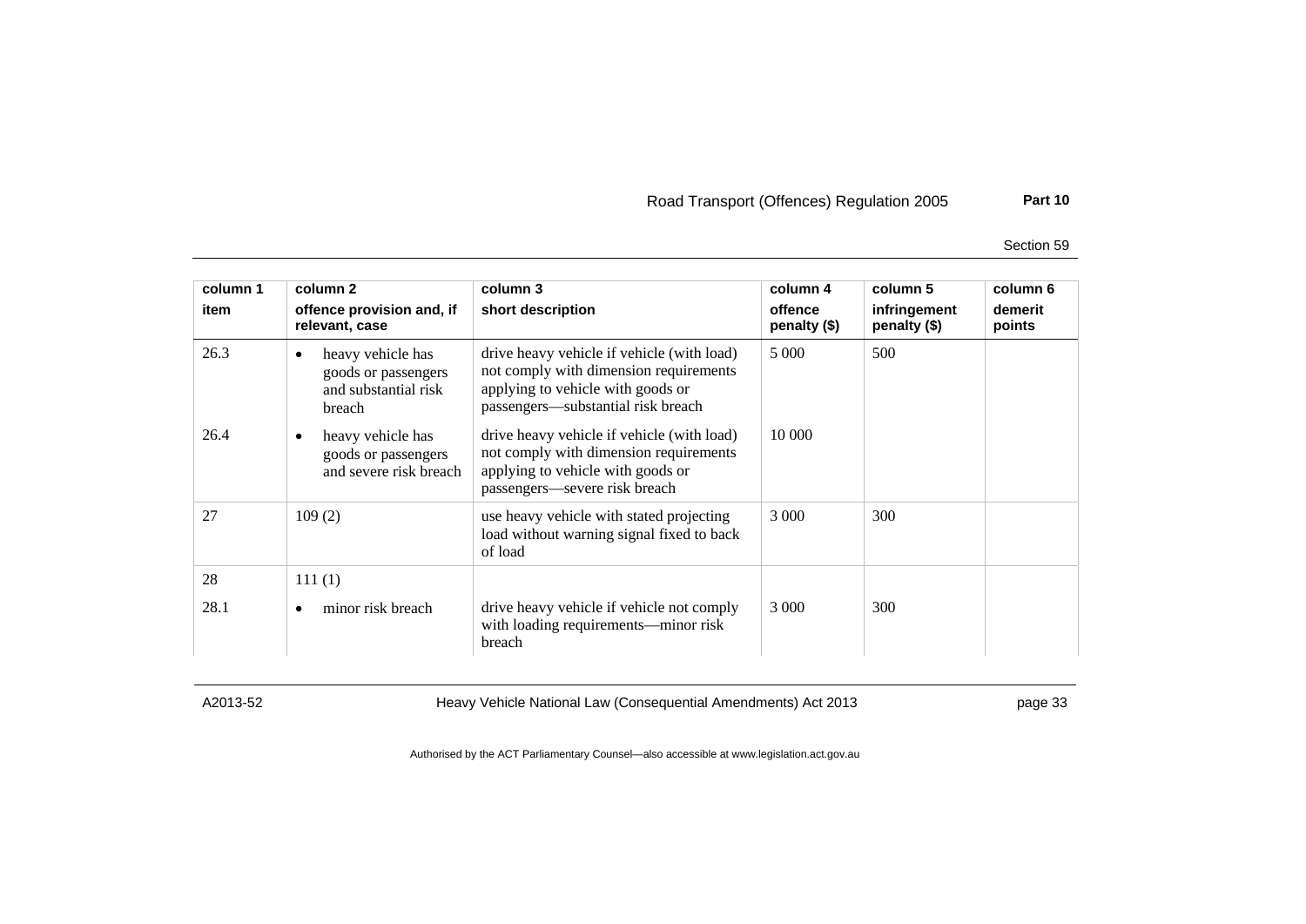| column 1<br>item | column 2<br>offence provision and, if relevant, case | column 3<br>short description | column 4<br>offence penalty ($) | column 5<br>infringement penalty ($) | column 6<br>demerit points |
|---|---|---|---|---|---|
| 26.3 | • heavy vehicle has goods or passengers and substantial risk breach | drive heavy vehicle if vehicle (with load) not comply with dimension requirements applying to vehicle with goods or passengers—substantial risk breach | 5 000 | 500 | |
| 26.4 | • heavy vehicle has goods or passengers and severe risk breach | drive heavy vehicle if vehicle (with load) not comply with dimension requirements applying to vehicle with goods or passengers—severe risk breach | 10 000 | | |
| 27 | 109 (2) | use heavy vehicle with stated projecting load without warning signal fixed to back of load | 3 000 | 300 | |
| 28 | 111 (1) | | | | |
| 28.1 | • minor risk breach | drive heavy vehicle if vehicle not comply with loading requirements—minor risk breach | 3 000 | 300 | |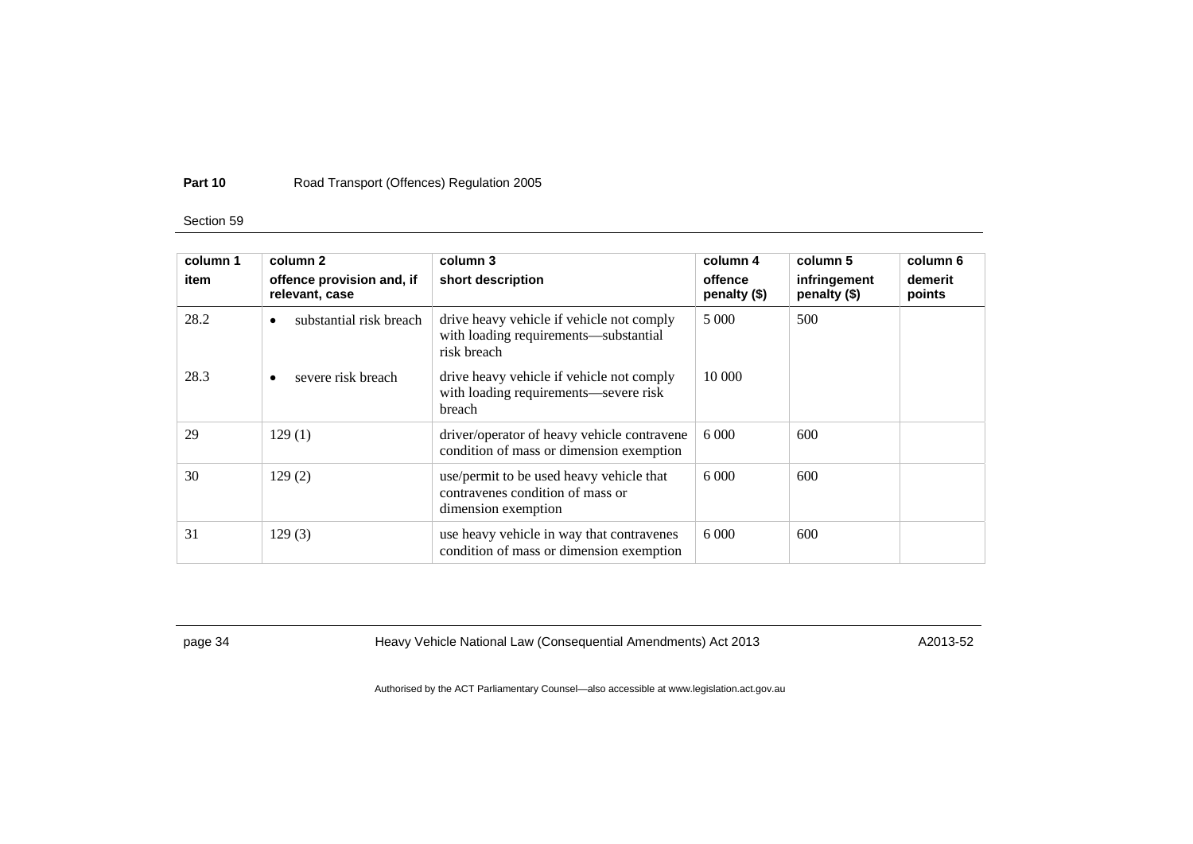| column 1<br>item | column 2<br>offence provision and, if relevant, case | column 3<br>short description | column 4<br>offence penalty ($) | column 5<br>infringement penalty ($) | column 6<br>demerit points |
|---|---|---|---|---|---|
| 28.2 | • substantial risk breach | drive heavy vehicle if vehicle not comply with loading requirements—substantial risk breach | 5 000 | 500 | |
| 28.3 | • severe risk breach | drive heavy vehicle if vehicle not comply with loading requirements—severe risk breach | 10 000 | | |
| 29 | 129 (1) | driver/operator of heavy vehicle contravene condition of mass or dimension exemption | 6 000 | 600 | |
| 30 | 129 (2) | use/permit to be used heavy vehicle that contravenes condition of mass or dimension exemption | 6 000 | 600 | |
| 31 | 129 (3) | use heavy vehicle in way that contravenes condition of mass or dimension exemption | 6 000 | 600 | |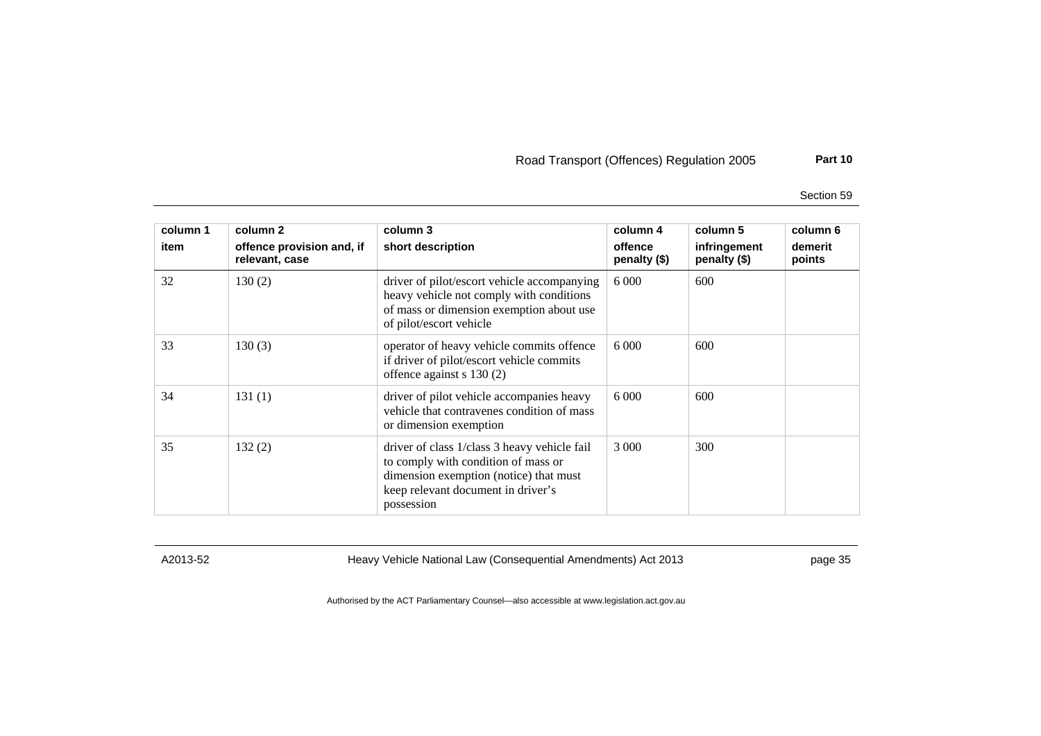| column 1 item | column 2 offence provision and, if relevant, case | column 3 short description | column 4 offence penalty ($) | column 5 infringement penalty ($) | column 6 demerit points |
|---|---|---|---|---|---|
| 32 | 130 (2) | driver of pilot/escort vehicle accompanying heavy vehicle not comply with conditions of mass or dimension exemption about use of pilot/escort vehicle | 6 000 | 600 | |
| 33 | 130 (3) | operator of heavy vehicle commits offence if driver of pilot/escort vehicle commits offence against s 130 (2) | 6 000 | 600 | |
| 34 | 131 (1) | driver of pilot vehicle accompanies heavy vehicle that contravenes condition of mass or dimension exemption | 6 000 | 600 | |
| 35 | 132 (2) | driver of class 1/class 3 heavy vehicle fail to comply with condition of mass or dimension exemption (notice) that must keep relevant document in driver's possession | 3 000 | 300 | |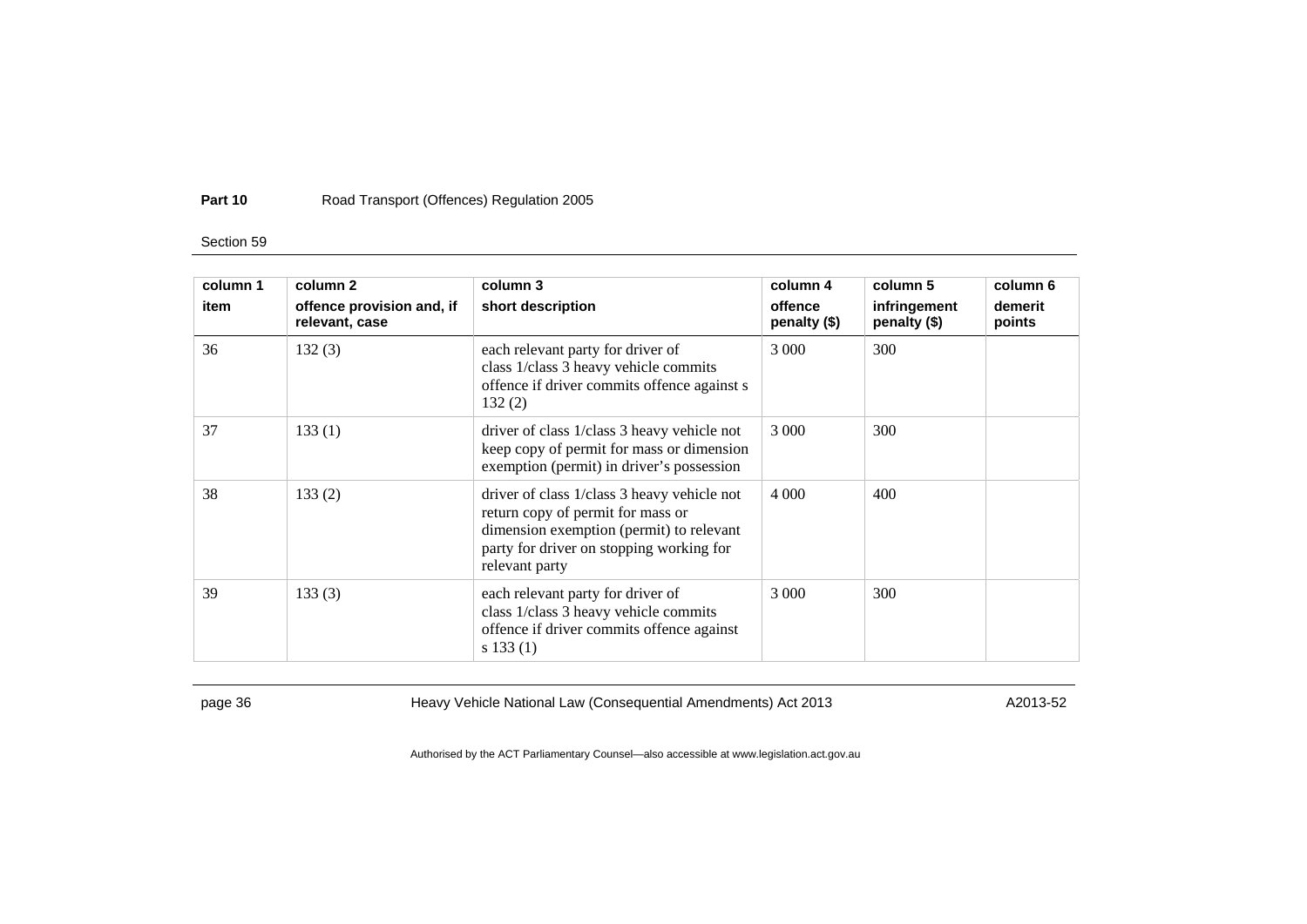| column 1 item | column 2 offence provision and, if relevant, case | column 3 short description | column 4 offence penalty ($) | column 5 infringement penalty ($) | column 6 demerit points |
|---|---|---|---|---|---|
| 36 | 132 (3) | each relevant party for driver of class 1/class 3 heavy vehicle commits offence if driver commits offence against s 132 (2) | 3 000 | 300 | |
| 37 | 133 (1) | driver of class 1/class 3 heavy vehicle not keep copy of permit for mass or dimension exemption (permit) in driver's possession | 3 000 | 300 | |
| 38 | 133 (2) | driver of class 1/class 3 heavy vehicle not return copy of permit for mass or dimension exemption (permit) to relevant party for driver on stopping working for relevant party | 4 000 | 400 | |
| 39 | 133 (3) | each relevant party for driver of class 1/class 3 heavy vehicle commits offence if driver commits offence against s 133 (1) | 3 000 | 300 | |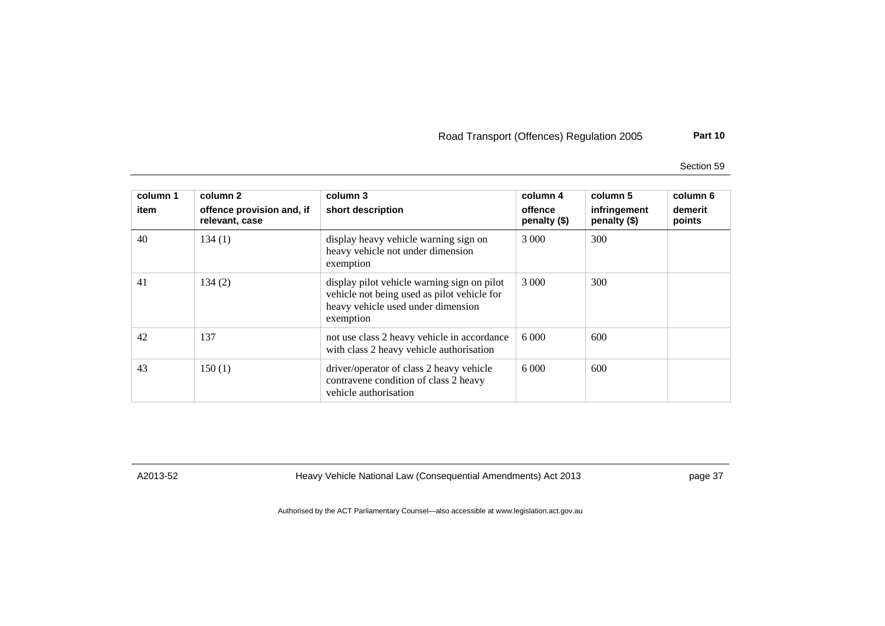| column 1<br>item | column 2<br>offence provision and, if relevant, case | column 3<br>short description | column 4<br>offence penalty ($) | column 5<br>infringement penalty ($) | column 6<br>demerit points |
|---|---|---|---|---|---|
| 40 | 134 (1) | display heavy vehicle warning sign on heavy vehicle not under dimension exemption | 3 000 | 300 | |
| 41 | 134 (2) | display pilot vehicle warning sign on pilot vehicle not being used as pilot vehicle for heavy vehicle used under dimension exemption | 3 000 | 300 | |
| 42 | 137 | not use class 2 heavy vehicle in accordance with class 2 heavy vehicle authorisation | 6 000 | 600 | |
| 43 | 150 (1) | driver/operator of class 2 heavy vehicle contravene condition of class 2 heavy vehicle authorisation | 6 000 | 600 | |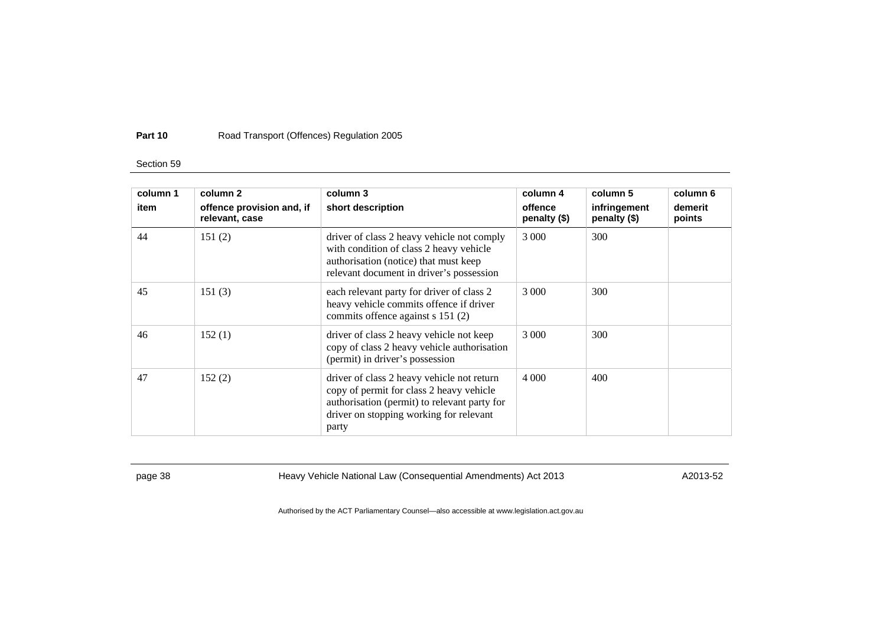| column 1<br>item | column 2<br>offence provision and, if relevant, case | column 3<br>short description | column 4<br>offence penalty ($) | column 5<br>infringement penalty ($) | column 6<br>demerit points |
|---|---|---|---|---|---|
| 44 | 151 (2) | driver of class 2 heavy vehicle not comply with condition of class 2 heavy vehicle authorisation (notice) that must keep relevant document in driver's possession | 3 000 | 300 | |
| 45 | 151 (3) | each relevant party for driver of class 2 heavy vehicle commits offence if driver commits offence against s 151 (2) | 3 000 | 300 | |
| 46 | 152 (1) | driver of class 2 heavy vehicle not keep copy of class 2 heavy vehicle authorisation (permit) in driver's possession | 3 000 | 300 | |
| 47 | 152 (2) | driver of class 2 heavy vehicle not return copy of permit for class 2 heavy vehicle authorisation (permit) to relevant party for driver on stopping working for relevant party | 4 000 | 400 | |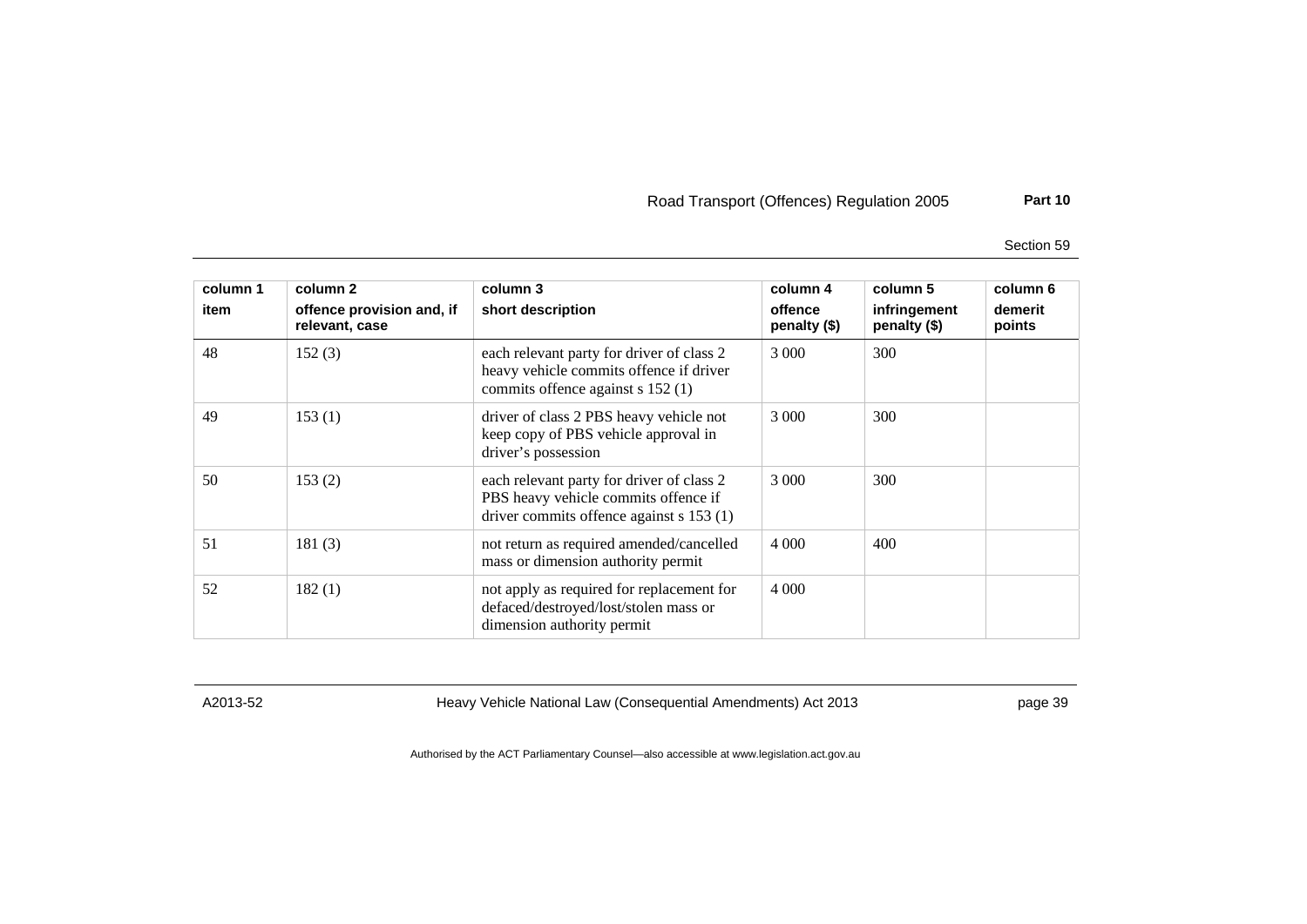| column 1 | column 2 | column 3 | column 4 | column 5 | column 6 |
|---|---|---|---|---|---|
| item | offence provision and, if relevant, case | short description | offence penalty ($) | infringement penalty ($) | demerit points |
| 48 | 152 (3) | each relevant party for driver of class 2 heavy vehicle commits offence if driver commits offence against s 152 (1) | 3 000 | 300 | |
| 49 | 153 (1) | driver of class 2 PBS heavy vehicle not keep copy of PBS vehicle approval in driver's possession | 3 000 | 300 | |
| 50 | 153 (2) | each relevant party for driver of class 2 PBS heavy vehicle commits offence if driver commits offence against s 153 (1) | 3 000 | 300 | |
| 51 | 181 (3) | not return as required amended/cancelled mass or dimension authority permit | 4 000 | 400 | |
| 52 | 182 (1) | not apply as required for replacement for defaced/destroyed/lost/stolen mass or dimension authority permit | 4 000 | | |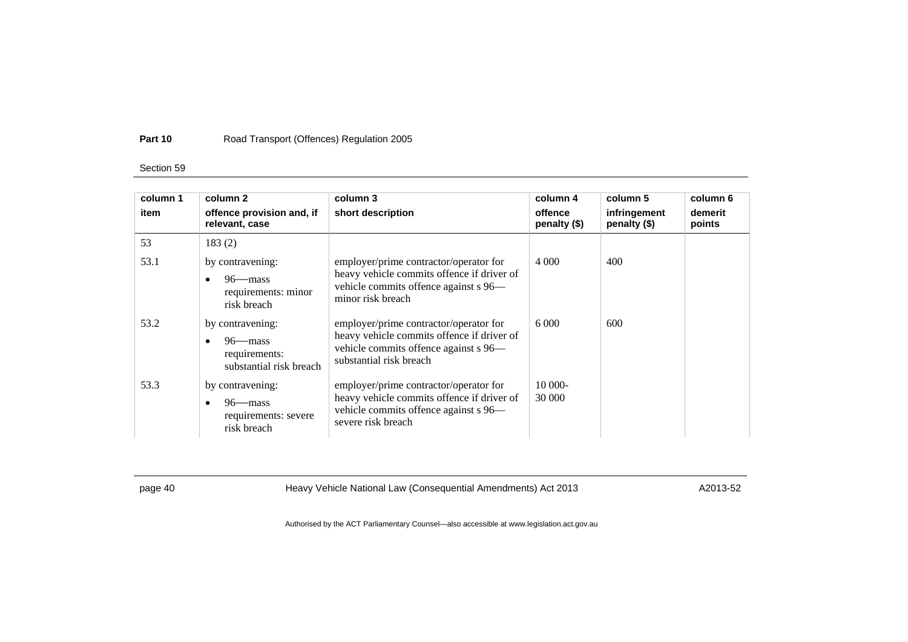| column 1 item | column 2 offence provision and, if relevant, case | column 3 short description | column 4 offence penalty ($) | column 5 infringement penalty ($) | column 6 demerit points |
|---|---|---|---|---|---|
| 53 | 183 (2) | | | | |
| 53.1 | by contravening:<br>• 96—mass requirements: minor risk breach | employer/prime contractor/operator for heavy vehicle commits offence if driver of vehicle commits offence against s 96—minor risk breach | 4 000 | 400 | |
| 53.2 | by contravening:<br>• 96—mass requirements: substantial risk breach | employer/prime contractor/operator for heavy vehicle commits offence if driver of vehicle commits offence against s 96—substantial risk breach | 6 000 | 600 | |
| 53.3 | by contravening:<br>• 96—mass requirements: severe risk breach | employer/prime contractor/operator for heavy vehicle commits offence if driver of vehicle commits offence against s 96—severe risk breach | 10 000-30 000 | | |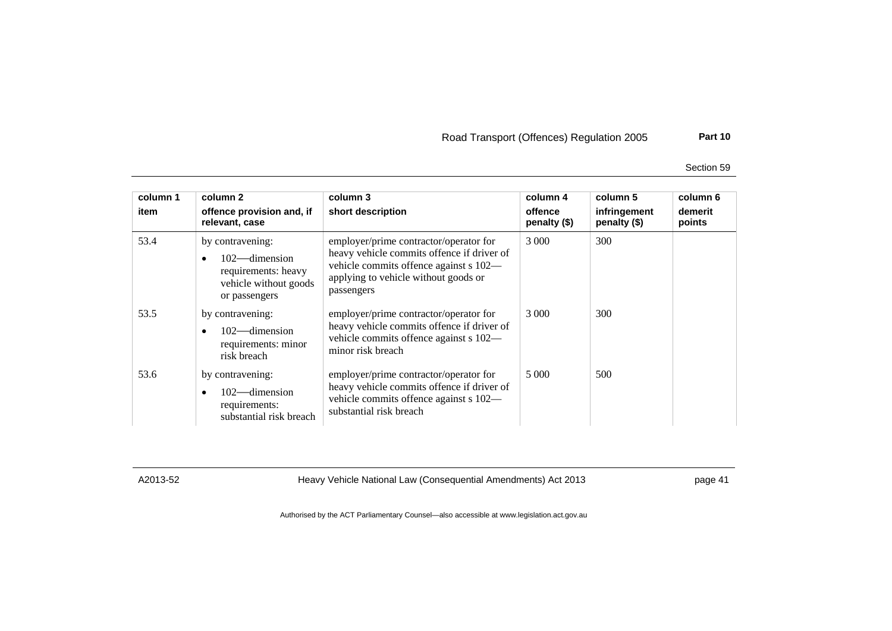| column 1 item | column 2 offence provision and, if relevant, case | column 3 short description | column 4 offence penalty ($) | column 5 infringement penalty ($) | column 6 demerit points |
|---|---|---|---|---|---|
| 53.4 | by contravening: • 102—dimension requirements: heavy vehicle without goods or passengers | employer/prime contractor/operator for heavy vehicle commits offence if driver of vehicle commits offence against s 102—applying to vehicle without goods or passengers | 3 000 | 300 | |
| 53.5 | by contravening: • 102—dimension requirements: minor risk breach | employer/prime contractor/operator for heavy vehicle commits offence if driver of vehicle commits offence against s 102—minor risk breach | 3 000 | 300 | |
| 53.6 | by contravening: • 102—dimension requirements: substantial risk breach | employer/prime contractor/operator for heavy vehicle commits offence if driver of vehicle commits offence against s 102—substantial risk breach | 5 000 | 500 | |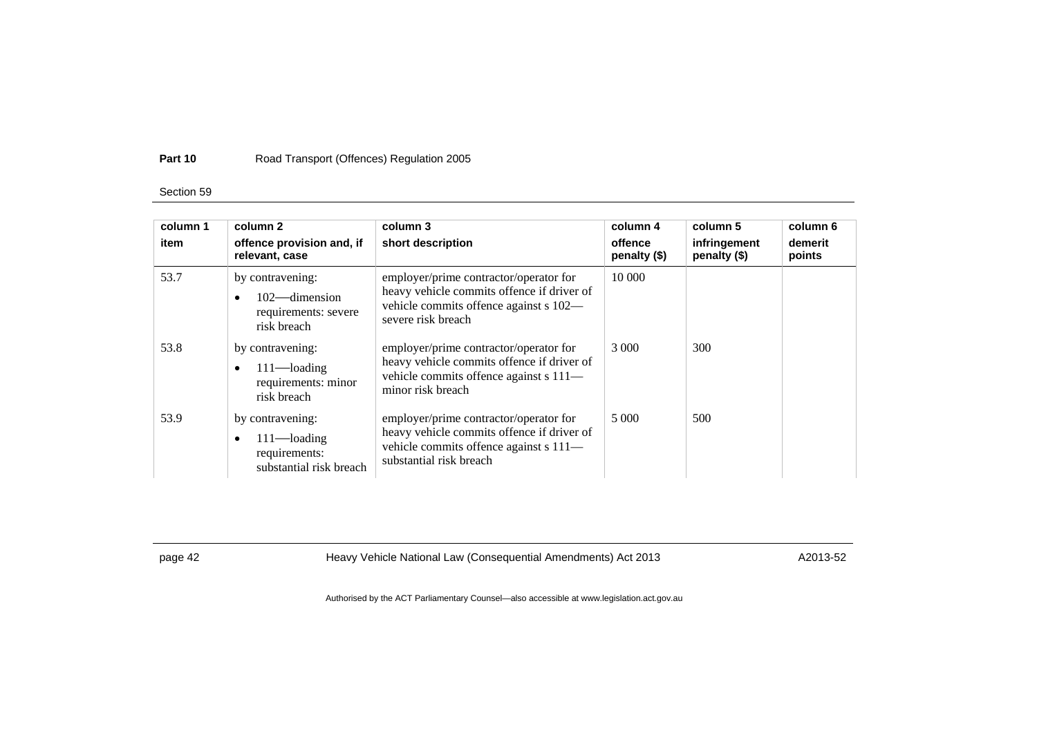| column 1 | column 2 | column 3 | column 4 | column 5 | column 6 |
|---|---|---|---|---|---|
| item | offence provision and, if relevant, case | short description | offence penalty ($) | infringement penalty ($) | demerit points |
| 53.7 | by contravening:<br>• 102—dimension requirements: severe risk breach | employer/prime contractor/operator for heavy vehicle commits offence if driver of vehicle commits offence against s 102—severe risk breach | 10 000 | | |
| 53.8 | by contravening:<br>• 111—loading requirements: minor risk breach | employer/prime contractor/operator for heavy vehicle commits offence if driver of vehicle commits offence against s 111—minor risk breach | 3 000 | 300 | |
| 53.9 | by contravening:<br>• 111—loading requirements: substantial risk breach | employer/prime contractor/operator for heavy vehicle commits offence if driver of vehicle commits offence against s 111—substantial risk breach | 5 000 | 500 | |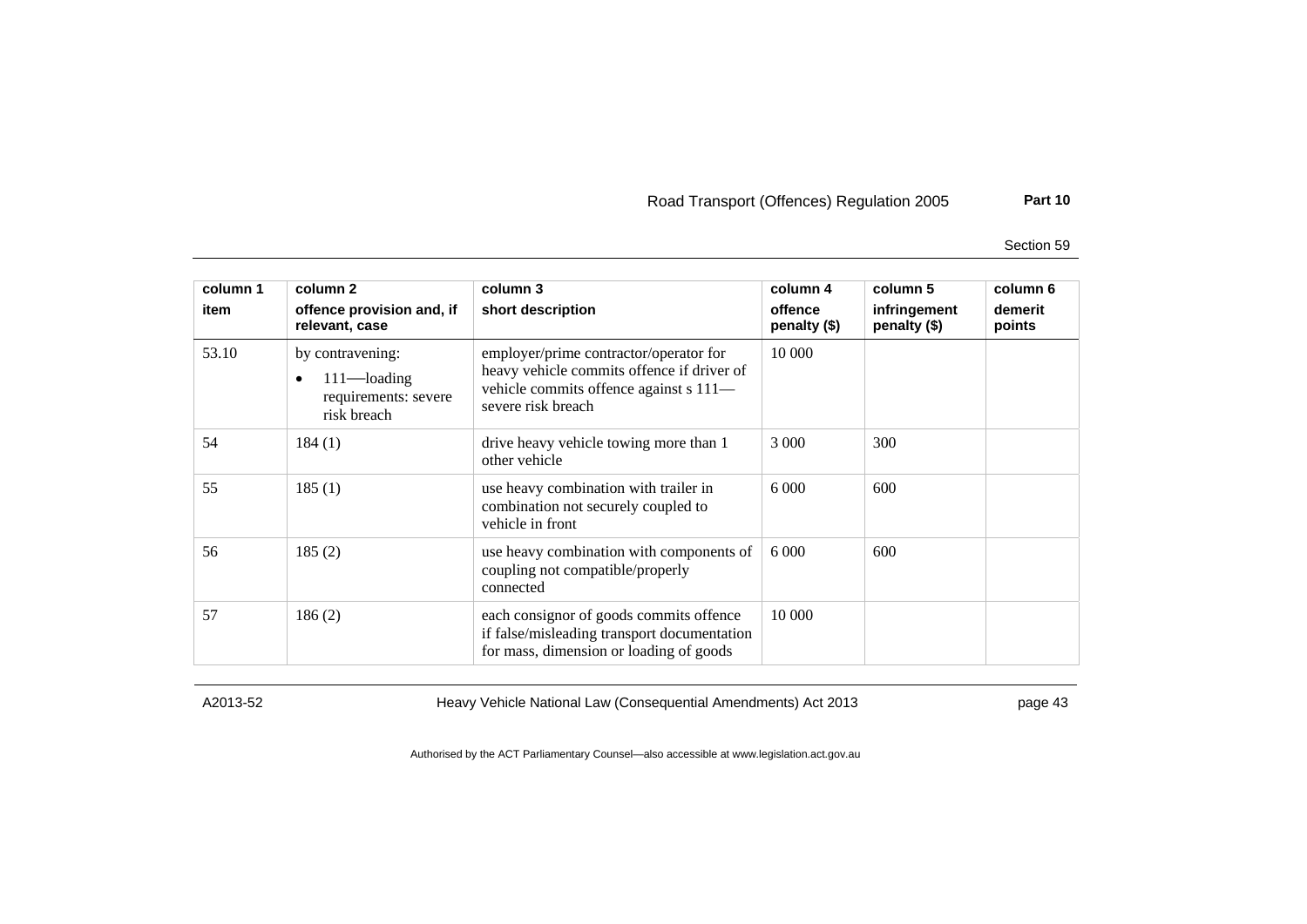| column 1 | column 2 | column 3 | column 4 | column 5 | column 6 |
|---|---|---|---|---|---|
| item | offence provision and, if relevant, case | short description | offence penalty ($) | infringement penalty ($) | demerit points |
| 53.10 | by contravening: • 111—loading requirements: severe risk breach | employer/prime contractor/operator for heavy vehicle commits offence if driver of vehicle commits offence against s 111—severe risk breach | 10 000 | | |
| 54 | 184 (1) | drive heavy vehicle towing more than 1 other vehicle | 3 000 | 300 | |
| 55 | 185 (1) | use heavy combination with trailer in combination not securely coupled to vehicle in front | 6 000 | 600 | |
| 56 | 185 (2) | use heavy combination with components of coupling not compatible/properly connected | 6 000 | 600 | |
| 57 | 186 (2) | each consignor of goods commits offence if false/misleading transport documentation for mass, dimension or loading of goods | 10 000 | | |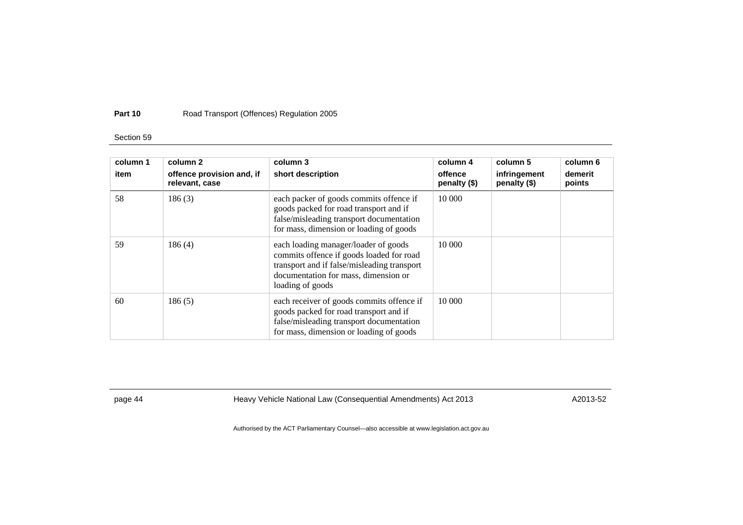| column 1 | column 2 | column 3 | column 4 | column 5 | column 6 |
|---|---|---|---|---|---|
| item | offence provision and, if relevant, case | short description | offence penalty ($) | infringement penalty ($) | demerit points |
| 58 | 186 (3) | each packer of goods commits offence if goods packed for road transport and if false/misleading transport documentation for mass, dimension or loading of goods | 10 000 | | |
| 59 | 186 (4) | each loading manager/loader of goods commits offence if goods loaded for road transport and if false/misleading transport documentation for mass, dimension or loading of goods | 10 000 | | |
| 60 | 186 (5) | each receiver of goods commits offence if goods packed for road transport and if false/misleading transport documentation for mass, dimension or loading of goods | 10 000 | | |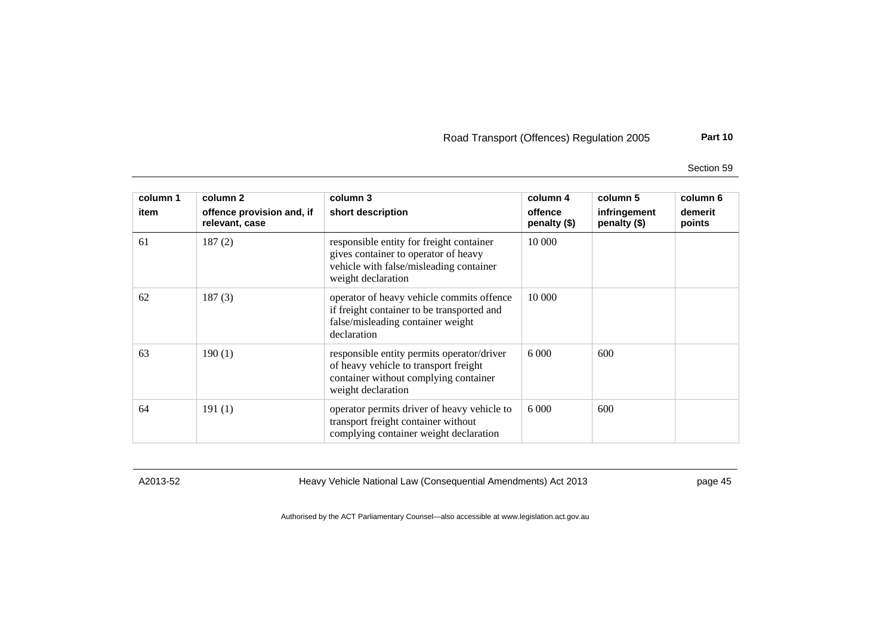| column 1 item | column 2 offence provision and, if relevant, case | column 3 short description | column 4 offence penalty ($) | column 5 infringement penalty ($) | column 6 demerit points |
|---|---|---|---|---|---|
| 61 | 187 (2) | responsible entity for freight container gives container to operator of heavy vehicle with false/misleading container weight declaration | 10 000 | | |
| 62 | 187 (3) | operator of heavy vehicle commits offence if freight container to be transported and false/misleading container weight declaration | 10 000 | | |
| 63 | 190 (1) | responsible entity permits operator/driver of heavy vehicle to transport freight container without complying container weight declaration | 6 000 | 600 | |
| 64 | 191 (1) | operator permits driver of heavy vehicle to transport freight container without complying container weight declaration | 6 000 | 600 | |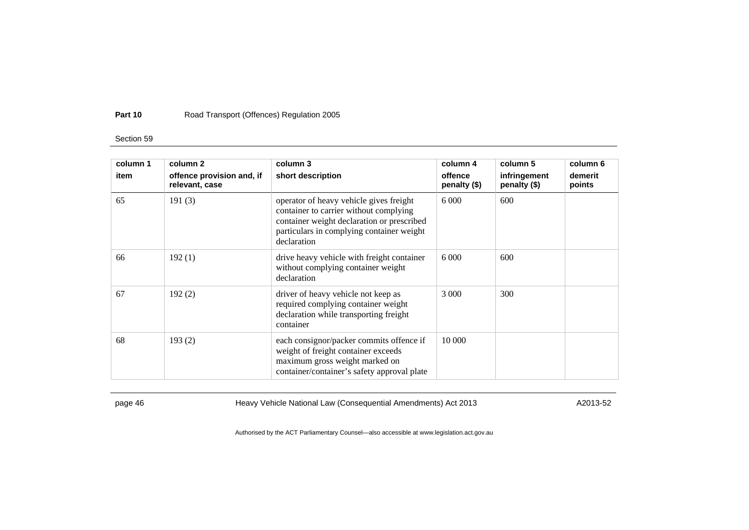| column 1 | column 2 | column 3 | column 4 | column 5 | column 6 |
|---|---|---|---|---|---|
| item | offence provision and, if relevant, case | short description | offence penalty ($) | infringement penalty ($) | demerit points |
| 65 | 191 (3) | operator of heavy vehicle gives freight container to carrier without complying container weight declaration or prescribed particulars in complying container weight declaration | 6 000 | 600 | |
| 66 | 192 (1) | drive heavy vehicle with freight container without complying container weight declaration | 6 000 | 600 | |
| 67 | 192 (2) | driver of heavy vehicle not keep as required complying container weight declaration while transporting freight container | 3 000 | 300 | |
| 68 | 193 (2) | each consignor/packer commits offence if weight of freight container exceeds maximum gross weight marked on container/container's safety approval plate | 10 000 | | |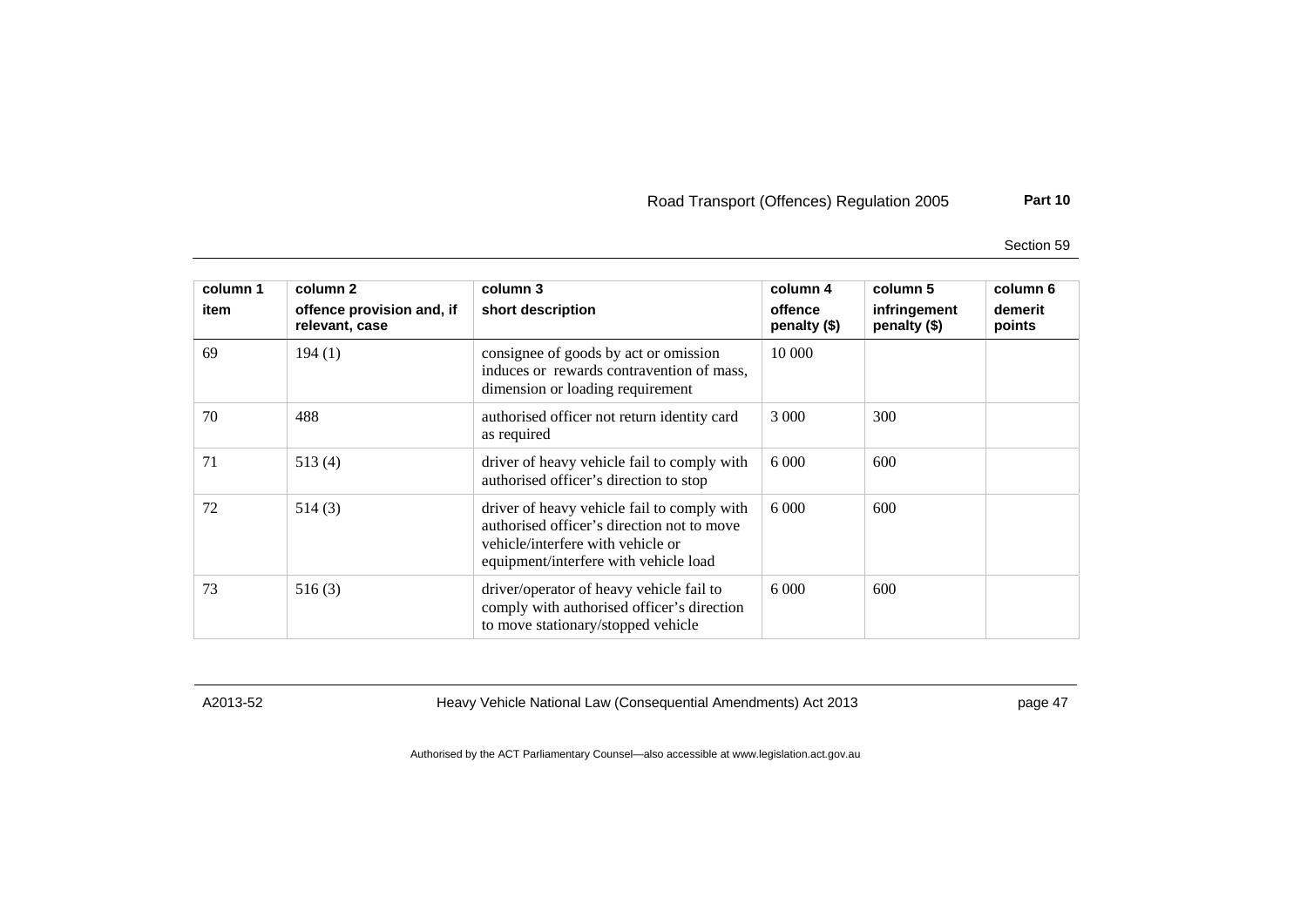| column 1<br>item | column 2<br>offence provision and, if relevant, case | column 3<br>short description | column 4<br>offence penalty ($) | column 5<br>infringement penalty ($) | column 6<br>demerit points |
|---|---|---|---|---|---|
| 69 | 194 (1) | consignee of goods by act or omission induces or rewards contravention of mass, dimension or loading requirement | 10 000 | | |
| 70 | 488 | authorised officer not return identity card as required | 3 000 | 300 | |
| 71 | 513 (4) | driver of heavy vehicle fail to comply with authorised officer's direction to stop | 6 000 | 600 | |
| 72 | 514 (3) | driver of heavy vehicle fail to comply with authorised officer's direction not to move vehicle/interfere with vehicle or equipment/interfere with vehicle load | 6 000 | 600 | |
| 73 | 516 (3) | driver/operator of heavy vehicle fail to comply with authorised officer's direction to move stationary/stopped vehicle | 6 000 | 600 | |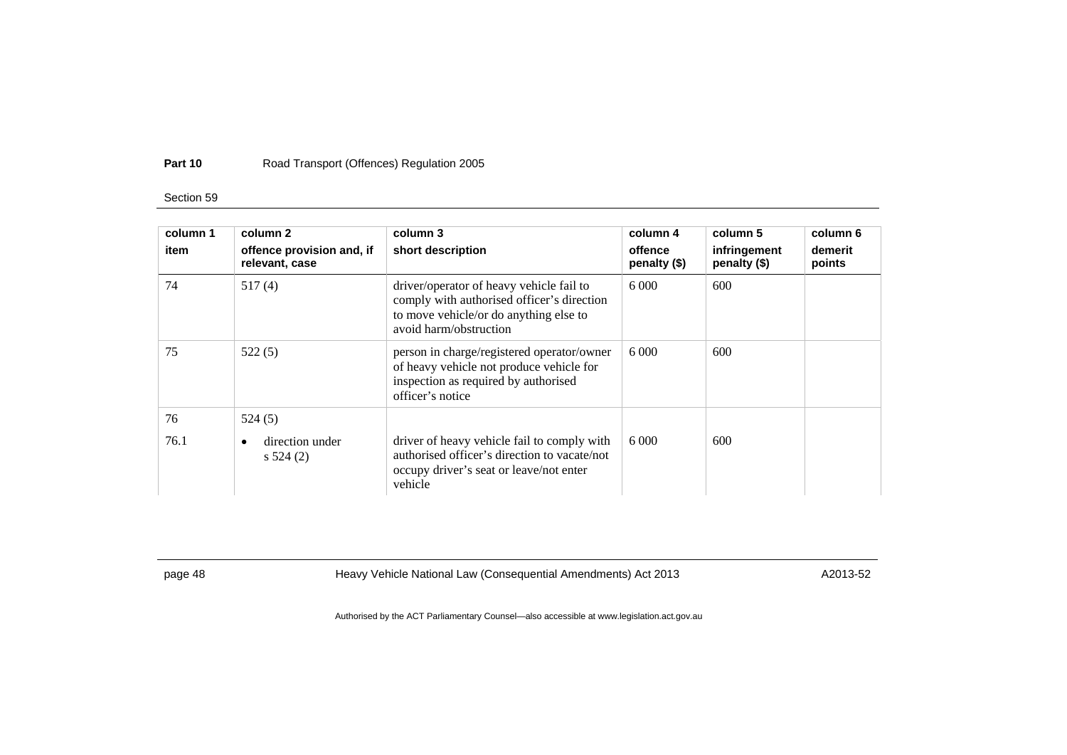| column 1<br>item | column 2<br>offence provision and, if relevant, case | column 3<br>short description | column 4<br>offence penalty ($) | column 5<br>infringement penalty ($) | column 6<br>demerit points |
|---|---|---|---|---|---|
| 74 | 517 (4) | driver/operator of heavy vehicle fail to comply with authorised officer's direction to move vehicle/or do anything else to avoid harm/obstruction | 6 000 | 600 | |
| 75 | 522 (5) | person in charge/registered operator/owner of heavy vehicle not produce vehicle for inspection as required by authorised officer's notice | 6 000 | 600 | |
| 76 | 524 (5) | | | | |
| 76.1 | • direction under s 524 (2) | driver of heavy vehicle fail to comply with authorised officer's direction to vacate/not occupy driver's seat or leave/not enter vehicle | 6 000 | 600 | |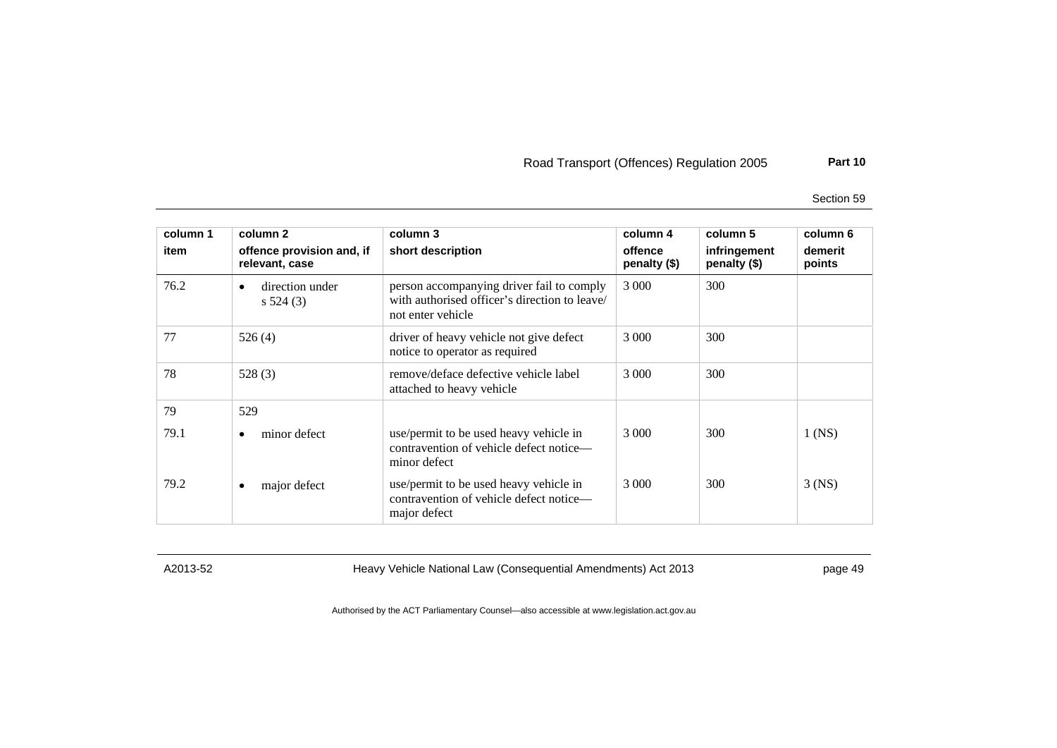| column 1<br>item | column 2<br>offence provision and, if relevant, case | column 3<br>short description | column 4<br>offence penalty ($) | column 5<br>infringement penalty ($) | column 6<br>demerit points |
|---|---|---|---|---|---|
| 76.2 | • direction under s 524 (3) | person accompanying driver fail to comply with authorised officer's direction to leave/ not enter vehicle | 3 000 | 300 | |
| 77 | 526 (4) | driver of heavy vehicle not give defect notice to operator as required | 3 000 | 300 | |
| 78 | 528 (3) | remove/deface defective vehicle label attached to heavy vehicle | 3 000 | 300 | |
| 79 | 529 | | | | |
| 79.1 | • minor defect | use/permit to be used heavy vehicle in contravention of vehicle defect notice—minor defect | 3 000 | 300 | 1 (NS) |
| 79.2 | • major defect | use/permit to be used heavy vehicle in contravention of vehicle defect notice—major defect | 3 000 | 300 | 3 (NS) |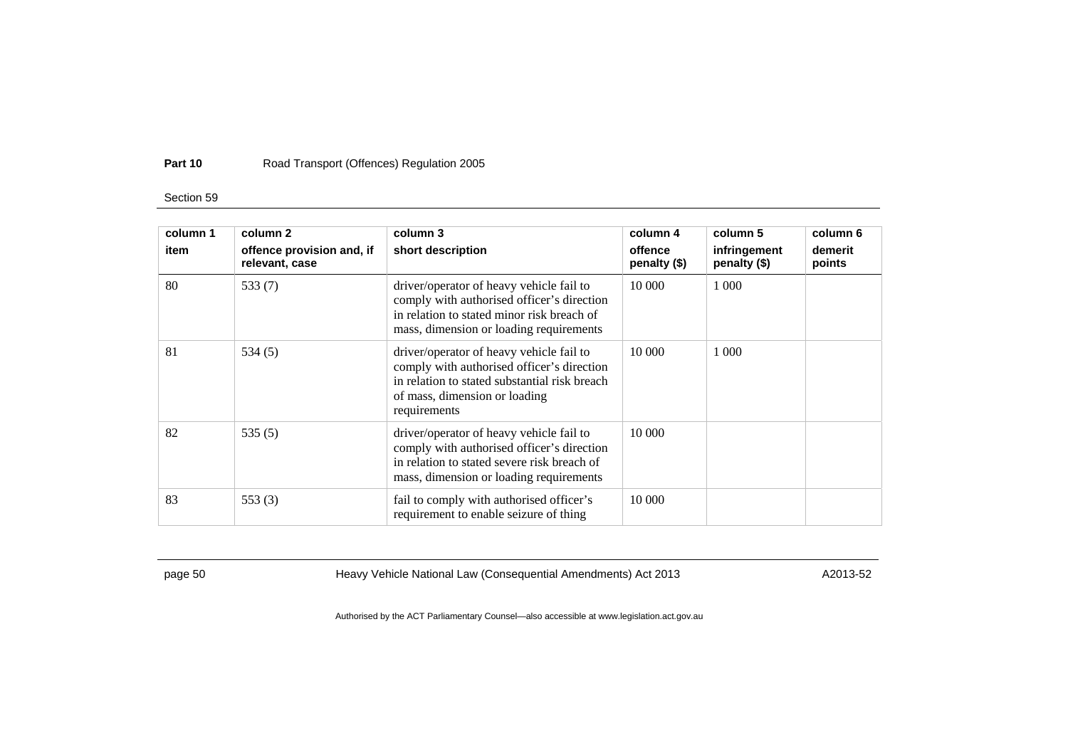| column 1<br>item | column 2<br>offence provision and, if relevant, case | column 3<br>short description | column 4<br>offence penalty ($) | column 5<br>infringement penalty ($) | column 6<br>demerit points |
|---|---|---|---|---|---|
| 80 | 533 (7) | driver/operator of heavy vehicle fail to comply with authorised officer's direction in relation to stated minor risk breach of mass, dimension or loading requirements | 10 000 | 1 000 | |
| 81 | 534 (5) | driver/operator of heavy vehicle fail to comply with authorised officer's direction in relation to stated substantial risk breach of mass, dimension or loading requirements | 10 000 | 1 000 | |
| 82 | 535 (5) | driver/operator of heavy vehicle fail to comply with authorised officer's direction in relation to stated severe risk breach of mass, dimension or loading requirements | 10 000 | | |
| 83 | 553 (3) | fail to comply with authorised officer's requirement to enable seizure of thing | 10 000 | | |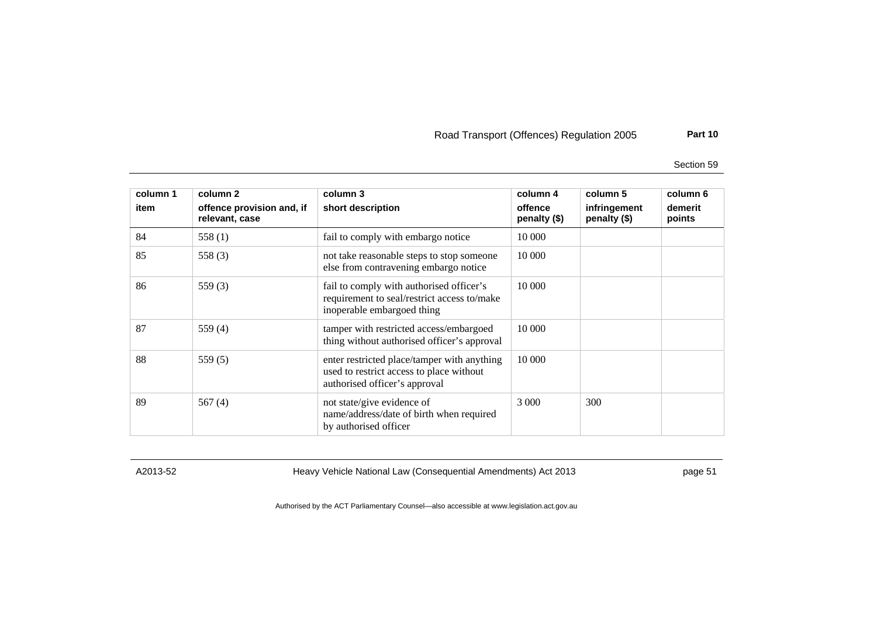| column 1<br>item | column 2<br>offence provision and, if relevant, case | column 3<br>short description | column 4<br>offence penalty ($) | column 5<br>infringement penalty ($) | column 6<br>demerit points |
|---|---|---|---|---|---|
| 84 | 558 (1) | fail to comply with embargo notice | 10 000 | | |
| 85 | 558 (3) | not take reasonable steps to stop someone else from contravening embargo notice | 10 000 | | |
| 86 | 559 (3) | fail to comply with authorised officer's requirement to seal/restrict access to/make inoperable embargoed thing | 10 000 | | |
| 87 | 559 (4) | tamper with restricted access/embargoed thing without authorised officer's approval | 10 000 | | |
| 88 | 559 (5) | enter restricted place/tamper with anything used to restrict access to place without authorised officer's approval | 10 000 | | |
| 89 | 567 (4) | not state/give evidence of name/address/date of birth when required by authorised officer | 3 000 | 300 | |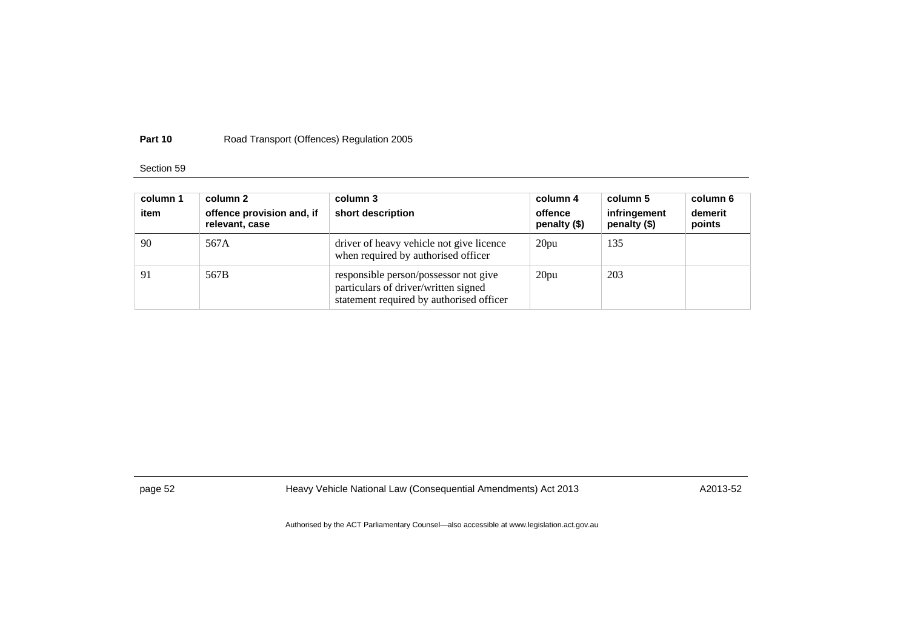| column 1 item | column 2 offence provision and, if relevant, case | column 3 short description | column 4 offence penalty ($) | column 5 infringement penalty ($) | column 6 demerit points |
|---|---|---|---|---|---|
| 90 | 567A | driver of heavy vehicle not give licence when required by authorised officer | 20pu | 135 | |
| 91 | 567B | responsible person/possessor not give particulars of driver/written signed statement required by authorised officer | 20pu | 203 | |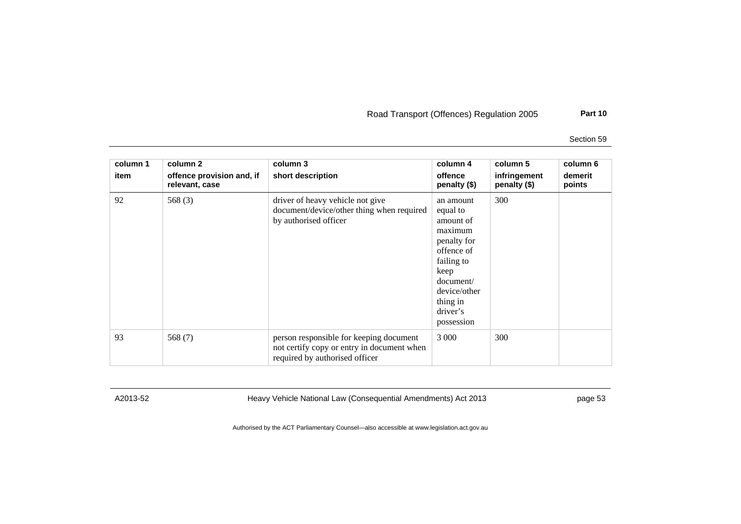| column 1 | column 2 | column 3 | column 4 | column 5 | column 6 |
|---|---|---|---|---|---|
| item | offence provision and, if relevant, case | short description | offence penalty ($) | infringement penalty ($) | demerit points |
| 92 | 568 (3) | driver of heavy vehicle not give document/device/other thing when required by authorised officer | an amount equal to amount of maximum penalty for offence of failing to keep document/ device/other thing in driver's possession | 300 | |
| 93 | 568 (7) | person responsible for keeping document not certify copy or entry in document when required by authorised officer | 3 000 | 300 | |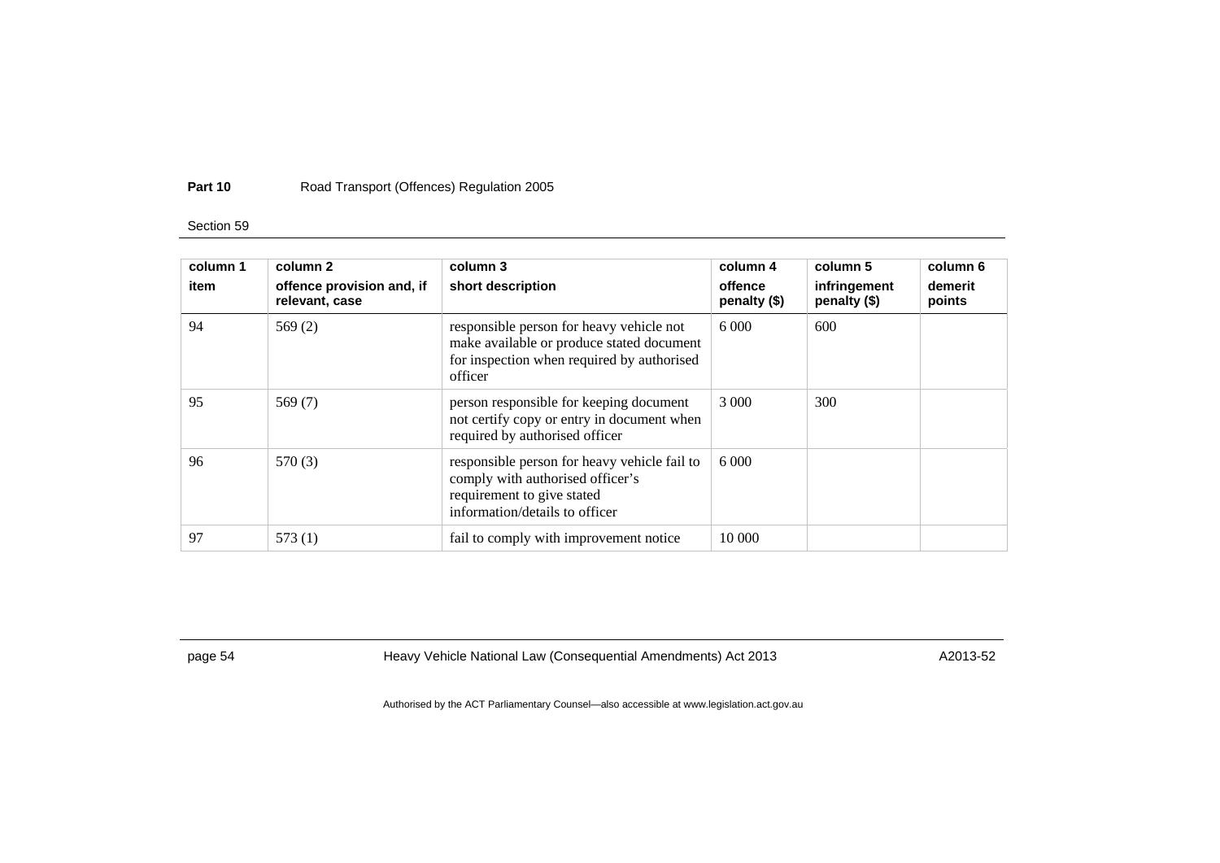| column 1 item | column 2 offence provision and, if relevant, case | column 3 short description | column 4 offence penalty ($) | column 5 infringement penalty ($) | column 6 demerit points |
|---|---|---|---|---|---|
| 94 | 569 (2) | responsible person for heavy vehicle not make available or produce stated document for inspection when required by authorised officer | 6 000 | 600 | |
| 95 | 569 (7) | person responsible for keeping document not certify copy or entry in document when required by authorised officer | 3 000 | 300 | |
| 96 | 570 (3) | responsible person for heavy vehicle fail to comply with authorised officer's requirement to give stated information/details to officer | 6 000 | | |
| 97 | 573 (1) | fail to comply with improvement notice | 10 000 | | |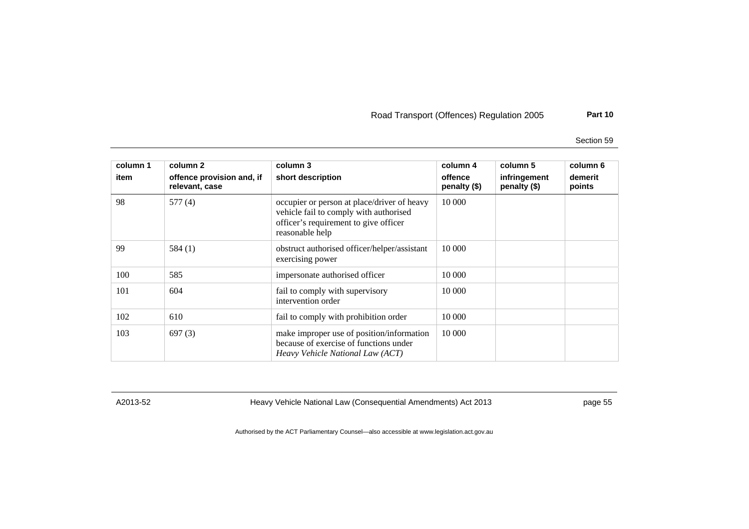| column 1<br>item | column 2<br>offence provision and, if relevant, case | column 3<br>short description | column 4<br>offence penalty ($) | column 5<br>infringement penalty ($) | column 6<br>demerit points |
|---|---|---|---|---|---|
| 98 | 577 (4) | occupier or person at place/driver of heavy vehicle fail to comply with authorised officer's requirement to give officer reasonable help | 10 000 | | |
| 99 | 584 (1) | obstruct authorised officer/helper/assistant exercising power | 10 000 | | |
| 100 | 585 | impersonate authorised officer | 10 000 | | |
| 101 | 604 | fail to comply with supervisory intervention order | 10 000 | | |
| 102 | 610 | fail to comply with prohibition order | 10 000 | | |
| 103 | 697 (3) | make improper use of position/information because of exercise of functions under *Heavy Vehicle National Law (ACT)* | 10 000 | | |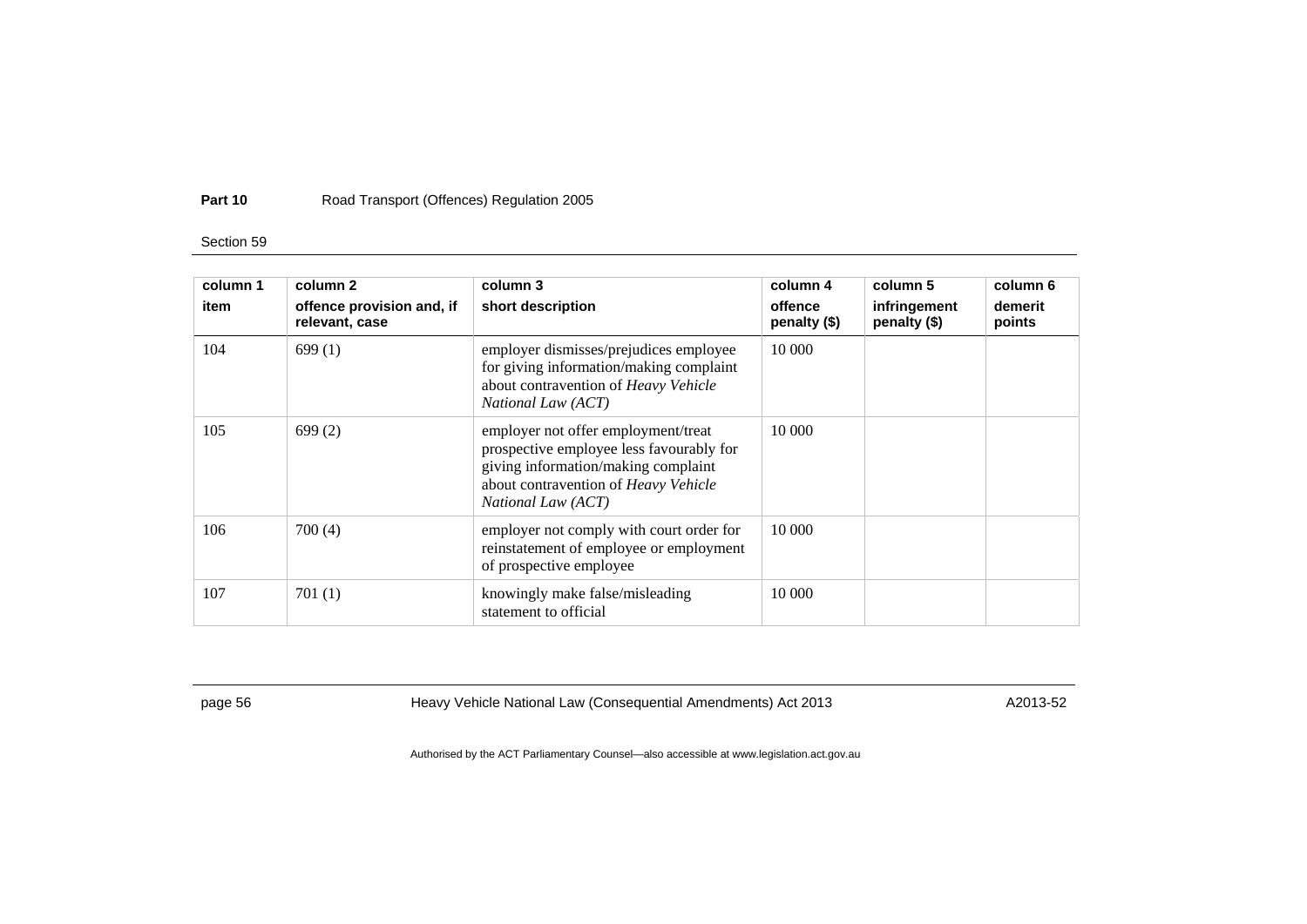| column 1<br>item | column 2<br>offence provision and, if relevant, case | column 3<br>short description | column 4<br>offence penalty ($) | column 5<br>infringement penalty ($) | column 6<br>demerit points |
|---|---|---|---|---|---|
| 104 | 699 (1) | employer dismisses/prejudices employee for giving information/making complaint about contravention of *Heavy Vehicle National Law (ACT)* | 10 000 | | |
| 105 | 699 (2) | employer not offer employment/treat prospective employee less favourably for giving information/making complaint about contravention of *Heavy Vehicle National Law (ACT)* | 10 000 | | |
| 106 | 700 (4) | employer not comply with court order for reinstatement of employee or employment of prospective employee | 10 000 | | |
| 107 | 701 (1) | knowingly make false/misleading statement to official | 10 000 | | |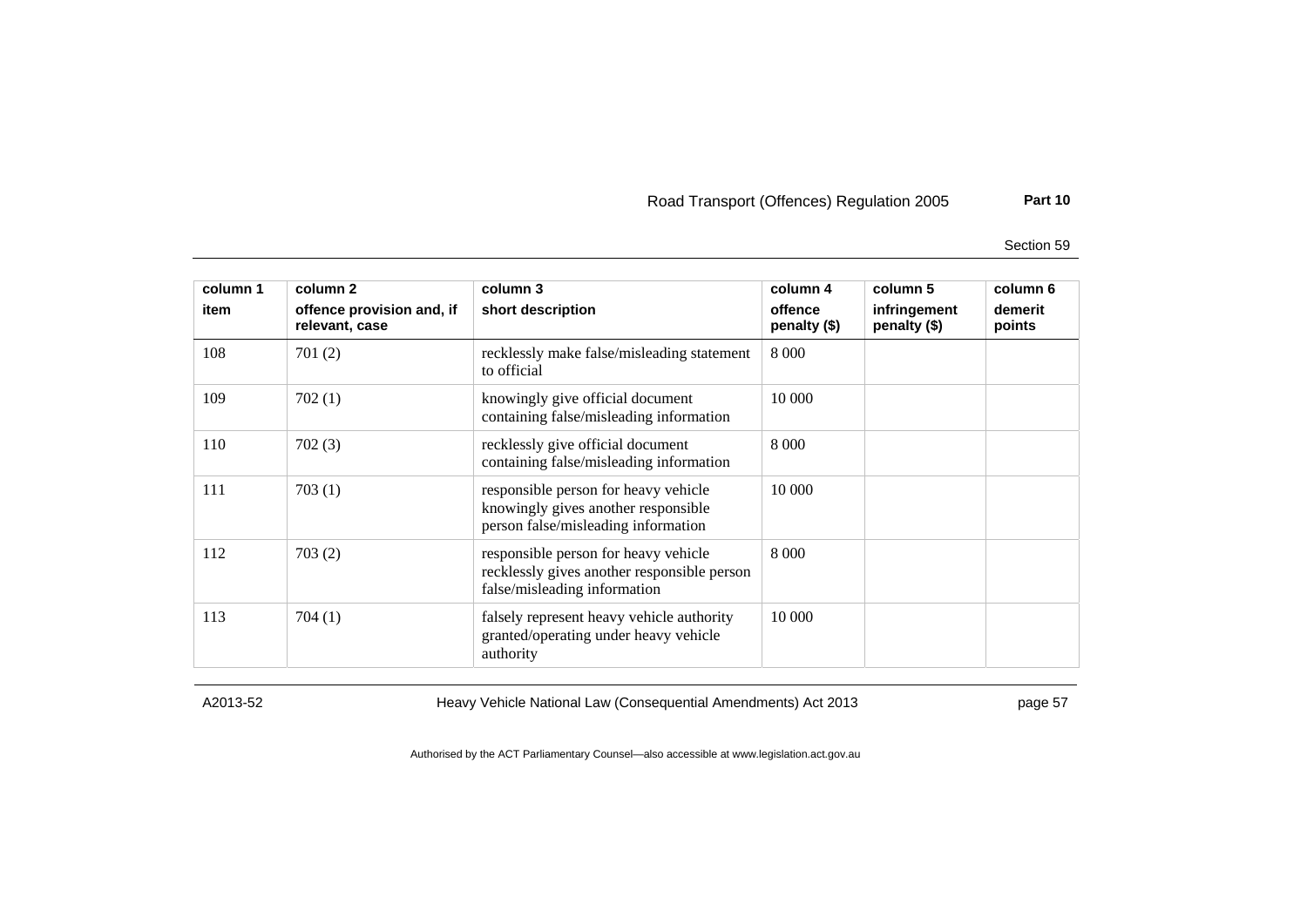| column 1 item | column 2 offence provision and, if relevant, case | column 3 short description | column 4 offence penalty ($) | column 5 infringement penalty ($) | column 6 demerit points |
|---|---|---|---|---|---|
| 108 | 701 (2) | recklessly make false/misleading statement to official | 8 000 | | |
| 109 | 702 (1) | knowingly give official document containing false/misleading information | 10 000 | | |
| 110 | 702 (3) | recklessly give official document containing false/misleading information | 8 000 | | |
| 111 | 703 (1) | responsible person for heavy vehicle knowingly gives another responsible person false/misleading information | 10 000 | | |
| 112 | 703 (2) | responsible person for heavy vehicle recklessly gives another responsible person false/misleading information | 8 000 | | |
| 113 | 704 (1) | falsely represent heavy vehicle authority granted/operating under heavy vehicle authority | 10 000 | | |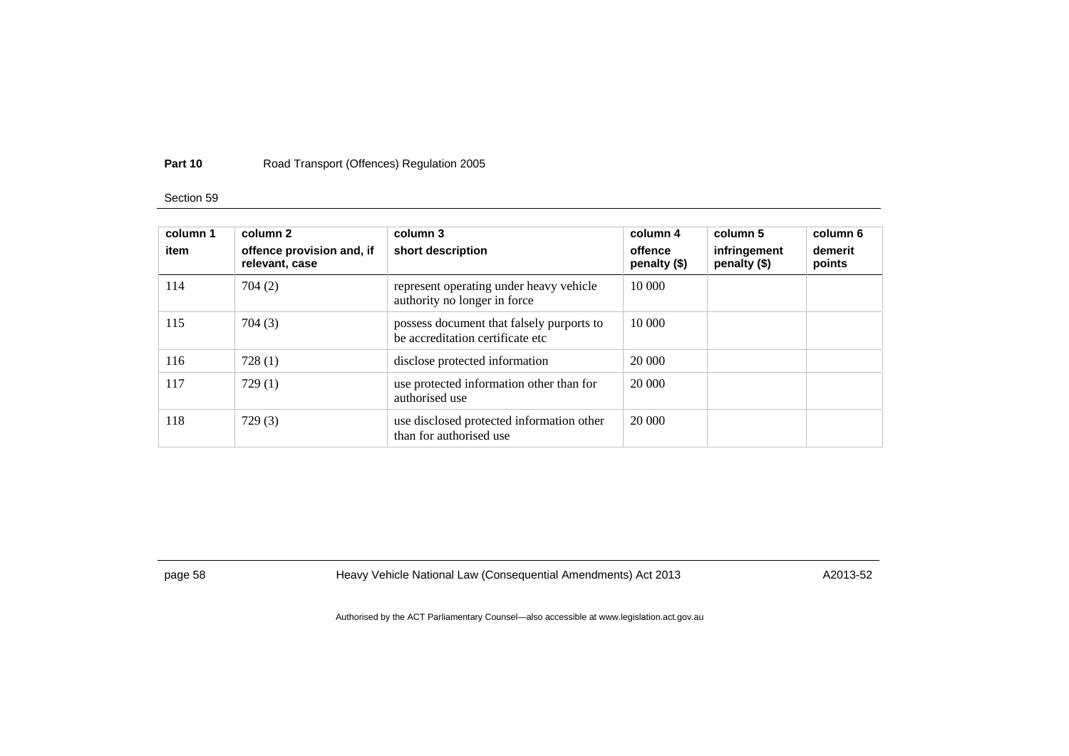| column 1 item | column 2 offence provision and, if relevant, case | column 3 short description | column 4 offence penalty ($) | column 5 infringement penalty ($) | column 6 demerit points |
|---|---|---|---|---|---|
| 114 | 704 (2) | represent operating under heavy vehicle authority no longer in force | 10 000 | | |
| 115 | 704 (3) | possess document that falsely purports to be accreditation certificate etc | 10 000 | | |
| 116 | 728 (1) | disclose protected information | 20 000 | | |
| 117 | 729 (1) | use protected information other than for authorised use | 20 000 | | |
| 118 | 729 (3) | use disclosed protected information other than for authorised use | 20 000 | | |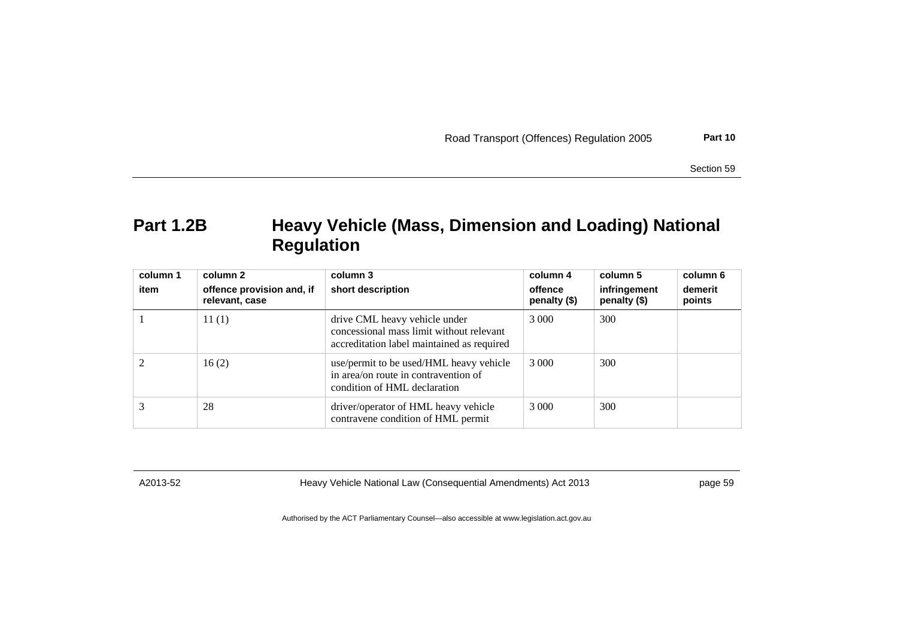## Part 1.2B Heavy Vehicle (Mass, Dimension and Loading) National Regulation

| column 1<br>item | column 2<br>offence provision and, if relevant, case | column 3<br>short description | column 4<br>offence penalty ($) | column 5<br>infringement penalty ($) | column 6<br>demerit points |
|---|---|---|---|---|---|
| 1 | 11 (1) | drive CML heavy vehicle under concessional mass limit without relevant accreditation label maintained as required | 3 000 | 300 | |
| 2 | 16 (2) | use/permit to be used/HML heavy vehicle in area/on route in contravention of condition of HML declaration | 3 000 | 300 | |
| 3 | 28 | driver/operator of HML heavy vehicle contravene condition of HML permit | 3 000 | 300 | |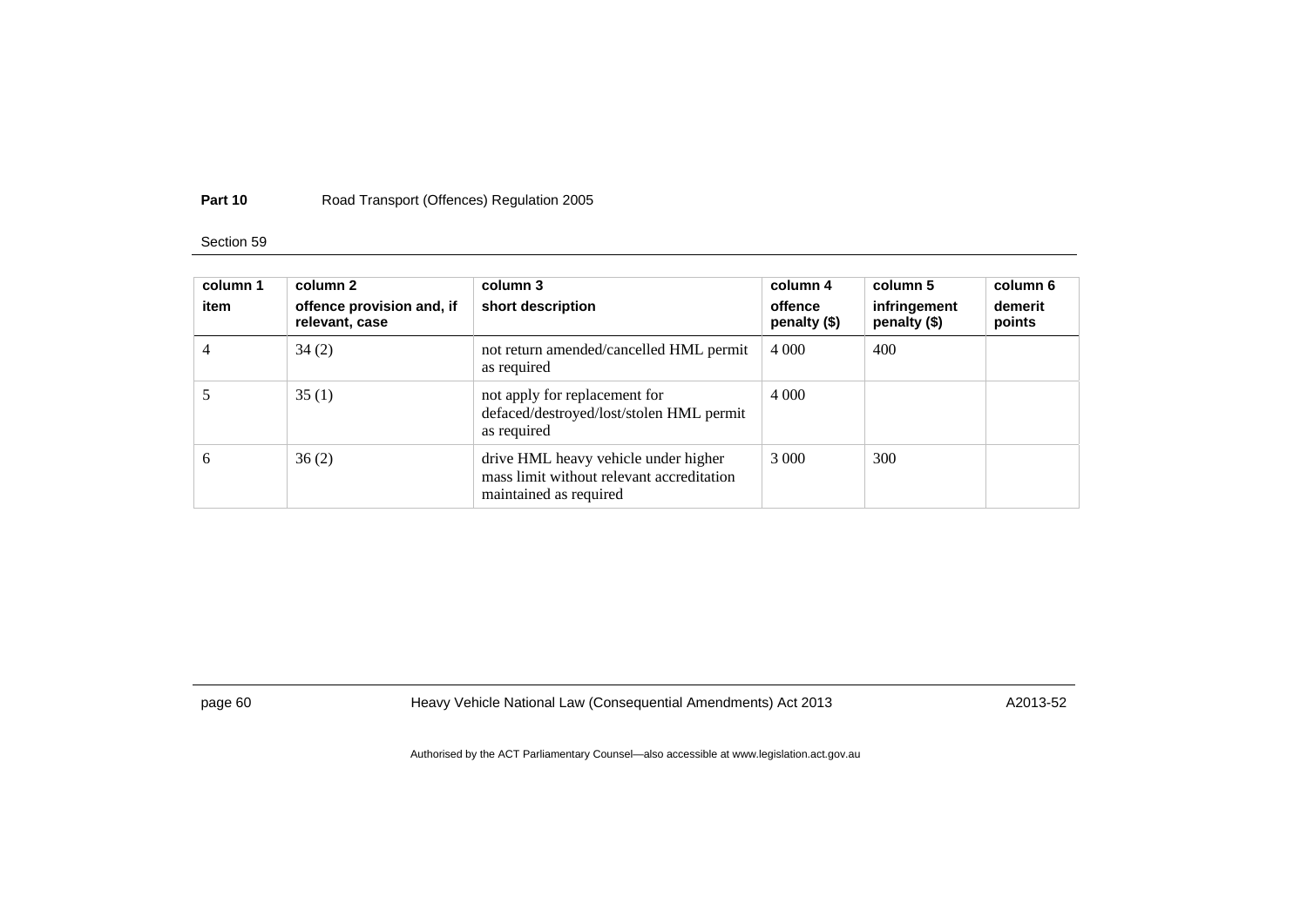| column 1<br>item | column 2<br>offence provision and, if relevant, case | column 3<br>short description | column 4<br>offence penalty ($) | column 5<br>infringement penalty ($) | column 6<br>demerit points |
|---|---|---|---|---|---|
| 4 | 34 (2) | not return amended/cancelled HML permit as required | 4 000 | 400 | |
| 5 | 35 (1) | not apply for replacement for defaced/destroyed/lost/stolen HML permit as required | 4 000 | | |
| 6 | 36 (2) | drive HML heavy vehicle under higher mass limit without relevant accreditation maintained as required | 3 000 | 300 | |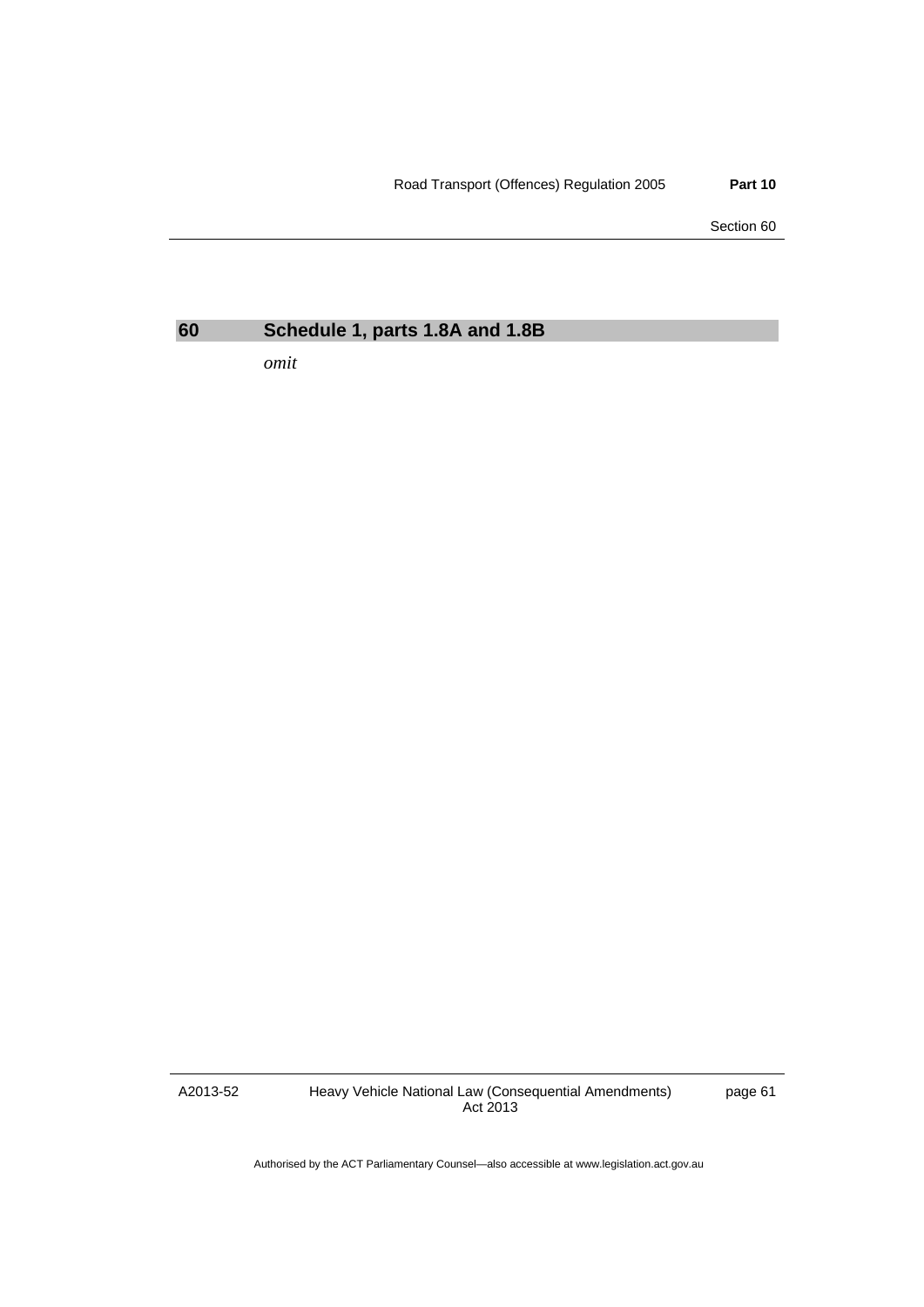## 60 Schedule 1, parts 1.8A and 1.8B

*omit*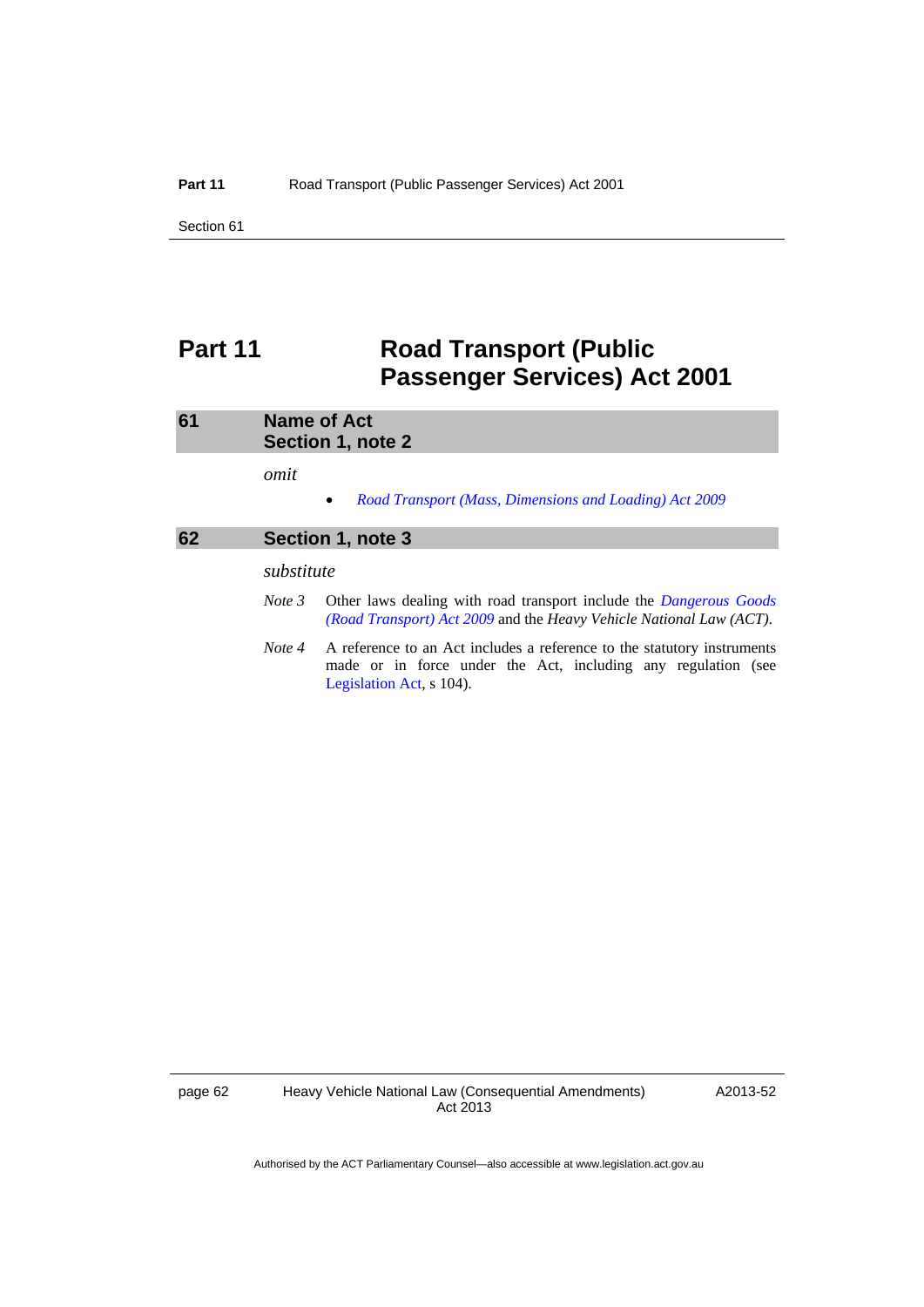# Part 11 Road Transport (Public Passenger Services) Act 2001

## 61 Name of Act
## Section 1, note 2

*omit*

- *Road Transport (Mass, Dimensions and Loading) Act 2009*

## 62 Section 1, note 3

*substitute*

*Note 3* Other laws dealing with road transport include the *Dangerous Goods (Road Transport) Act 2009* and the *Heavy Vehicle National Law (ACT)*.

*Note 4* A reference to an Act includes a reference to the statutory instruments made or in force under the Act, including any regulation (see Legislation Act, s 104).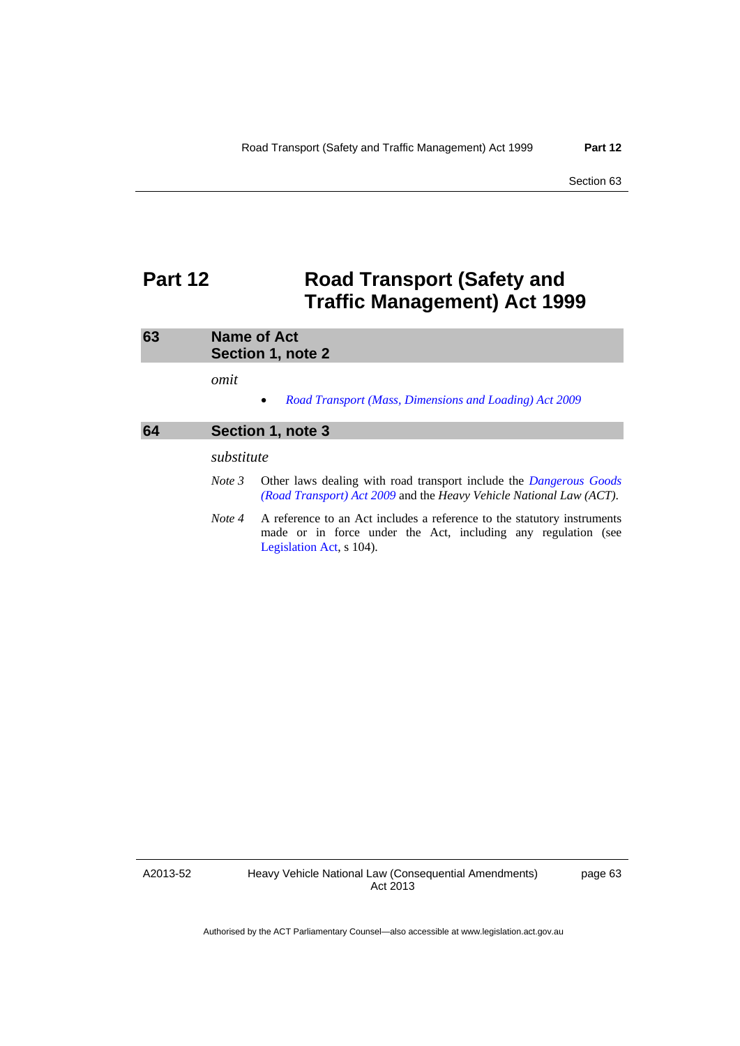# Part 12 Road Transport (Safety and Traffic Management) Act 1999

## 63 Name of Act Section 1, note 2

*omit*

- *Road Transport (Mass, Dimensions and Loading) Act 2009*

## 64 Section 1, note 3

*substitute*

*Note 3* Other laws dealing with road transport include the *Dangerous Goods (Road Transport) Act 2009* and the *Heavy Vehicle National Law (ACT)*.

*Note 4* A reference to an Act includes a reference to the statutory instruments made or in force under the Act, including any regulation (see Legislation Act, s 104).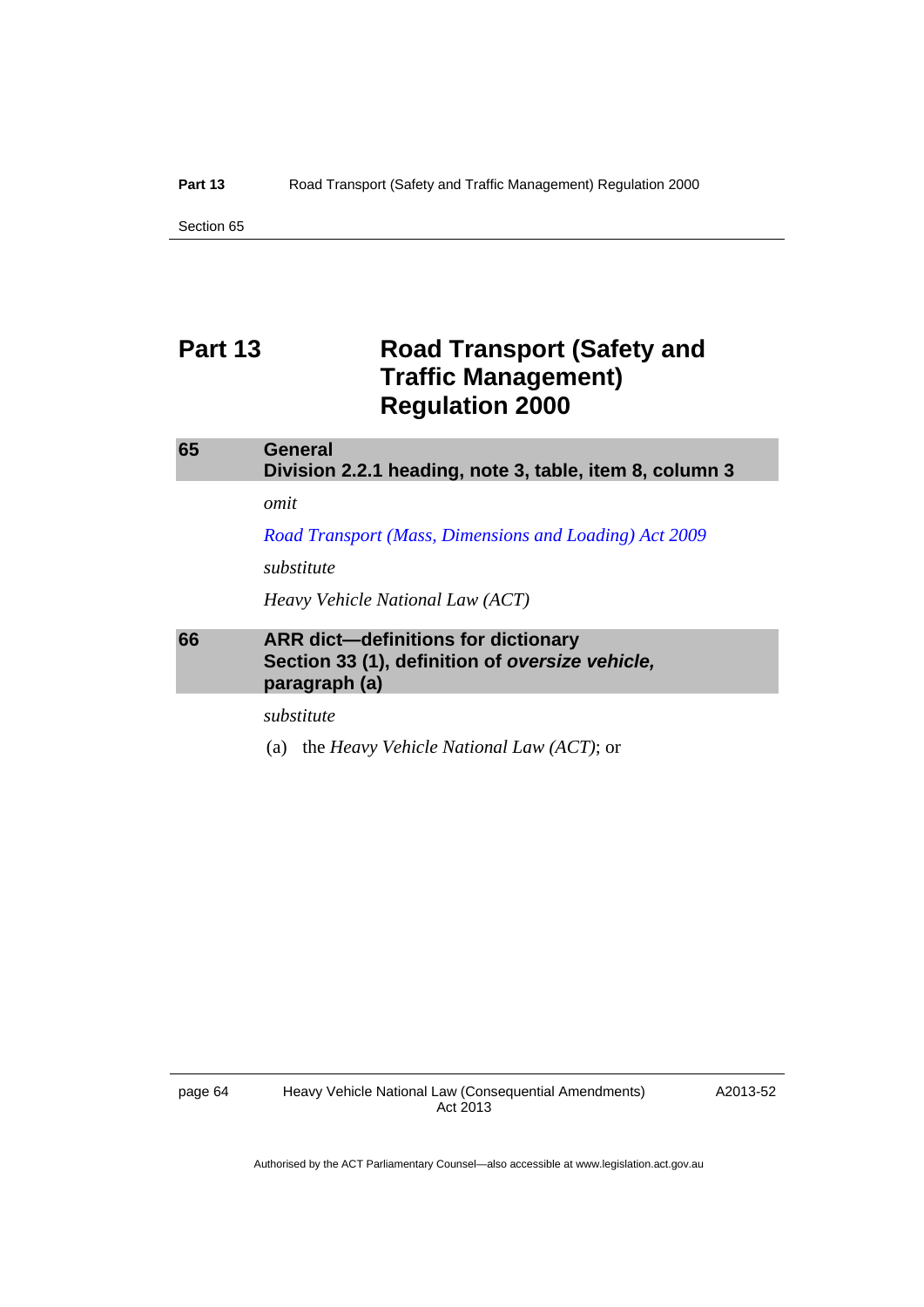# Part 13 Road Transport (Safety and Traffic Management) Regulation 2000

### 65 General
### Division 2.2.1 heading, note 3, table, item 8, column 3

*omit*

*Road Transport (Mass, Dimensions and Loading) Act 2009*

*substitute*

*Heavy Vehicle National Law (ACT)*

### 66 ARR dict—definitions for dictionary
### Section 33 (1), definition of *oversize vehicle,* paragraph (a)

*substitute*

(a) the *Heavy Vehicle National Law (ACT)*; or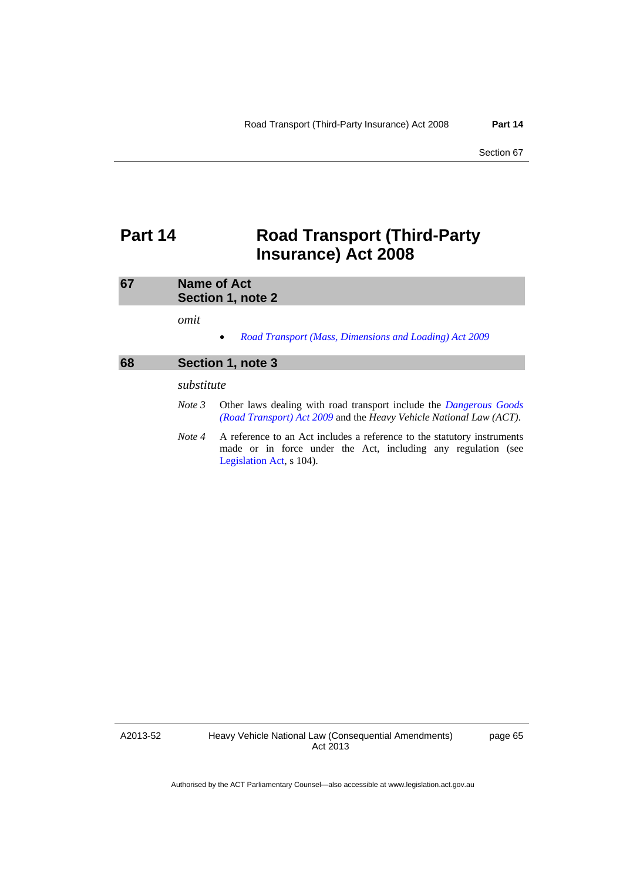# Part 14 Road Transport (Third-Party Insurance) Act 2008

## 67 Name of Act Section 1, note 2

*omit*

- *Road Transport (Mass, Dimensions and Loading) Act 2009*

## 68 Section 1, note 3

*substitute*

*Note 3* Other laws dealing with road transport include the *Dangerous Goods (Road Transport) Act 2009* and the *Heavy Vehicle National Law (ACT)*.

*Note 4* A reference to an Act includes a reference to the statutory instruments made or in force under the Act, including any regulation (see Legislation Act, s 104).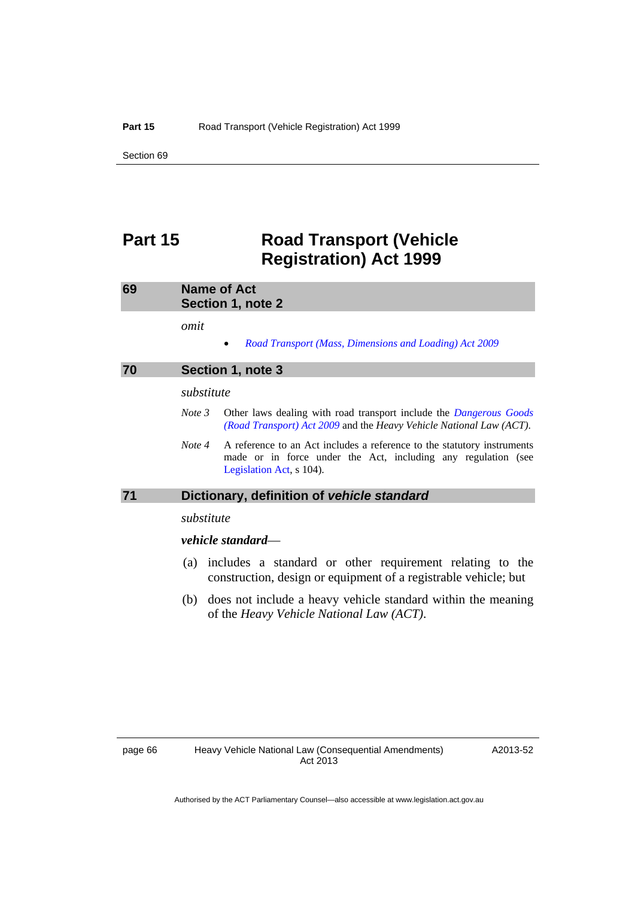# Part 15 Road Transport (Vehicle Registration) Act 1999

## 69 Name of Act Section 1, note 2

*omit*

- *Road Transport (Mass, Dimensions and Loading) Act 2009*

## 70 Section 1, note 3

*substitute*

*Note 3* Other laws dealing with road transport include the *Dangerous Goods (Road Transport) Act 2009* and the *Heavy Vehicle National Law (ACT)*.

*Note 4* A reference to an Act includes a reference to the statutory instruments made or in force under the Act, including any regulation (see Legislation Act, s 104).

## 71 Dictionary, definition of *vehicle standard*

*substitute*

***vehicle standard***—

(a) includes a standard or other requirement relating to the construction, design or equipment of a registrable vehicle; but

(b) does not include a heavy vehicle standard within the meaning of the *Heavy Vehicle National Law (ACT)*.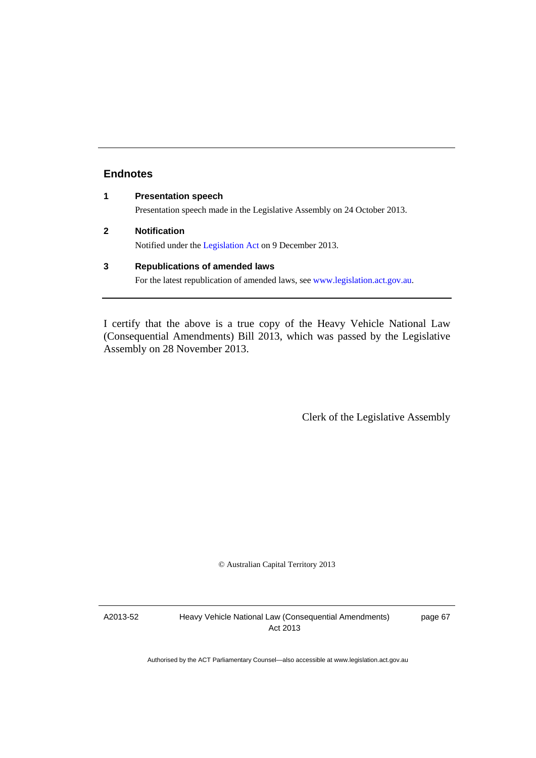## Endnotes

**1 Presentation speech**

Presentation speech made in the Legislative Assembly on 24 October 2013.

**2 Notification**

Notified under the Legislation Act on 9 December 2013.

**3 Republications of amended laws**

For the latest republication of amended laws, see www.legislation.act.gov.au.

I certify that the above is a true copy of the Heavy Vehicle National Law (Consequential Amendments) Bill 2013, which was passed by the Legislative Assembly on 28 November 2013.

Clerk of the Legislative Assembly

© Australian Capital Territory 2013